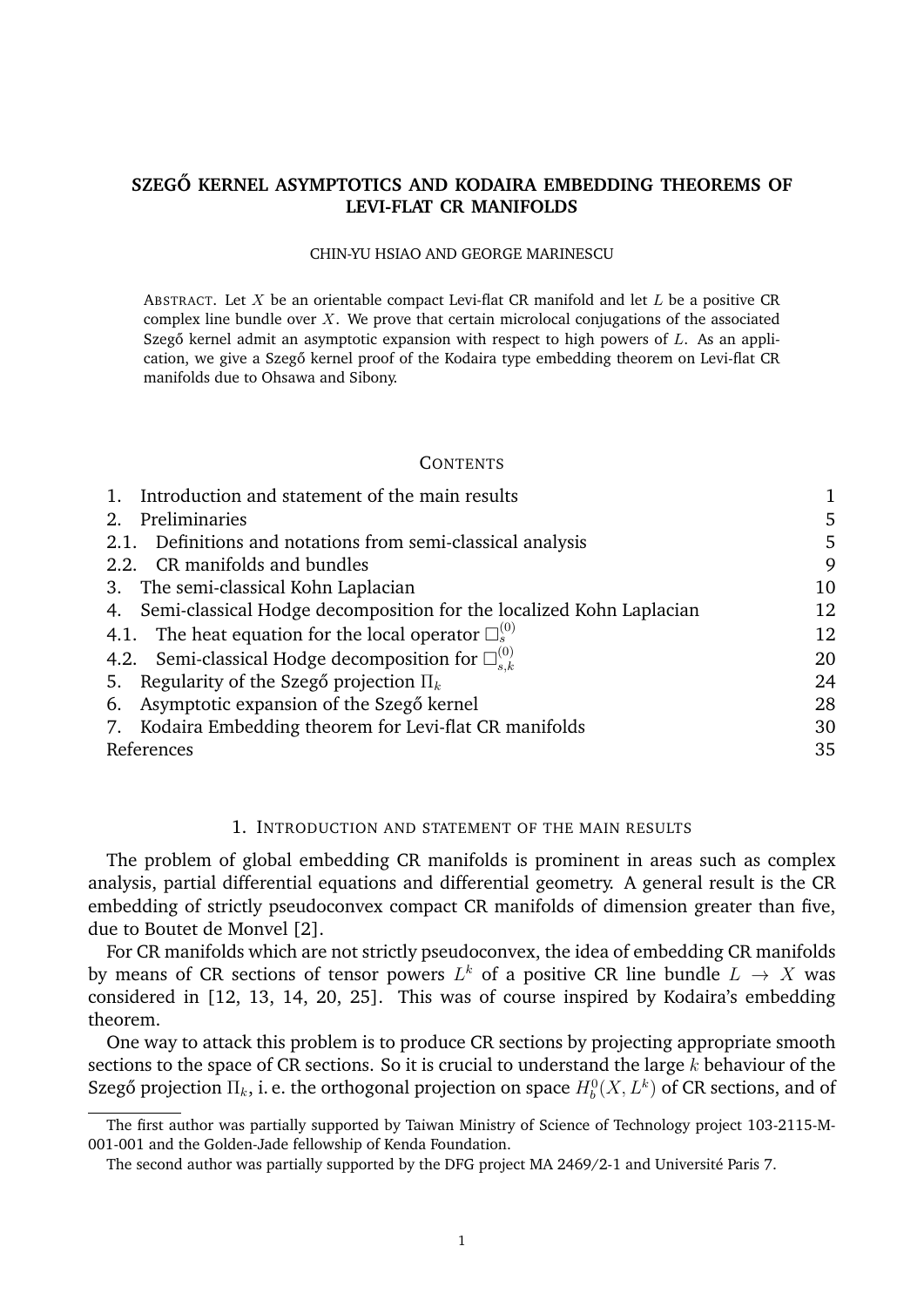# SZEGŐ KERNEL ASYMPTOTICS AND KODAIRA EMBEDDING THEOREMS OF LEVI-FLAT CR MANIFOLDS

CHIN-YU HSIAO AND GEORGE MARINESCU

ABSTRACT. Let $X$ be an orientable compact Levi-flat CR manifold and let $L$ be a positive CR complex line bundle over $X$. We prove that certain microlocal conjugations of the associated Szegő kernel admit an asymptotic expansion with respect to high powers of $L$. As an application, we give a Szegő kernel proof of the Kodaira type embedding theorem on Levi-flat CR manifolds due to Ohsawa and Sibony.

## CONTENTS

| | |
|---|---|
| 1. Introduction and statement of the main results | 1 |
| 2. Preliminaries | 5 |
| 2.1. Definitions and notations from semi-classical analysis | 5 |
| 2.2. CR manifolds and bundles | 9 |
| 3. The semi-classical Kohn Laplacian | 10 |
| 4. Semi-classical Hodge decomposition for the localized Kohn Laplacian | 12 |
| 4.1. The heat equation for the local operator $\Box^{(0)}_s$ | 12 |
| 4.2. Semi-classical Hodge decomposition for $\Box^{(0)}_{s,k}$ | 20 |
| 5. Regularity of the Szegő projection $\Pi_k$ | 24 |
| 6. Asymptotic expansion of the Szegő kernel | 28 |
| 7. Kodaira Embedding theorem for Levi-flat CR manifolds | 30 |
| References | 35 |

## 1. INTRODUCTION AND STATEMENT OF THE MAIN RESULTS

The problem of global embedding CR manifolds is prominent in areas such as complex analysis, partial differential equations and differential geometry. A general result is the CR embedding of strictly pseudoconvex compact CR manifolds of dimension greater than five, due to Boutet de Monvel [2].

For CR manifolds which are not strictly pseudoconvex, the idea of embedding CR manifolds by means of CR sections of tensor powers $L^k$ of a positive CR line bundle $L \to X$ was considered in [12, 13, 14, 20, 25]. This was of course inspired by Kodaira's embedding theorem.

One way to attack this problem is to produce CR sections by projecting appropriate smooth sections to the space of CR sections. So it is crucial to understand the large $k$ behaviour of the Szegő projection $\Pi_k$, i. e. the orthogonal projection on space $H^0_b(X, L^k)$ of CR sections, and of

---

The first author was partially supported by Taiwan Ministry of Science of Technology project 103-2115-M-001-001 and the Golden-Jade fellowship of Kenda Foundation.

The second author was partially supported by the DFG project MA 2469/2-1 and Université Paris 7.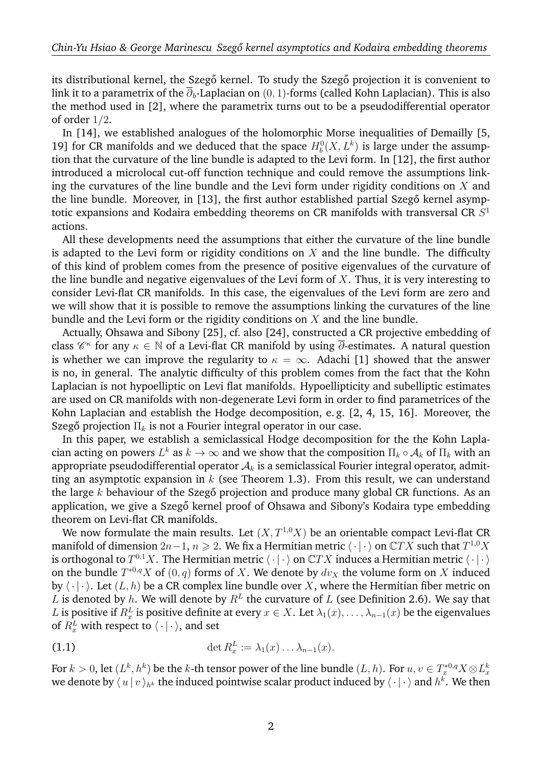its distributional kernel, the Szegő kernel. To study the Szegő projection it is convenient to link it to a parametrix of the $\overline{\partial}_b$-Laplacian on $(0,1)$-forms (called Kohn Laplacian). This is also the method used in [2], where the parametrix turns out to be a pseudodifferential operator of order $1/2$.

In [14], we established analogues of the holomorphic Morse inequalities of Demailly [5, 19] for CR manifolds and we deduced that the space $H^0_b(X, L^k)$ is large under the assumption that the curvature of the line bundle is adapted to the Levi form. In [12], the first author introduced a microlocal cut-off function technique and could remove the assumptions linking the curvatures of the line bundle and the Levi form under rigidity conditions on $X$ and the line bundle. Moreover, in [13], the first author established partial Szegő kernel asymptotic expansions and Kodaira embedding theorems on CR manifolds with transversal CR $S^1$ actions.

All these developments need the assumptions that either the curvature of the line bundle is adapted to the Levi form or rigidity conditions on $X$ and the line bundle. The difficulty of this kind of problem comes from the presence of positive eigenvalues of the curvature of the line bundle and negative eigenvalues of the Levi form of $X$. Thus, it is very interesting to consider Levi-flat CR manifolds. In this case, the eigenvalues of the Levi form are zero and we will show that it is possible to remove the assumptions linking the curvatures of the line bundle and the Levi form or the rigidity conditions on $X$ and the line bundle.

Actually, Ohsawa and Sibony [25], cf. also [24], constructed a CR projective embedding of class $\mathscr{C}^\kappa$ for any $\kappa \in \mathbb{N}$ of a Levi-flat CR manifold by using $\overline{\partial}$-estimates. A natural question is whether we can improve the regularity to $\kappa = \infty$. Adachi [1] showed that the answer is no, in general. The analytic difficulty of this problem comes from the fact that the Kohn Laplacian is not hypoelliptic on Levi flat manifolds. Hypoellipticity and subelliptic estimates are used on CR manifolds with non-degenerate Levi form in order to find parametrices of the Kohn Laplacian and establish the Hodge decomposition, e. g. [2, 4, 15, 16]. Moreover, the Szegő projection $\Pi_k$ is not a Fourier integral operator in our case.

In this paper, we establish a semiclassical Hodge decomposition for the the Kohn Laplacian acting on powers $L^k$ as $k \to \infty$ and we show that the composition $\Pi_k \circ \mathcal{A}_k$ of $\Pi_k$ with an appropriate pseudodifferential operator $\mathcal{A}_k$ is a semiclassical Fourier integral operator, admitting an asymptotic expansion in $k$ (see Theorem 1.3). From this result, we can understand the large $k$ behaviour of the Szegő projection and produce many global CR functions. As an application, we give a Szegő kernel proof of Ohsawa and Sibony's Kodaira type embedding theorem on Levi-flat CR manifolds.

We now formulate the main results. Let $(X, T^{1,0}X)$ be an orientable compact Levi-flat CR manifold of dimension $2n-1$, $n \geqslant 2$. We fix a Hermitian metric $\langle \cdot | \cdot \rangle$ on $\mathbb{C}TX$ such that $T^{1,0}X$ is orthogonal to $T^{0,1}X$. The Hermitian metric $\langle \cdot | \cdot \rangle$ on $\mathbb{C}TX$ induces a Hermitian metric $\langle \cdot | \cdot \rangle$ on the bundle $T^{*0,q}X$ of $(0,q)$ forms of $X$. We denote by $dv_X$ the volume form on $X$ induced by $\langle \cdot | \cdot \rangle$. Let $(L, h)$ be a CR complex line bundle over $X$, where the Hermitian fiber metric on $L$ is denoted by $h$. We will denote by $R^L$ the curvature of $L$ (see Definition 2.6). We say that $L$ is positive if $R^L_x$ is positive definite at every $x \in X$. Let $\lambda_1(x), \ldots, \lambda_{n-1}(x)$ be the eigenvalues of $R^L_x$ with respect to $\langle \cdot | \cdot \rangle$, and set

$$\det R^L_x := \lambda_1(x) \ldots \lambda_{n-1}(x). \tag{1.1}$$

For $k > 0$, let $(L^k, h^k)$ be the $k$-th tensor power of the line bundle $(L, h)$. For $u, v \in T^{*0,q}_x X \otimes L^k_x$ we denote by $\langle u | v \rangle_{h^k}$ the induced pointwise scalar product induced by $\langle \cdot | \cdot \rangle$ and $h^k$. We then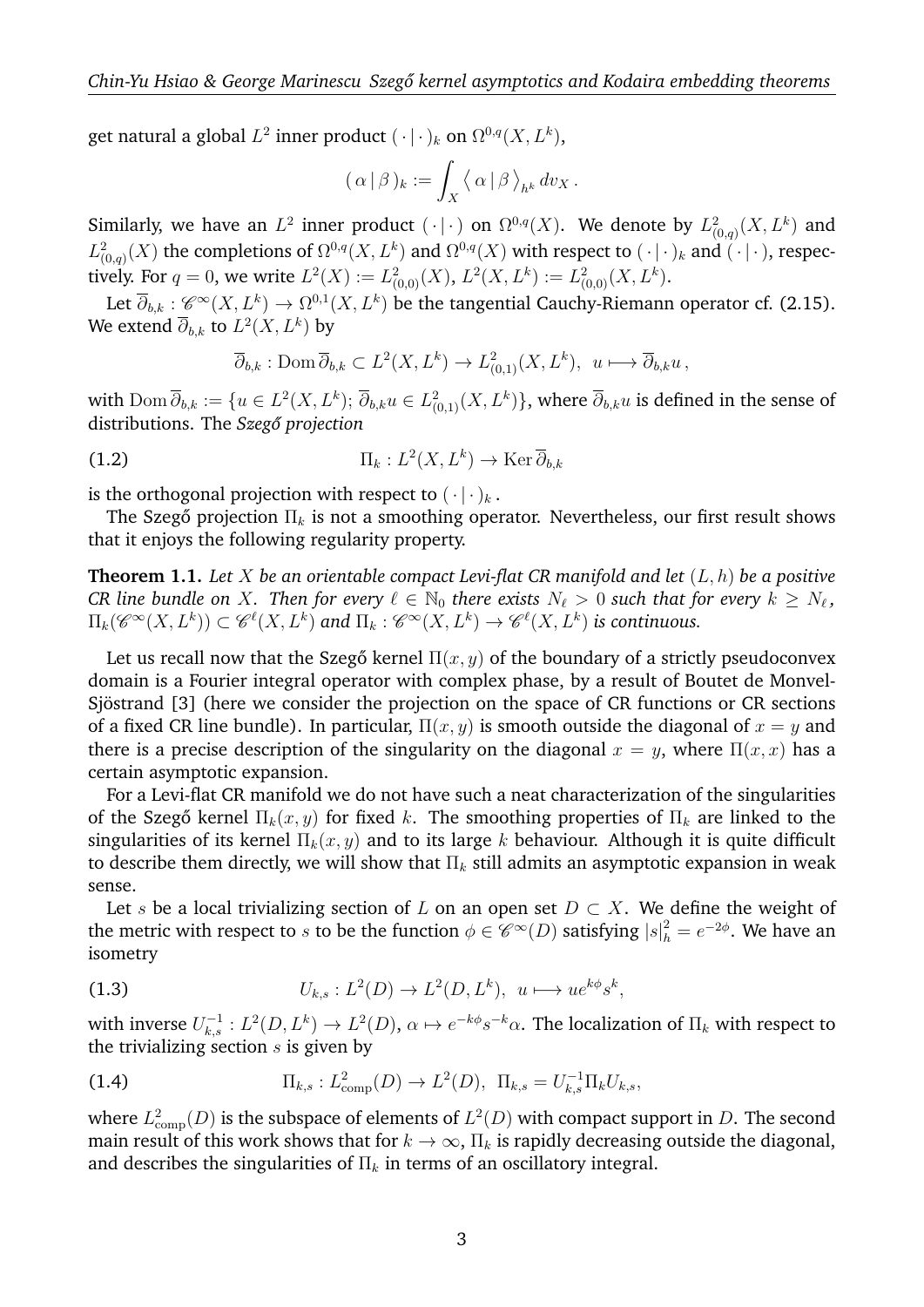get natural a global $L^2$ inner product $(\,\cdot\,|\,\cdot\,)_k$ on $\Omega^{0,q}(X, L^k)$,

$$(\,\alpha\,|\,\beta\,)_k := \int_X \big\langle\, \alpha\,|\,\beta\,\big\rangle_{h^k}\, dv_X\,.$$

Similarly, we have an $L^2$ inner product $(\,\cdot\,|\,\cdot\,)$ on $\Omega^{0,q}(X)$. We denote by $L^2_{(0,q)}(X, L^k)$ and $L^2_{(0,q)}(X)$ the completions of $\Omega^{0,q}(X, L^k)$ and $\Omega^{0,q}(X)$ with respect to $(\,\cdot\,|\,\cdot\,)_k$ and $(\,\cdot\,|\,\cdot\,)$, respectively. For $q = 0$, we write $L^2(X) := L^2_{(0,0)}(X)$, $L^2(X, L^k) := L^2_{(0,0)}(X, L^k)$.

Let $\overline{\partial}_{b,k} : \mathscr{C}^\infty(X, L^k) \to \Omega^{0,1}(X, L^k)$ be the tangential Cauchy-Riemann operator cf. (2.15). We extend $\overline{\partial}_{b,k}$ to $L^2(X, L^k)$ by

$$\overline{\partial}_{b,k} : \mathrm{Dom}\,\overline{\partial}_{b,k} \subset L^2(X, L^k) \to L^2_{(0,1)}(X, L^k),\;\; u \longmapsto \overline{\partial}_{b,k} u\,,$$

with $\mathrm{Dom}\,\overline{\partial}_{b,k} := \{u \in L^2(X, L^k);\, \overline{\partial}_{b,k} u \in L^2_{(0,1)}(X, L^k)\}$, where $\overline{\partial}_{b,k} u$ is defined in the sense of distributions. The *Szegő projection*

$$\Pi_k : L^2(X, L^k) \to \mathrm{Ker}\,\overline{\partial}_{b,k} \tag{1.2}$$

is the orthogonal projection with respect to $(\,\cdot\,|\,\cdot\,)_k$.

The Szegő projection $\Pi_k$ is not a smoothing operator. Nevertheless, our first result shows that it enjoys the following regularity property.

**Theorem 1.1.** *Let $X$ be an orientable compact Levi-flat CR manifold and let $(L, h)$ be a positive CR line bundle on $X$. Then for every $\ell \in \mathbb{N}_0$ there exists $N_\ell > 0$ such that for every $k \geq N_\ell$, $\Pi_k(\mathscr{C}^\infty(X, L^k)) \subset \mathscr{C}^\ell(X, L^k)$ and $\Pi_k : \mathscr{C}^\infty(X, L^k) \to \mathscr{C}^\ell(X, L^k)$ is continuous.*

Let us recall now that the Szegő kernel $\Pi(x, y)$ of the boundary of a strictly pseudoconvex domain is a Fourier integral operator with complex phase, by a result of Boutet de Monvel-Sjöstrand [3] (here we consider the projection on the space of CR functions or CR sections of a fixed CR line bundle). In particular, $\Pi(x, y)$ is smooth outside the diagonal of $x = y$ and there is a precise description of the singularity on the diagonal $x = y$, where $\Pi(x, x)$ has a certain asymptotic expansion.

For a Levi-flat CR manifold we do not have such a neat characterization of the singularities of the Szegő kernel $\Pi_k(x, y)$ for fixed $k$. The smoothing properties of $\Pi_k$ are linked to the singularities of its kernel $\Pi_k(x, y)$ and to its large $k$ behaviour. Although it is quite difficult to describe them directly, we will show that $\Pi_k$ still admits an asymptotic expansion in weak sense.

Let $s$ be a local trivializing section of $L$ on an open set $D \subset X$. We define the weight of the metric with respect to $s$ to be the function $\phi \in \mathscr{C}^\infty(D)$ satisfying $|s|^2_h = e^{-2\phi}$. We have an isometry

$$U_{k,s} : L^2(D) \to L^2(D, L^k),\;\; u \longmapsto u e^{k\phi} s^k, \tag{1.3}$$

with inverse $U^{-1}_{k,s} : L^2(D, L^k) \to L^2(D)$, $\alpha \mapsto e^{-k\phi} s^{-k} \alpha$. The localization of $\Pi_k$ with respect to the trivializing section $s$ is given by

$$\Pi_{k,s} : L^2_{\mathrm{comp}}(D) \to L^2(D),\;\; \Pi_{k,s} = U^{-1}_{k,s} \Pi_k U_{k,s}, \tag{1.4}$$

where $L^2_{\mathrm{comp}}(D)$ is the subspace of elements of $L^2(D)$ with compact support in $D$. The second main result of this work shows that for $k \to \infty$, $\Pi_k$ is rapidly decreasing outside the diagonal, and describes the singularities of $\Pi_k$ in terms of an oscillatory integral.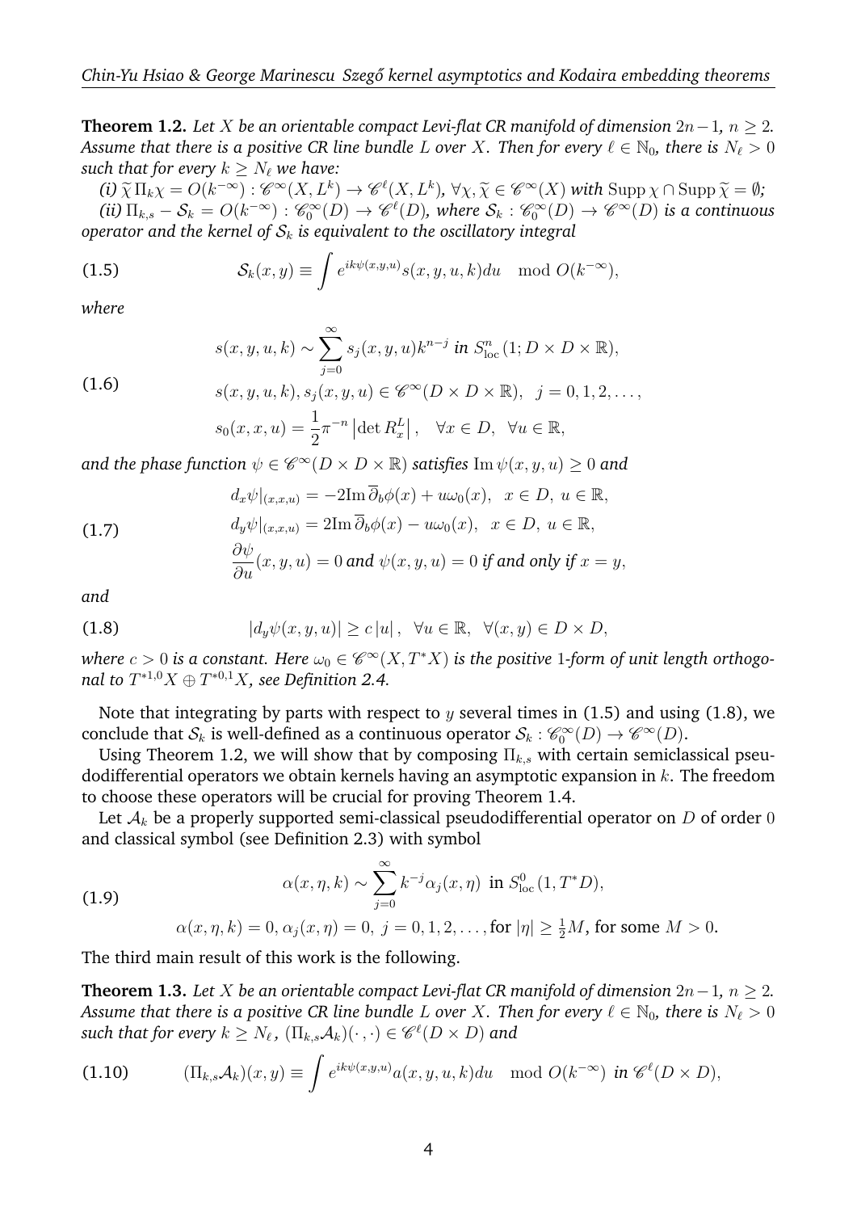**Theorem 1.2.** *Let $X$ be an orientable compact Levi-flat CR manifold of dimension $2n-1$, $n \geq 2$. Assume that there is a positive CR line bundle $L$ over $X$. Then for every $\ell \in \mathbb{N}_0$, there is $N_\ell > 0$ such that for every $k \geq N_\ell$ we have:*

*(i) $\widetilde{\chi}\,\Pi_k \chi = O(k^{-\infty}) : \mathscr{C}^\infty(X, L^k) \to \mathscr{C}^\ell(X, L^k)$, $\forall \chi, \widetilde{\chi} \in \mathscr{C}^\infty(X)$ with $\operatorname{Supp}\chi \cap \operatorname{Supp}\widetilde{\chi} = \emptyset$;*

*(ii) $\Pi_{k,s} - \mathcal{S}_k = O(k^{-\infty}) : \mathscr{C}^\infty_0(D) \to \mathscr{C}^\ell(D)$, where $\mathcal{S}_k : \mathscr{C}^\infty_0(D) \to \mathscr{C}^\infty(D)$ is a continuous operator and the kernel of $\mathcal{S}_k$ is equivalent to the oscillatory integral*

$$\mathcal{S}_k(x,y) \equiv \int e^{ik\psi(x,y,u)} s(x,y,u,k)\,du \mod O(k^{-\infty}), \tag{1.5}$$

*where*

$$\begin{aligned}
& s(x,y,u,k) \sim \sum_{j=0}^{\infty} s_j(x,y,u) k^{n-j} \text{ in } S^n_{\mathrm{loc}}(1; D \times D \times \mathbb{R}), \\
& s(x,y,u,k), s_j(x,y,u) \in \mathscr{C}^\infty(D \times D \times \mathbb{R}), \quad j = 0,1,2,\ldots, \\
& s_0(x,x,u) = \frac{1}{2}\pi^{-n}\left|\det R^L_x\right|, \quad \forall x \in D, \ \forall u \in \mathbb{R},
\end{aligned} \tag{1.6}$$

*and the phase function $\psi \in \mathscr{C}^\infty(D \times D \times \mathbb{R})$ satisfies $\operatorname{Im}\psi(x,y,u) \geq 0$ and*

$$\begin{aligned}
& d_x\psi|_{(x,x,u)} = -2\mathrm{Im}\,\overline{\partial}_b\phi(x) + u\omega_0(x), \quad x \in D, \ u \in \mathbb{R}, \\
& d_y\psi|_{(x,x,u)} = 2\mathrm{Im}\,\overline{\partial}_b\phi(x) - u\omega_0(x), \quad x \in D, \ u \in \mathbb{R}, \\
& \frac{\partial\psi}{\partial u}(x,y,u) = 0 \text{ and } \psi(x,y,u) = 0 \text{ if and only if } x = y,
\end{aligned} \tag{1.7}$$

*and*

$$|d_y\psi(x,y,u)| \geq c\,|u|\,, \quad \forall u \in \mathbb{R}, \ \forall (x,y) \in D \times D, \tag{1.8}$$

*where $c > 0$ is a constant. Here $\omega_0 \in \mathscr{C}^\infty(X, T^*X)$ is the positive 1-form of unit length orthogonal to $T^{*1,0}X \oplus T^{*0,1}X$, see Definition 2.4.*

Note that integrating by parts with respect to $y$ several times in (1.5) and using (1.8), we conclude that $\mathcal{S}_k$ is well-defined as a continuous operator $\mathcal{S}_k : \mathscr{C}^\infty_0(D) \to \mathscr{C}^\infty(D)$.

Using Theorem 1.2, we will show that by composing $\Pi_{k,s}$ with certain semiclassical pseudodifferential operators we obtain kernels having an asymptotic expansion in $k$. The freedom to choose these operators will be crucial for proving Theorem 1.4.

Let $\mathcal{A}_k$ be a properly supported semi-classical pseudodifferential operator on $D$ of order $0$ and classical symbol (see Definition 2.3) with symbol

$$\begin{aligned}
& \alpha(x,\eta,k) \sim \sum_{j=0}^{\infty} k^{-j}\alpha_j(x,\eta) \ \text{ in } S^0_{\mathrm{loc}}(1, T^*D), \\
& \alpha(x,\eta,k) = 0, \alpha_j(x,\eta) = 0, \ j = 0,1,2,\ldots, \text{for } |\eta| \geq \tfrac{1}{2}M, \text{ for some } M > 0.
\end{aligned} \tag{1.9}$$

The third main result of this work is the following.

**Theorem 1.3.** *Let $X$ be an orientable compact Levi-flat CR manifold of dimension $2n-1$, $n \geq 2$. Assume that there is a positive CR line bundle $L$ over $X$. Then for every $\ell \in \mathbb{N}_0$, there is $N_\ell > 0$ such that for every $k \geq N_\ell$, $(\Pi_{k,s}\mathcal{A}_k)(\cdot,\cdot) \in \mathscr{C}^\ell(D \times D)$ and*

$$(\Pi_{k,s}\mathcal{A}_k)(x,y) \equiv \int e^{ik\psi(x,y,u)} a(x,y,u,k)\,du \mod O(k^{-\infty}) \text{ in } \mathscr{C}^\ell(D \times D), \tag{1.10}$$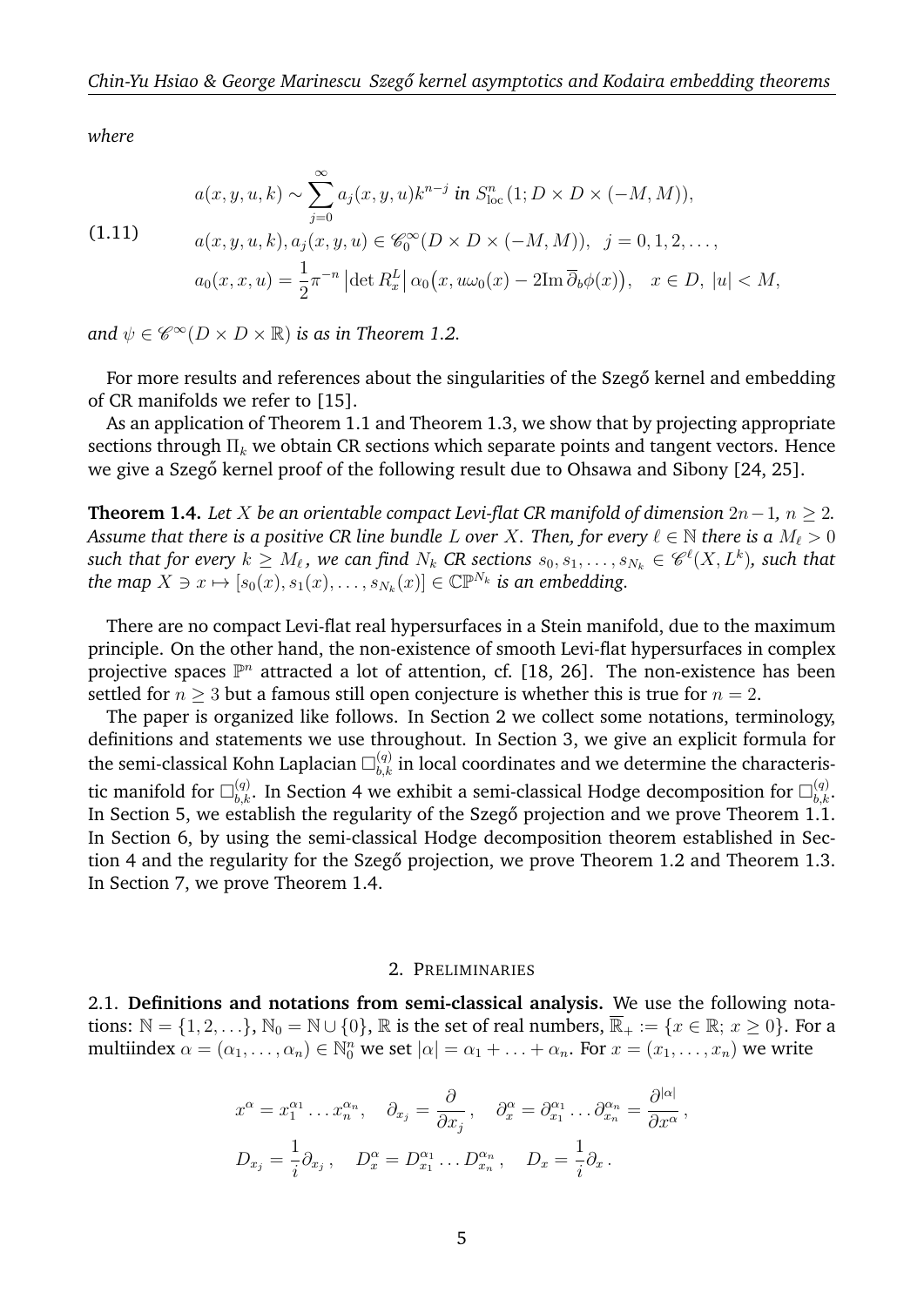*where*

$$
\begin{aligned}
&a(x,y,u,k) \sim \sum_{j=0}^{\infty} a_j(x,y,u)k^{n-j} \text{ in } S^n_{\rm loc}\,(1; D\times D\times(-M,M)),\\
(1.11)\qquad &a(x,y,u,k), a_j(x,y,u) \in \mathscr{C}^\infty_0(D\times D\times(-M,M)),\quad j=0,1,2,\ldots,\\
&a_0(x,x,u) = \frac{1}{2}\pi^{-n}\left|\det R^L_x\right|\alpha_0\big(x, u\omega_0(x) - 2{\rm Im}\,\overline{\partial}_b\phi(x)\big),\quad x\in D,\ |u|<M,
\end{aligned}
$$

*and* $\psi \in \mathscr{C}^\infty(D\times D\times\mathbb{R})$ *is as in Theorem 1.2.*

For more results and references about the singularities of the Szegő kernel and embedding of CR manifolds we refer to [15].

As an application of Theorem 1.1 and Theorem 1.3, we show that by projecting appropriate sections through $\Pi_k$ we obtain CR sections which separate points and tangent vectors. Hence we give a Szegő kernel proof of the following result due to Ohsawa and Sibony [24, 25].

**Theorem 1.4.** *Let $X$ be an orientable compact Levi-flat CR manifold of dimension $2n-1$, $n\geq 2$. Assume that there is a positive CR line bundle $L$ over $X$. Then, for every $\ell\in\mathbb{N}$ there is a $M_\ell>0$ such that for every $k\geq M_\ell$, we can find $N_k$ CR sections $s_0, s_1,\ldots,s_{N_k}\in\mathscr{C}^\ell(X,L^k)$, such that the map $X\ni x\mapsto[s_0(x),s_1(x),\ldots,s_{N_k}(x)]\in\mathbb{CP}^{N_k}$ is an embedding.*

There are no compact Levi-flat real hypersurfaces in a Stein manifold, due to the maximum principle. On the other hand, the non-existence of smooth Levi-flat hypersurfaces in complex projective spaces $\mathbb{P}^n$ attracted a lot of attention, cf. [18, 26]. The non-existence has been settled for $n\geq 3$ but a famous still open conjecture is whether this is true for $n=2$.

The paper is organized like follows. In Section 2 we collect some notations, terminology, definitions and statements we use throughout. In Section 3, we give an explicit formula for the semi-classical Kohn Laplacian $\Box^{(q)}_{b,k}$ in local coordinates and we determine the characteristic manifold for $\Box^{(q)}_{b,k}$. In Section 4 we exhibit a semi-classical Hodge decomposition for $\Box^{(q)}_{b,k}$. In Section 5, we establish the regularity of the Szegő projection and we prove Theorem 1.1. In Section 6, by using the semi-classical Hodge decomposition theorem established in Section 4 and the regularity for the Szegő projection, we prove Theorem 1.2 and Theorem 1.3. In Section 7, we prove Theorem 1.4.

## 2. Preliminaries

**2.1. Definitions and notations from semi-classical analysis.** We use the following notations: $\mathbb{N}=\{1,2,\ldots\}$, $\mathbb{N}_0=\mathbb{N}\cup\{0\}$, $\mathbb{R}$ is the set of real numbers, $\overline{\mathbb{R}}_+ := \{x\in\mathbb{R};\, x\geq 0\}$. For a multiindex $\alpha=(\alpha_1,\ldots,\alpha_n)\in\mathbb{N}^n_0$ we set $|\alpha|=\alpha_1+\ldots+\alpha_n$. For $x=(x_1,\ldots,x_n)$ we write

$$
\begin{aligned}
&x^\alpha = x_1^{\alpha_1}\ldots x_n^{\alpha_n},\quad \partial_{x_j}=\frac{\partial}{\partial x_j}\,,\quad \partial^\alpha_x=\partial^{\alpha_1}_{x_1}\ldots\partial^{\alpha_n}_{x_n}=\frac{\partial^{|\alpha|}}{\partial x^\alpha}\,,\\
&D_{x_j}=\frac{1}{i}\partial_{x_j}\,,\quad D^\alpha_x=D^{\alpha_1}_{x_1}\ldots D^{\alpha_n}_{x_n}\,,\quad D_x=\frac{1}{i}\partial_x\,.
\end{aligned}
$$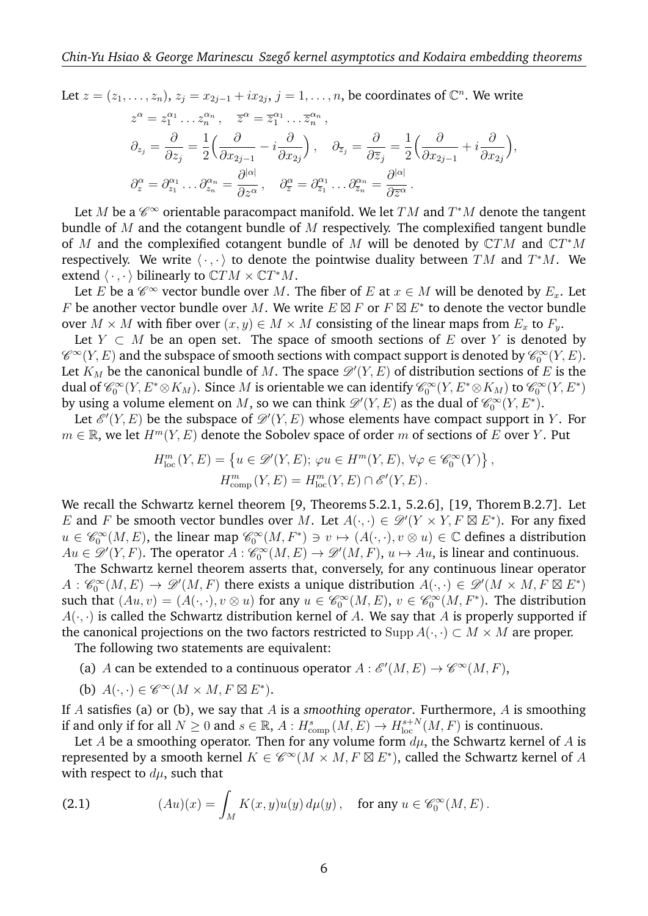Let $z = (z_1, \ldots, z_n)$, $z_j = x_{2j-1} + ix_{2j}$, $j = 1, \ldots, n$, be coordinates of $\mathbb{C}^n$. We write

$$
\begin{aligned}
&z^\alpha = z_1^{\alpha_1} \ldots z_n^{\alpha_n}\,, \quad \overline{z}^\alpha = \overline{z}_1^{\alpha_1} \ldots \overline{z}_n^{\alpha_n}\,, \\
&\partial_{z_j} = \frac{\partial}{\partial z_j} = \frac{1}{2}\Big(\frac{\partial}{\partial x_{2j-1}} - i\frac{\partial}{\partial x_{2j}}\Big)\,, \quad \partial_{\overline{z}_j} = \frac{\partial}{\partial \overline{z}_j} = \frac{1}{2}\Big(\frac{\partial}{\partial x_{2j-1}} + i\frac{\partial}{\partial x_{2j}}\Big), \\
&\partial_z^\alpha = \partial_{z_1}^{\alpha_1} \ldots \partial_{z_n}^{\alpha_n} = \frac{\partial^{|\alpha|}}{\partial z^\alpha}\,, \quad \partial_{\overline{z}}^\alpha = \partial_{\overline{z}_1}^{\alpha_1} \ldots \partial_{\overline{z}_n}^{\alpha_n} = \frac{\partial^{|\alpha|}}{\partial \overline{z}^\alpha}\,.
\end{aligned}
$$

Let $M$ be a $\mathscr{C}^\infty$ orientable paracompact manifold. We let $TM$ and $T^*M$ denote the tangent bundle of $M$ and the cotangent bundle of $M$ respectively. The complexified tangent bundle of $M$ and the complexified cotangent bundle of $M$ will be denoted by $\mathbb{C}TM$ and $\mathbb{C}T^*M$ respectively. We write $\langle\,\cdot\,,\cdot\,\rangle$ to denote the pointwise duality between $TM$ and $T^*M$. We extend $\langle\,\cdot\,,\cdot\,\rangle$ bilinearly to $\mathbb{C}TM \times \mathbb{C}T^*M$.

Let $E$ be a $\mathscr{C}^\infty$ vector bundle over $M$. The fiber of $E$ at $x \in M$ will be denoted by $E_x$. Let $F$ be another vector bundle over $M$. We write $E \boxtimes F$ or $F \boxtimes E^*$ to denote the vector bundle over $M \times M$ with fiber over $(x, y) \in M \times M$ consisting of the linear maps from $E_x$ to $F_y$.

Let $Y \subset M$ be an open set. The space of smooth sections of $E$ over $Y$ is denoted by $\mathscr{C}^\infty(Y, E)$ and the subspace of smooth sections with compact support is denoted by $\mathscr{C}_0^\infty(Y, E)$. Let $K_M$ be the canonical bundle of $M$. The space $\mathscr{D}'(Y, E)$ of distribution sections of $E$ is the dual of $\mathscr{C}_0^\infty(Y, E^* \otimes K_M)$. Since $M$ is orientable we can identify $\mathscr{C}_0^\infty(Y, E^* \otimes K_M)$ to $\mathscr{C}_0^\infty(Y, E^*)$ by using a volume element on $M$, so we can think $\mathscr{D}'(Y, E)$ as the dual of $\mathscr{C}_0^\infty(Y, E^*)$.

Let $\mathscr{E}'(Y, E)$ be the subspace of $\mathscr{D}'(Y, E)$ whose elements have compact support in $Y$. For $m \in \mathbb{R}$, we let $H^m(Y, E)$ denote the Sobolev space of order $m$ of sections of $E$ over $Y$. Put

$$
\begin{aligned}
H^m_{\rm loc}(Y, E) &= \big\{u \in \mathscr{D}'(Y, E);\ \varphi u \in H^m(Y, E),\ \forall \varphi \in \mathscr{C}_0^\infty(Y)\big\}\,, \\
H^m_{\rm comp}(Y, E) &= H^m_{\rm loc}(Y, E) \cap \mathscr{E}'(Y, E)\,.
\end{aligned}
$$

We recall the Schwartz kernel theorem [9, Theorems 5.2.1, 5.2.6], [19, Thorem B.2.7]. Let $E$ and $F$ be smooth vector bundles over $M$. Let $A(\cdot, \cdot) \in \mathscr{D}'(Y \times Y, F \boxtimes E^*)$. For any fixed $u \in \mathscr{C}_0^\infty(M, E)$, the linear map $\mathscr{C}_0^\infty(M, F^*) \ni v \mapsto (A(\cdot, \cdot), v \otimes u) \in \mathbb{C}$ defines a distribution $Au \in \mathscr{D}'(Y, F)$. The operator $A : \mathscr{C}_0^\infty(M, E) \to \mathscr{D}'(M, F)$, $u \mapsto Au$, is linear and continuous.

The Schwartz kernel theorem asserts that, conversely, for any continuous linear operator $A : \mathscr{C}_0^\infty(M, E) \to \mathscr{D}'(M, F)$ there exists a unique distribution $A(\cdot, \cdot) \in \mathscr{D}'(M \times M, F \boxtimes E^*)$ such that $(Au, v) = (A(\cdot, \cdot), v \otimes u)$ for any $u \in \mathscr{C}_0^\infty(M, E)$, $v \in \mathscr{C}_0^\infty(M, F^*)$. The distribution $A(\cdot, \cdot)$ is called the Schwartz distribution kernel of $A$. We say that $A$ is properly supported if the canonical projections on the two factors restricted to ${\rm Supp}\, A(\cdot, \cdot) \subset M \times M$ are proper.

The following two statements are equivalent:

(a) $A$ can be extended to a continuous operator $A : \mathscr{E}'(M, E) \to \mathscr{C}^\infty(M, F)$,

(b) $A(\cdot, \cdot) \in \mathscr{C}^\infty(M \times M, F \boxtimes E^*)$.

If $A$ satisfies (a) or (b), we say that $A$ is a *smoothing operator*. Furthermore, $A$ is smoothing if and only if for all $N \geq 0$ and $s \in \mathbb{R}$, $A : H^s_{\rm comp}(M, E) \to H^{s+N}_{\rm loc}(M, F)$ is continuous.

Let $A$ be a smoothing operator. Then for any volume form $d\mu$, the Schwartz kernel of $A$ is represented by a smooth kernel $K \in \mathscr{C}^\infty(M \times M, F \boxtimes E^*)$, called the Schwartz kernel of $A$ with respect to $d\mu$, such that

$$
(Au)(x) = \int_M K(x, y) u(y)\, d\mu(y)\,, \quad \text{for any } u \in \mathscr{C}_0^\infty(M, E)\,. \tag{2.1}
$$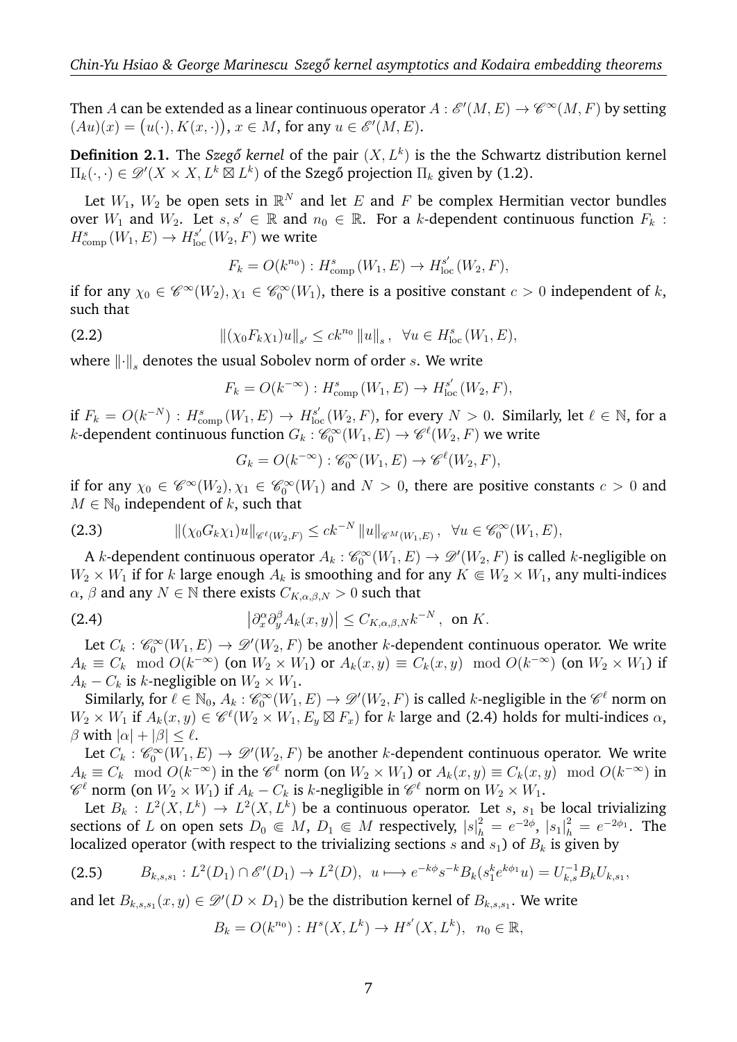Then $A$ can be extended as a linear continuous operator $A : \mathscr{E}'(M,E) \to \mathscr{C}^\infty(M,F)$ by setting $(Au)(x) = \big(u(\cdot), K(x,\cdot)\big)$, $x \in M$, for any $u \in \mathscr{E}'(M,E)$.

**Definition 2.1.** The *Szegő kernel* of the pair $(X, L^k)$ is the the Schwartz distribution kernel $\Pi_k(\cdot,\cdot) \in \mathscr{D}'(X \times X, L^k \boxtimes L^k)$ of the Szegő projection $\Pi_k$ given by (1.2).

Let $W_1$, $W_2$ be open sets in $\mathbb{R}^N$ and let $E$ and $F$ be complex Hermitian vector bundles over $W_1$ and $W_2$. Let $s, s' \in \mathbb{R}$ and $n_0 \in \mathbb{R}$. For a $k$-dependent continuous function $F_k : H^s_{\rm comp}(W_1, E) \to H^{s'}_{\rm loc}(W_2, F)$ we write

$$F_k = O(k^{n_0}) : H^s_{\rm comp}(W_1, E) \to H^{s'}_{\rm loc}(W_2, F),$$

if for any $\chi_0 \in \mathscr{C}^\infty(W_2), \chi_1 \in \mathscr{C}^\infty_0(W_1)$, there is a positive constant $c > 0$ independent of $k$, such that

$$\|(\chi_0 F_k \chi_1)u\|_{s'} \leq c k^{n_0} \|u\|_s, \ \ \forall u \in H^s_{\rm loc}(W_1, E), \tag{2.2}$$

where $\|\cdot\|_s$ denotes the usual Sobolev norm of order $s$. We write

$$F_k = O(k^{-\infty}) : H^s_{\rm comp}(W_1, E) \to H^{s'}_{\rm loc}(W_2, F),$$

if $F_k = O(k^{-N}) : H^s_{\rm comp}(W_1, E) \to H^{s'}_{\rm loc}(W_2, F)$, for every $N > 0$. Similarly, let $\ell \in \mathbb{N}$, for a $k$-dependent continuous function $G_k : \mathscr{C}^\infty_0(W_1, E) \to \mathscr{C}^\ell(W_2, F)$ we write

$$G_k = O(k^{-\infty}) : \mathscr{C}^\infty_0(W_1, E) \to \mathscr{C}^\ell(W_2, F),$$

if for any $\chi_0 \in \mathscr{C}^\infty(W_2), \chi_1 \in \mathscr{C}^\infty_0(W_1)$ and $N > 0$, there are positive constants $c > 0$ and $M \in \mathbb{N}_0$ independent of $k$, such that

$$\|(\chi_0 G_k \chi_1)u\|_{\mathscr{C}^\ell(W_2,F)} \leq c k^{-N} \|u\|_{\mathscr{C}^M(W_1,E)}, \ \ \forall u \in \mathscr{C}^\infty_0(W_1, E), \tag{2.3}$$

A $k$-dependent continuous operator $A_k : \mathscr{C}^\infty_0(W_1, E) \to \mathscr{D}'(W_2, F)$ is called $k$-negligible on $W_2 \times W_1$ if for $k$ large enough $A_k$ is smoothing and for any $K \Subset W_2 \times W_1$, any multi-indices $\alpha$, $\beta$ and any $N \in \mathbb{N}$ there exists $C_{K,\alpha,\beta,N} > 0$ such that

$$\left|\partial^\alpha_x \partial^\beta_y A_k(x,y)\right| \leq C_{K,\alpha,\beta,N} k^{-N}, \ \text{ on } K. \tag{2.4}$$

Let $C_k : \mathscr{C}^\infty_0(W_1, E) \to \mathscr{D}'(W_2, F)$ be another $k$-dependent continuous operator. We write $A_k \equiv C_k \mod O(k^{-\infty})$ (on $W_2 \times W_1$) or $A_k(x,y) \equiv C_k(x,y) \mod O(k^{-\infty})$ (on $W_2 \times W_1$) if $A_k - C_k$ is $k$-negligible on $W_2 \times W_1$.

Similarly, for $\ell \in \mathbb{N}_0$, $A_k : \mathscr{C}^\infty_0(W_1, E) \to \mathscr{D}'(W_2, F)$ is called $k$-negligible in the $\mathscr{C}^\ell$ norm on $W_2 \times W_1$ if $A_k(x,y) \in \mathscr{C}^\ell(W_2 \times W_1, E_y \boxtimes F_x)$ for $k$ large and (2.4) holds for multi-indices $\alpha$, $\beta$ with $|\alpha| + |\beta| \leq \ell$.

Let $C_k : \mathscr{C}^\infty_0(W_1, E) \to \mathscr{D}'(W_2, F)$ be another $k$-dependent continuous operator. We write $A_k \equiv C_k \mod O(k^{-\infty})$ in the $\mathscr{C}^\ell$ norm (on $W_2 \times W_1$) or $A_k(x,y) \equiv C_k(x,y) \mod O(k^{-\infty})$ in $\mathscr{C}^\ell$ norm (on $W_2 \times W_1$) if $A_k - C_k$ is $k$-negligible in $\mathscr{C}^\ell$ norm on $W_2 \times W_1$.

Let $B_k : L^2(X, L^k) \to L^2(X, L^k)$ be a continuous operator. Let $s$, $s_1$ be local trivializing sections of $L$ on open sets $D_0 \Subset M$, $D_1 \Subset M$ respectively, $|s|^2_h = e^{-2\phi}$, $|s_1|^2_h = e^{-2\phi_1}$. The localized operator (with respect to the trivializing sections $s$ and $s_1$) of $B_k$ is given by

$$B_{k,s,s_1} : L^2(D_1) \cap \mathscr{E}'(D_1) \to L^2(D), \ \ u \longmapsto e^{-k\phi} s^{-k} B_k(s_1^k e^{k\phi_1} u) = U^{-1}_{k,s} B_k U_{k,s_1}, \tag{2.5}$$

and let $B_{k,s,s_1}(x,y) \in \mathscr{D}'(D \times D_1)$ be the distribution kernel of $B_{k,s,s_1}$. We write

$$B_k = O(k^{n_0}) : H^s(X, L^k) \to H^{s'}(X, L^k), \ \ n_0 \in \mathbb{R},$$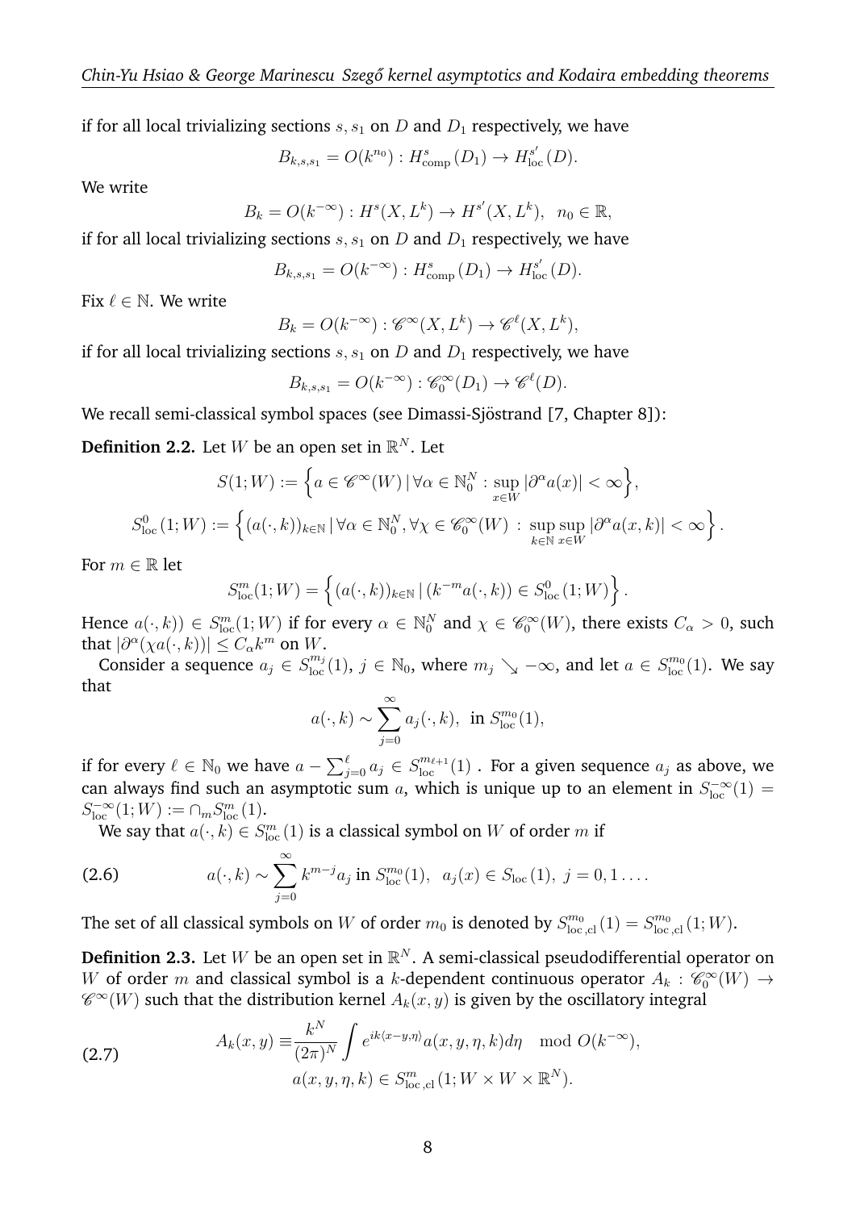if for all local trivializing sections $s, s_1$ on $D$ and $D_1$ respectively, we have

$$B_{k,s,s_1} = O(k^{n_0}) : H^s_{\rm comp}(D_1) \to H^{s'}_{\rm loc}(D).$$

We write

$$B_k = O(k^{-\infty}) : H^s(X, L^k) \to H^{s'}(X, L^k), \;\; n_0 \in \mathbb{R},$$

if for all local trivializing sections $s, s_1$ on $D$ and $D_1$ respectively, we have

$$B_{k,s,s_1} = O(k^{-\infty}) : H^s_{\rm comp}(D_1) \to H^{s'}_{\rm loc}(D).$$

Fix $\ell \in \mathbb{N}$. We write

$$B_k = O(k^{-\infty}) : \mathscr{C}^\infty(X, L^k) \to \mathscr{C}^\ell(X, L^k),$$

if for all local trivializing sections $s, s_1$ on $D$ and $D_1$ respectively, we have

$$B_{k,s,s_1} = O(k^{-\infty}) : \mathscr{C}^\infty_0(D_1) \to \mathscr{C}^\ell(D).$$

We recall semi-classical symbol spaces (see Dimassi-Sjöstrand [7, Chapter 8]):

**Definition 2.2.** Let $W$ be an open set in $\mathbb{R}^N$. Let

$$S(1; W) := \Big\{ a \in \mathscr{C}^\infty(W) \,|\, \forall \alpha \in \mathbb{N}^N_0 : \sup_{x \in W} |\partial^\alpha a(x)| < \infty \Big\},$$

$$S^0_{\rm loc}(1; W) := \Big\{ (a(\cdot, k))_{k \in \mathbb{N}} \,|\, \forall \alpha \in \mathbb{N}^N_0, \forall \chi \in \mathscr{C}^\infty_0(W) \,:\, \sup_{k \in \mathbb{N}} \sup_{x \in W} |\partial^\alpha a(x, k)| < \infty \Big\}.$$

For $m \in \mathbb{R}$ let

$$S^m_{\rm loc}(1; W) = \Big\{ (a(\cdot, k))_{k \in \mathbb{N}} \,|\, (k^{-m} a(\cdot, k)) \in S^0_{\rm loc}(1; W) \Big\}.$$

Hence $a(\cdot, k)) \in S^m_{\rm loc}(1; W)$ if for every $\alpha \in \mathbb{N}^N_0$ and $\chi \in \mathscr{C}^\infty_0(W)$, there exists $C_\alpha > 0$, such that $|\partial^\alpha(\chi a(\cdot, k))| \le C_\alpha k^m$ on $W$.

Consider a sequence $a_j \in S^{m_j}_{\rm loc}(1)$, $j \in \mathbb{N}_0$, where $m_j \searrow -\infty$, and let $a \in S^{m_0}_{\rm loc}(1)$. We say that

$$a(\cdot, k) \sim \sum_{j=0}^\infty a_j(\cdot, k), \;\text{ in } S^{m_0}_{\rm loc}(1),$$

if for every $\ell \in \mathbb{N}_0$ we have $a - \sum_{j=0}^\ell a_j \in S^{m_{\ell+1}}_{\rm loc}(1)$ . For a given sequence $a_j$ as above, we can always find such an asymptotic sum $a$, which is unique up to an element in $S^{-\infty}_{\rm loc}(1) = S^{-\infty}_{\rm loc}(1; W) := \cap_m S^m_{\rm loc}(1)$.

We say that $a(\cdot, k) \in S^m_{\rm loc}(1)$ is a classical symbol on $W$ of order $m$ if

$$a(\cdot, k) \sim \sum_{j=0}^\infty k^{m-j} a_j \text{ in } S^{m_0}_{\rm loc}(1), \;\; a_j(x) \in S_{\rm loc}(1), \; j = 0, 1 \ldots. \tag{2.6}$$

The set of all classical symbols on $W$ of order $m_0$ is denoted by $S^{m_0}_{\rm loc, cl}(1) = S^{m_0}_{\rm loc, cl}(1; W)$.

**Definition 2.3.** Let $W$ be an open set in $\mathbb{R}^N$. A semi-classical pseudodifferential operator on $W$ of order $m$ and classical symbol is a $k$-dependent continuous operator $A_k : \mathscr{C}^\infty_0(W) \to \mathscr{C}^\infty(W)$ such that the distribution kernel $A_k(x, y)$ is given by the oscillatory integral

$$\begin{aligned} A_k(x, y) \equiv & \frac{k^N}{(2\pi)^N} \int e^{ik\langle x-y, \eta \rangle} a(x, y, \eta, k) d\eta \mod O(k^{-\infty}), \\ & a(x, y, \eta, k) \in S^m_{\rm loc, cl}(1; W \times W \times \mathbb{R}^N). \end{aligned} \tag{2.7}$$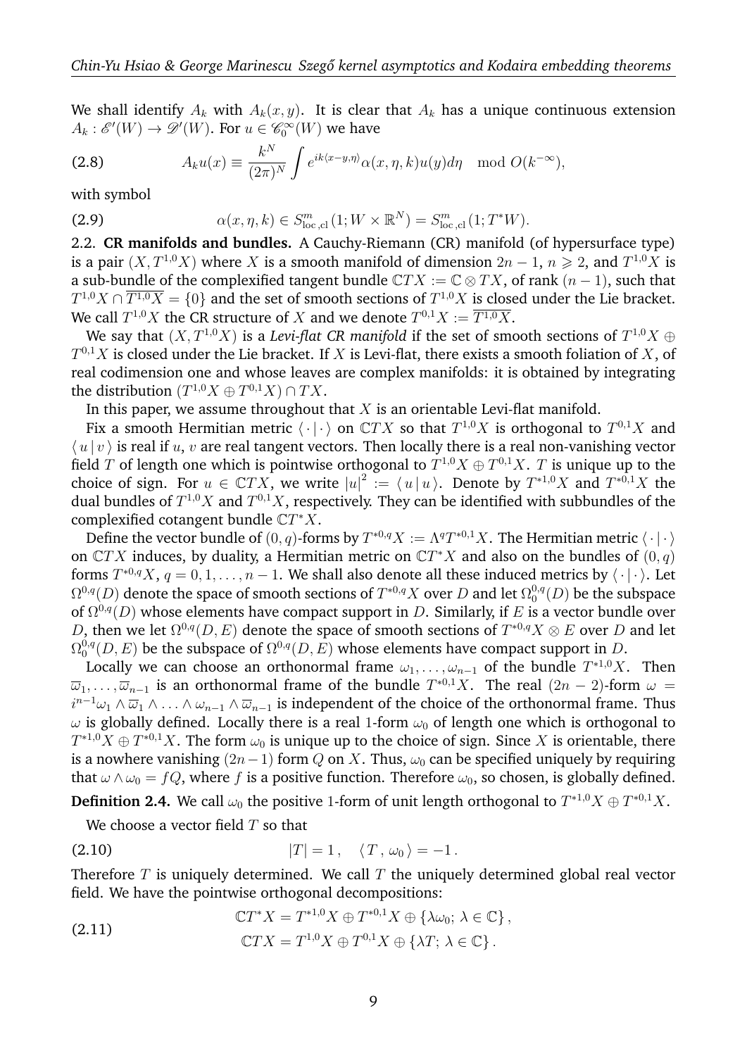We shall identify $A_k$ with $A_k(x,y)$. It is clear that $A_k$ has a unique continuous extension $A_k : \mathscr{E}'(W) \to \mathscr{D}'(W)$. For $u \in \mathscr{C}_0^\infty(W)$ we have

$$
A_k u(x) \equiv \frac{k^N}{(2\pi)^N} \int e^{ik\langle x-y,\eta\rangle} \alpha(x,\eta,k) u(y) d\eta \mod O(k^{-\infty}), \tag{2.8}
$$

with symbol

$$
\alpha(x,\eta,k) \in S^m_{\mathrm{loc,cl}}(1; W \times \mathbb{R}^N) = S^m_{\mathrm{loc,cl}}(1; T^*W). \tag{2.9}
$$

**2.2. CR manifolds and bundles.** A Cauchy-Riemann (CR) manifold (of hypersurface type) is a pair $(X, T^{1,0}X)$ where $X$ is a smooth manifold of dimension $2n-1$, $n \geqslant 2$, and $T^{1,0}X$ is a sub-bundle of the complexified tangent bundle $\mathbb{C}TX := \mathbb{C} \otimes TX$, of rank $(n-1)$, such that $T^{1,0}X \cap \overline{T^{1,0}X} = \{0\}$ and the set of smooth sections of $T^{1,0}X$ is closed under the Lie bracket. We call $T^{1,0}X$ the CR structure of $X$ and we denote $T^{0,1}X := \overline{T^{1,0}X}$.

We say that $(X, T^{1,0}X)$ is a *Levi-flat CR manifold* if the set of smooth sections of $T^{1,0}X \oplus T^{0,1}X$ is closed under the Lie bracket. If $X$ is Levi-flat, there exists a smooth foliation of $X$, of real codimension one and whose leaves are complex manifolds: it is obtained by integrating the distribution $(T^{1,0}X \oplus T^{0,1}X) \cap TX$.

In this paper, we assume throughout that $X$ is an orientable Levi-flat manifold.

Fix a smooth Hermitian metric $\langle \cdot | \cdot \rangle$ on $\mathbb{C}TX$ so that $T^{1,0}X$ is orthogonal to $T^{0,1}X$ and $\langle u | v \rangle$ is real if $u$, $v$ are real tangent vectors. Then locally there is a real non-vanishing vector field $T$ of length one which is pointwise orthogonal to $T^{1,0}X \oplus T^{0,1}X$. $T$ is unique up to the choice of sign. For $u \in \mathbb{C}TX$, we write $|u|^2 := \langle u | u \rangle$. Denote by $T^{*1,0}X$ and $T^{*0,1}X$ the dual bundles of $T^{1,0}X$ and $T^{0,1}X$, respectively. They can be identified with subbundles of the complexified cotangent bundle $\mathbb{C}T^*X$.

Define the vector bundle of $(0,q)$-forms by $T^{*0,q}X := \Lambda^q T^{*0,1}X$. The Hermitian metric $\langle \cdot | \cdot \rangle$ on $\mathbb{C}TX$ induces, by duality, a Hermitian metric on $\mathbb{C}T^*X$ and also on the bundles of $(0,q)$ forms $T^{*0,q}X$, $q = 0, 1, \ldots, n-1$. We shall also denote all these induced metrics by $\langle \cdot | \cdot \rangle$. Let $\Omega^{0,q}(D)$ denote the space of smooth sections of $T^{*0,q}X$ over $D$ and let $\Omega^{0,q}_0(D)$ be the subspace of $\Omega^{0,q}(D)$ whose elements have compact support in $D$. Similarly, if $E$ is a vector bundle over $D$, then we let $\Omega^{0,q}(D,E)$ denote the space of smooth sections of $T^{*0,q}X \otimes E$ over $D$ and let $\Omega^{0,q}_0(D,E)$ be the subspace of $\Omega^{0,q}(D,E)$ whose elements have compact support in $D$.

Locally we can choose an orthonormal frame $\omega_1, \ldots, \omega_{n-1}$ of the bundle $T^{*1,0}X$. Then $\overline{\omega}_1, \ldots, \overline{\omega}_{n-1}$ is an orthonormal frame of the bundle $T^{*0,1}X$. The real $(2n-2)$-form $\omega = i^{n-1}\omega_1 \wedge \overline{\omega}_1 \wedge \ldots \wedge \omega_{n-1} \wedge \overline{\omega}_{n-1}$ is independent of the choice of the orthonormal frame. Thus $\omega$ is globally defined. Locally there is a real 1-form $\omega_0$ of length one which is orthogonal to $T^{*1,0}X \oplus T^{*0,1}X$. The form $\omega_0$ is unique up to the choice of sign. Since $X$ is orientable, there is a nowhere vanishing $(2n-1)$ form $Q$ on $X$. Thus, $\omega_0$ can be specified uniquely by requiring that $\omega \wedge \omega_0 = fQ$, where $f$ is a positive function. Therefore $\omega_0$, so chosen, is globally defined.

**Definition 2.4.** We call $\omega_0$ the positive 1-form of unit length orthogonal to $T^{*1,0}X \oplus T^{*0,1}X$.

We choose a vector field $T$ so that

$$
|T| = 1\,, \quad \langle\, T\,,\, \omega_0 \,\rangle = -1\,. \tag{2.10}
$$

Therefore $T$ is uniquely determined. We call $T$ the uniquely determined global real vector field. We have the pointwise orthogonal decompositions:

$$
\begin{aligned}
\mathbb{C}T^*X &= T^{*1,0}X \oplus T^{*0,1}X \oplus \{\lambda\omega_0;\, \lambda \in \mathbb{C}\}\,, \\
\mathbb{C}TX &= T^{1,0}X \oplus T^{0,1}X \oplus \{\lambda T;\, \lambda \in \mathbb{C}\}\,.
\end{aligned} \tag{2.11}
$$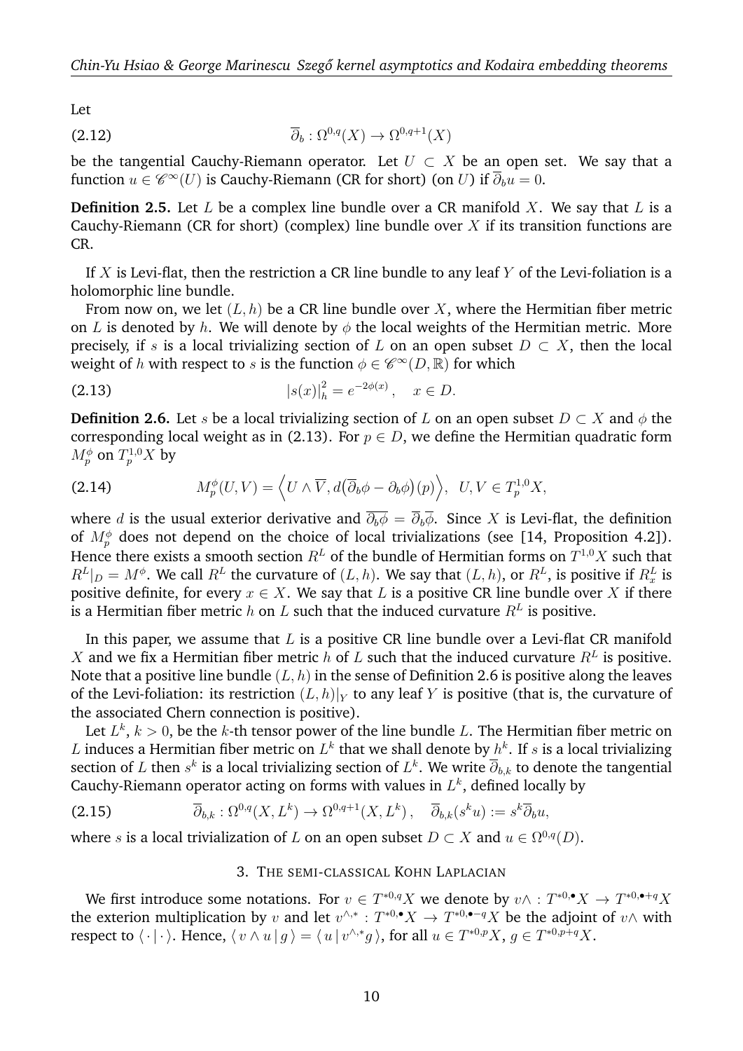Let

$$\overline{\partial}_b : \Omega^{0,q}(X) \to \Omega^{0,q+1}(X) \tag{2.12}$$

be the tangential Cauchy-Riemann operator. Let $U \subset X$ be an open set. We say that a function $u \in \mathscr{C}^\infty(U)$ is Cauchy-Riemann (CR for short) (on $U$) if $\overline{\partial}_b u = 0$.

**Definition 2.5.** Let $L$ be a complex line bundle over a CR manifold $X$. We say that $L$ is a Cauchy-Riemann (CR for short) (complex) line bundle over $X$ if its transition functions are CR.

If $X$ is Levi-flat, then the restriction a CR line bundle to any leaf $Y$ of the Levi-foliation is a holomorphic line bundle.

From now on, we let $(L, h)$ be a CR line bundle over $X$, where the Hermitian fiber metric on $L$ is denoted by $h$. We will denote by $\phi$ the local weights of the Hermitian metric. More precisely, if $s$ is a local trivializing section of $L$ on an open subset $D \subset X$, then the local weight of $h$ with respect to $s$ is the function $\phi \in \mathscr{C}^\infty(D, \mathbb{R})$ for which

$$|s(x)|_h^2 = e^{-2\phi(x)}, \quad x \in D. \tag{2.13}$$

**Definition 2.6.** Let $s$ be a local trivializing section of $L$ on an open subset $D \subset X$ and $\phi$ the corresponding local weight as in (2.13). For $p \in D$, we define the Hermitian quadratic form $M_p^\phi$ on $T_p^{1,0}X$ by

$$M_p^\phi(U, V) = \Big\langle U \wedge \overline{V}, d\big(\overline{\partial}_b \phi - \partial_b \phi\big)(p)\Big\rangle, \;\; U, V \in T_p^{1,0}X, \tag{2.14}$$

where $d$ is the usual exterior derivative and $\overline{\overline{\partial}_b \phi} = \overline{\partial}_b \overline{\phi}$. Since $X$ is Levi-flat, the definition of $M_p^\phi$ does not depend on the choice of local trivializations (see [14, Proposition 4.2]). Hence there exists a smooth section $R^L$ of the bundle of Hermitian forms on $T^{1,0}X$ such that $R^L|_D = M^\phi$. We call $R^L$ the curvature of $(L, h)$. We say that $(L, h)$, or $R^L$, is positive if $R_x^L$ is positive definite, for every $x \in X$. We say that $L$ is a positive CR line bundle over $X$ if there is a Hermitian fiber metric $h$ on $L$ such that the induced curvature $R^L$ is positive.

In this paper, we assume that $L$ is a positive CR line bundle over a Levi-flat CR manifold $X$ and we fix a Hermitian fiber metric $h$ of $L$ such that the induced curvature $R^L$ is positive. Note that a positive line bundle $(L, h)$ in the sense of Definition 2.6 is positive along the leaves of the Levi-foliation: its restriction $(L, h)|_Y$ to any leaf $Y$ is positive (that is, the curvature of the associated Chern connection is positive).

Let $L^k$, $k > 0$, be the $k$-th tensor power of the line bundle $L$. The Hermitian fiber metric on $L$ induces a Hermitian fiber metric on $L^k$ that we shall denote by $h^k$. If $s$ is a local trivializing section of $L$ then $s^k$ is a local trivializing section of $L^k$. We write $\overline{\partial}_{b,k}$ to denote the tangential Cauchy-Riemann operator acting on forms with values in $L^k$, defined locally by

$$\overline{\partial}_{b,k} : \Omega^{0,q}(X, L^k) \to \Omega^{0,q+1}(X, L^k), \quad \overline{\partial}_{b,k}(s^k u) := s^k \overline{\partial}_b u, \tag{2.15}$$

where $s$ is a local trivialization of $L$ on an open subset $D \subset X$ and $u \in \Omega^{0,q}(D)$.

## 3. The semi-classical Kohn Laplacian

We first introduce some notations. For $v \in T^{*0,q}X$ we denote by $v\wedge : T^{*0,\bullet}X \to T^{*0,\bullet+q}X$ the exterion multiplication by $v$ and let $v^{\wedge,*} : T^{*0,\bullet}X \to T^{*0,\bullet-q}X$ be the adjoint of $v\wedge$ with respect to $\langle \cdot | \cdot \rangle$. Hence, $\langle v \wedge u \,|\, g \rangle = \langle u \,|\, v^{\wedge,*} g \rangle$, for all $u \in T^{*0,p}X$, $g \in T^{*0,p+q}X$.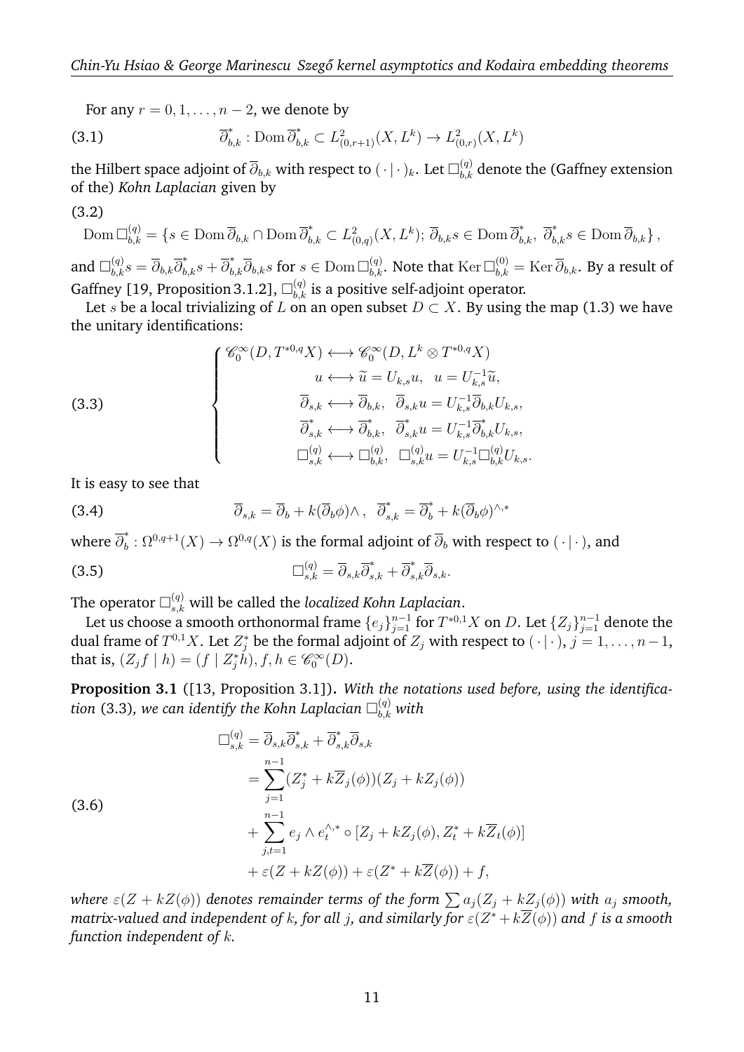For any $r = 0, 1, \ldots, n-2$, we denote by

$$\overline{\partial}^*_{b,k} : \operatorname{Dom} \overline{\partial}^*_{b,k} \subset L^2_{(0,r+1)}(X, L^k) \to L^2_{(0,r)}(X, L^k) \tag{3.1}$$

the Hilbert space adjoint of $\overline{\partial}_{b,k}$ with respect to $(\cdot\,|\,\cdot)_k$. Let $\Box^{(q)}_{b,k}$ denote the (Gaffney extension of the) *Kohn Laplacian* given by

$$\operatorname{Dom} \Box^{(q)}_{b,k} = \left\{ s \in \operatorname{Dom} \overline{\partial}_{b,k} \cap \operatorname{Dom} \overline{\partial}^*_{b,k} \subset L^2_{(0,q)}(X, L^k);\, \overline{\partial}_{b,k} s \in \operatorname{Dom} \overline{\partial}^*_{b,k},\ \overline{\partial}^*_{b,k} s \in \operatorname{Dom} \overline{\partial}_{b,k} \right\}, \tag{3.2}$$

and $\Box^{(q)}_{b,k} s = \overline{\partial}_{b,k} \overline{\partial}^*_{b,k} s + \overline{\partial}^*_{b,k} \overline{\partial}_{b,k} s$ for $s \in \operatorname{Dom} \Box^{(q)}_{b,k}$. Note that $\operatorname{Ker} \Box^{(0)}_{b,k} = \operatorname{Ker} \overline{\partial}_{b,k}$. By a result of Gaffney [19, Proposition 3.1.2], $\Box^{(q)}_{b,k}$ is a positive self-adjoint operator.

Let $s$ be a local trivializing of $L$ on an open subset $D \subset X$. By using the map (1.3) we have the unitary identifications:

$$\begin{cases} \mathscr{C}^\infty_0(D, T^{*0,q}X) \longleftrightarrow \mathscr{C}^\infty_0(D, L^k \otimes T^{*0,q}X) \\ \qquad u \longleftrightarrow \widetilde{u} = U_{k,s} u, \quad u = U^{-1}_{k,s} \widetilde{u}, \\ \qquad \overline{\partial}_{s,k} \longleftrightarrow \overline{\partial}_{b,k}, \quad \overline{\partial}_{s,k} u = U^{-1}_{k,s} \overline{\partial}_{b,k} U_{k,s}, \\ \qquad \overline{\partial}^*_{s,k} \longleftrightarrow \overline{\partial}^*_{b,k}, \quad \overline{\partial}^*_{s,k} u = U^{-1}_{k,s} \overline{\partial}^*_{b,k} U_{k,s}, \\ \qquad \Box^{(q)}_{s,k} \longleftrightarrow \Box^{(q)}_{b,k}, \quad \Box^{(q)}_{s,k} u = U^{-1}_{k,s} \Box^{(q)}_{b,k} U_{k,s}. \end{cases} \tag{3.3}$$

It is easy to see that

$$\overline{\partial}_{s,k} = \overline{\partial}_b + k(\overline{\partial}_b \phi) \wedge\,, \quad \overline{\partial}^*_{s,k} = \overline{\partial}^*_b + k(\overline{\partial}_b \phi)^{\wedge,*} \tag{3.4}$$

where $\overline{\partial}^*_b : \Omega^{0,q+1}(X) \to \Omega^{0,q}(X)$ is the formal adjoint of $\overline{\partial}_b$ with respect to $(\cdot\,|\,\cdot)$, and

$$\Box^{(q)}_{s,k} = \overline{\partial}_{s,k} \overline{\partial}^*_{s,k} + \overline{\partial}^*_{s,k} \overline{\partial}_{s,k}. \tag{3.5}$$

The operator $\Box^{(q)}_{s,k}$ will be called the *localized Kohn Laplacian*.

Let us choose a smooth orthonormal frame $\{e_j\}_{j=1}^{n-1}$ for $T^{*0,1}X$ on $D$. Let $\{Z_j\}_{j=1}^{n-1}$ denote the dual frame of $T^{0,1}X$. Let $Z^*_j$ be the formal adjoint of $Z_j$ with respect to $(\cdot\,|\,\cdot)$, $j = 1, \ldots, n-1$, that is, $(Z_j f \mid h) = (f \mid Z^*_j h)$, $f, h \in \mathscr{C}^\infty_0(D)$.

**Proposition 3.1** ([13, Proposition 3.1])**.** *With the notations used before, using the identification* (3.3)*, we can identify the Kohn Laplacian $\Box^{(q)}_{b,k}$ with*

$$\begin{aligned} \Box^{(q)}_{s,k} &= \overline{\partial}_{s,k} \overline{\partial}^*_{s,k} + \overline{\partial}^*_{s,k} \overline{\partial}_{s,k} \\ &= \sum_{j=1}^{n-1} (Z^*_j + k\overline{Z}_j(\phi))(Z_j + kZ_j(\phi)) \\ &\quad + \sum_{j,t=1}^{n-1} e_j \wedge e_t^{\wedge,*} \circ [Z_j + kZ_j(\phi), Z^*_t + k\overline{Z}_t(\phi)] \\ &\quad + \varepsilon(Z + kZ(\phi)) + \varepsilon(Z^* + k\overline{Z}(\phi)) + f, \end{aligned} \tag{3.6}$$

*where $\varepsilon(Z + kZ(\phi))$ denotes remainder terms of the form $\sum a_j(Z_j + kZ_j(\phi))$ with $a_j$ smooth, matrix-valued and independent of $k$, for all $j$, and similarly for $\varepsilon(Z^* + k\overline{Z}(\phi))$ and $f$ is a smooth function independent of $k$.*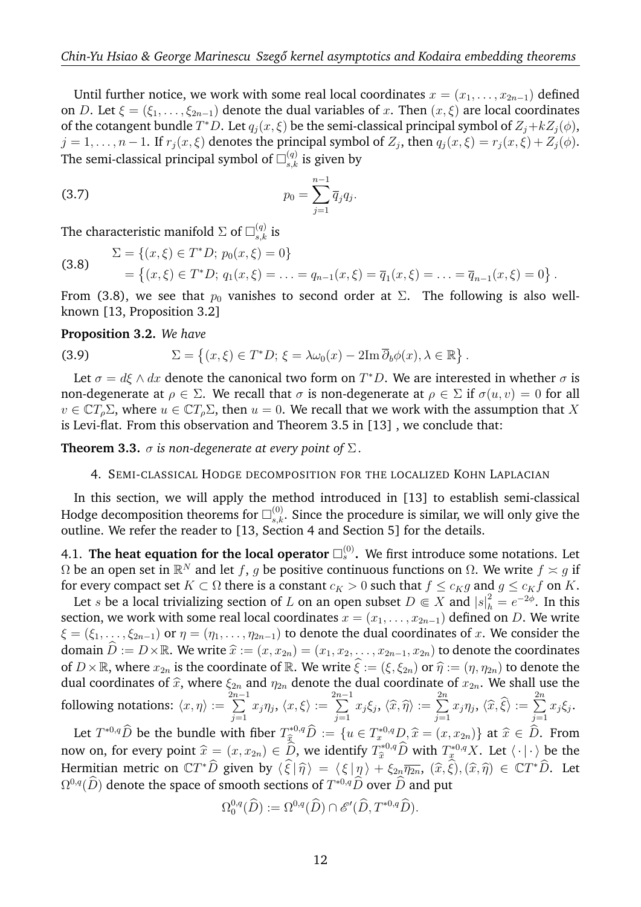Until further notice, we work with some real local coordinates $x = (x_1, \ldots, x_{2n-1})$ defined on $D$. Let $\xi = (\xi_1, \ldots, \xi_{2n-1})$ denote the dual variables of $x$. Then $(x, \xi)$ are local coordinates of the cotangent bundle $T^*D$. Let $q_j(x, \xi)$ be the semi-classical principal symbol of $Z_j + kZ_j(\phi)$, $j = 1, \ldots, n-1$. If $r_j(x, \xi)$ denotes the principal symbol of $Z_j$, then $q_j(x, \xi) = r_j(x, \xi) + Z_j(\phi)$. The semi-classical principal symbol of $\Box^{(q)}_{s,k}$ is given by

$$p_0 = \sum_{j=1}^{n-1} \overline{q}_j q_j. \tag{3.7}$$

The characteristic manifold $\Sigma$ of $\Box^{(q)}_{s,k}$ is

$$\begin{aligned} \Sigma &= \{(x, \xi) \in T^*D;\ p_0(x, \xi) = 0\} \\ &= \left\{(x, \xi) \in T^*D;\ q_1(x, \xi) = \ldots = q_{n-1}(x, \xi) = \overline{q}_1(x, \xi) = \ldots = \overline{q}_{n-1}(x, \xi) = 0\right\}. \end{aligned} \tag{3.8}$$

From (3.8), we see that $p_0$ vanishes to second order at $\Sigma$. The following is also well-known [13, Proposition 3.2]

**Proposition 3.2.** *We have*

$$\Sigma = \left\{(x, \xi) \in T^*D;\ \xi = \lambda \omega_0(x) - 2\mathrm{Im}\, \overline{\partial}_b \phi(x), \lambda \in \mathbb{R}\right\}. \tag{3.9}$$

Let $\sigma = d\xi \wedge dx$ denote the canonical two form on $T^*D$. We are interested in whether $\sigma$ is non-degenerate at $\rho \in \Sigma$. We recall that $\sigma$ is non-degenerate at $\rho \in \Sigma$ if $\sigma(u, v) = 0$ for all $v \in \mathbb{C}T_\rho\Sigma$, where $u \in \mathbb{C}T_\rho\Sigma$, then $u = 0$. We recall that we work with the assumption that $X$ is Levi-flat. From this observation and Theorem 3.5 in [13] , we conclude that:

**Theorem 3.3.** *$\sigma$ is non-degenerate at every point of $\Sigma$.*

## 4. Semi-classical Hodge decomposition for the localized Kohn Laplacian

In this section, we will apply the method introduced in [13] to establish semi-classical Hodge decomposition theorems for $\Box^{(0)}_{s,k}$. Since the procedure is similar, we will only give the outline. We refer the reader to [13, Section 4 and Section 5] for the details.

### 4.1. The heat equation for the local operator $\Box^{(0)}_s$.

We first introduce some notations. Let $\Omega$ be an open set in $\mathbb{R}^N$ and let $f$, $g$ be positive continuous functions on $\Omega$. We write $f \asymp g$ if for every compact set $K \subset \Omega$ there is a constant $c_K > 0$ such that $f \leq c_K g$ and $g \leq c_K f$ on $K$.

Let $s$ be a local trivializing section of $L$ on an open subset $D \Subset X$ and $|s|^2_h = e^{-2\phi}$. In this section, we work with some real local coordinates $x = (x_1, \ldots, x_{2n-1})$ defined on $D$. We write $\xi = (\xi_1, \ldots, \xi_{2n-1})$ or $\eta = (\eta_1, \ldots, \eta_{2n-1})$ to denote the dual coordinates of $x$. We consider the domain $\widehat{D} := D \times \mathbb{R}$. We write $\widehat{x} := (x, x_{2n}) = (x_1, x_2, \ldots, x_{2n-1}, x_{2n})$ to denote the coordinates of $D \times \mathbb{R}$, where $x_{2n}$ is the coordinate of $\mathbb{R}$. We write $\widehat{\xi} := (\xi, \xi_{2n})$ or $\widehat{\eta} := (\eta, \eta_{2n})$ to denote the dual coordinates of $\widehat{x}$, where $\xi_{2n}$ and $\eta_{2n}$ denote the dual coordinate of $x_{2n}$. We shall use the following notations: $\langle x, \eta \rangle := \sum_{j=1}^{2n-1} x_j \eta_j$, $\langle x, \xi \rangle := \sum_{j=1}^{2n-1} x_j \xi_j$, $\langle \widehat{x}, \widehat{\eta} \rangle := \sum_{j=1}^{2n} x_j \eta_j$, $\langle \widehat{x}, \widehat{\xi} \rangle := \sum_{j=1}^{2n} x_j \xi_j$.

Let $T^{*0,q}\widehat{D}$ be the bundle with fiber $T^{*0,q}_{\widehat{x}}\widehat{D} := \{u \in T^{*0,q}_x D, \widehat{x} = (x, x_{2n})\}$ at $\widehat{x} \in \widehat{D}$. From now on, for every point $\widehat{x} = (x, x_{2n}) \in \widehat{D}$, we identify $T^{*0,q}_{\widehat{x}}\widehat{D}$ with $T^{*0,q}_x X$. Let $\langle \cdot | \cdot \rangle$ be the Hermitian metric on $\mathbb{C}T^*\widehat{D}$ given by $\langle \widehat{\xi} \,|\, \widehat{\eta} \rangle = \langle \xi \,|\, \eta \rangle + \xi_{2n}\overline{\eta_{2n}}$, $(\widehat{x}, \widehat{\xi}), (\widehat{x}, \widehat{\eta}) \in \mathbb{C}T^*\widehat{D}$. Let $\Omega^{0,q}(\widehat{D})$ denote the space of smooth sections of $T^{*0,q}\widehat{D}$ over $\widehat{D}$ and put

$$\Omega^{0,q}_0(\widehat{D}) := \Omega^{0,q}(\widehat{D}) \cap \mathscr{E}'(\widehat{D}, T^{*0,q}\widehat{D}).$$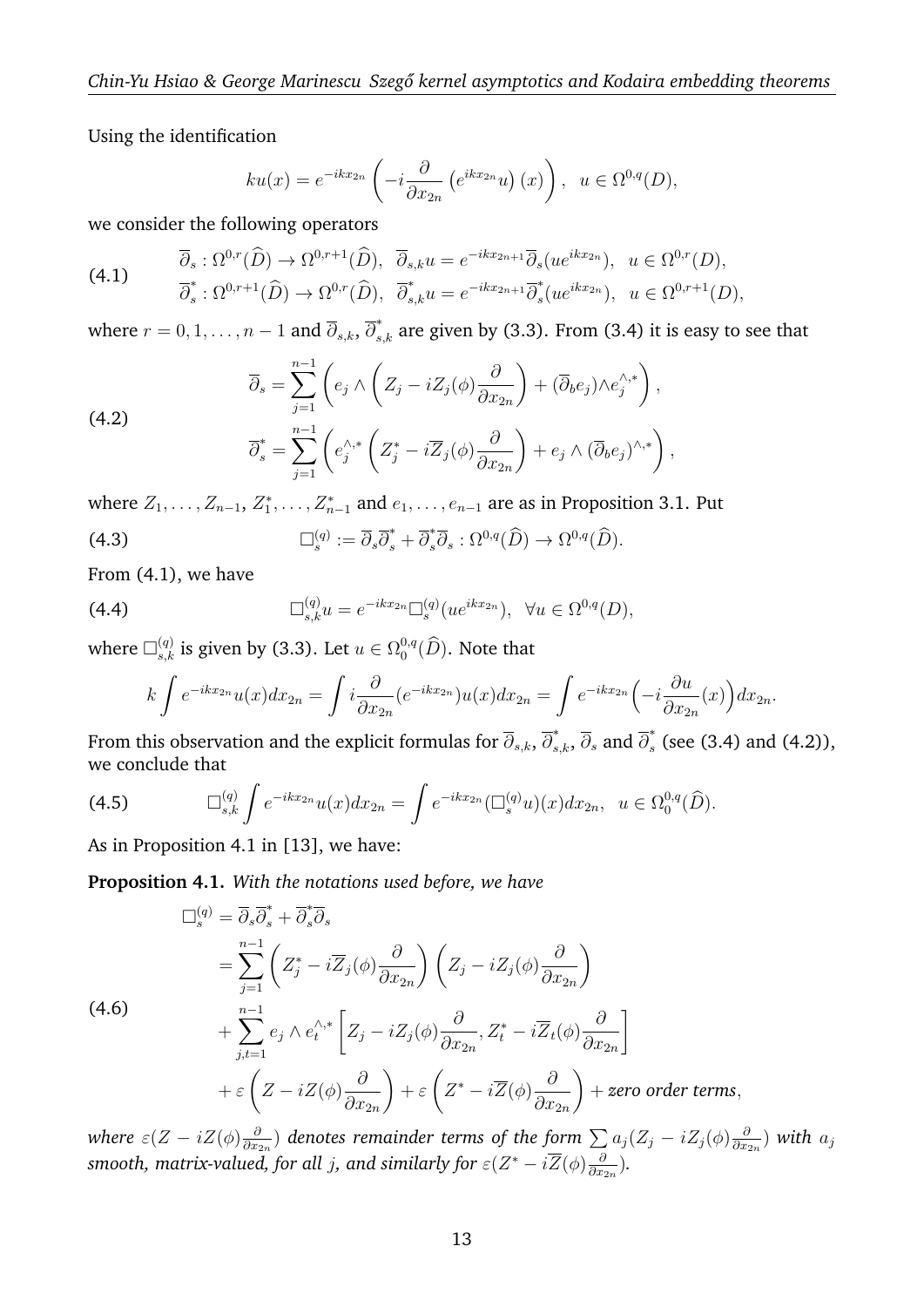Using the identification

$$ku(x) = e^{-ikx_{2n}} \left( -i\frac{\partial}{\partial x_{2n}} \left(e^{ikx_{2n}}u\right)(x) \right), \quad u \in \Omega^{0,q}(D),$$

we consider the following operators

$$\begin{aligned}
&\overline{\partial}_s : \Omega^{0,r}(\widehat{D}) \to \Omega^{0,r+1}(\widehat{D}), \quad \overline{\partial}_{s,k}u = e^{-ikx_{2n+1}}\overline{\partial}_s(ue^{ikx_{2n}}), \quad u \in \Omega^{0,r}(D), \\
&\overline{\partial}^*_s : \Omega^{0,r+1}(\widehat{D}) \to \Omega^{0,r}(\widehat{D}), \quad \overline{\partial}^*_{s,k}u = e^{-ikx_{2n+1}}\overline{\partial}^*_s(ue^{ikx_{2n}}), \quad u \in \Omega^{0,r+1}(D),
\end{aligned} \tag{4.1}$$

where $r = 0, 1, \ldots, n-1$ and $\overline{\partial}_{s,k}$, $\overline{\partial}^*_{s,k}$ are given by (3.3). From (3.4) it is easy to see that

$$\begin{aligned}
\overline{\partial}_s &= \sum_{j=1}^{n-1} \left( e_j \wedge \left( Z_j - iZ_j(\phi)\frac{\partial}{\partial x_{2n}} \right) + (\overline{\partial}_b e_j)\wedge e_j^{\wedge,*} \right), \\
\overline{\partial}^*_s &= \sum_{j=1}^{n-1} \left( e_j^{\wedge,*} \left( Z^*_j - i\overline{Z}_j(\phi)\frac{\partial}{\partial x_{2n}} \right) + e_j \wedge (\overline{\partial}_b e_j)^{\wedge,*} \right),
\end{aligned} \tag{4.2}$$

where $Z_1, \ldots, Z_{n-1}$, $Z^*_1, \ldots, Z^*_{n-1}$ and $e_1, \ldots, e_{n-1}$ are as in Proposition 3.1. Put

$$\Box^{(q)}_s := \overline{\partial}_s\overline{\partial}^*_s + \overline{\partial}^*_s\overline{\partial}_s : \Omega^{0,q}(\widehat{D}) \to \Omega^{0,q}(\widehat{D}). \tag{4.3}$$

From (4.1), we have

$$\Box^{(q)}_{s,k}u = e^{-ikx_{2n}}\Box^{(q)}_s(ue^{ikx_{2n}}), \quad \forall u \in \Omega^{0,q}(D), \tag{4.4}$$

where $\Box^{(q)}_{s,k}$ is given by (3.3). Let $u \in \Omega^{0,q}_0(\widehat{D})$. Note that

$$k\int e^{-ikx_{2n}}u(x)dx_{2n} = \int i\frac{\partial}{\partial x_{2n}}(e^{-ikx_{2n}})u(x)dx_{2n} = \int e^{-ikx_{2n}}\Big(-i\frac{\partial u}{\partial x_{2n}}(x)\Big)dx_{2n}.$$

From this observation and the explicit formulas for $\overline{\partial}_{s,k}$, $\overline{\partial}^*_{s,k}$, $\overline{\partial}_s$ and $\overline{\partial}^*_s$ (see (3.4) and (4.2)), we conclude that

$$\Box^{(q)}_{s,k}\int e^{-ikx_{2n}}u(x)dx_{2n} = \int e^{-ikx_{2n}}(\Box^{(q)}_s u)(x)dx_{2n}, \quad u \in \Omega^{0,q}_0(\widehat{D}). \tag{4.5}$$

As in Proposition 4.1 in [13], we have:

**Proposition 4.1.** *With the notations used before, we have*

$$\begin{aligned}
\Box^{(q)}_s &= \overline{\partial}_s\overline{\partial}^*_s + \overline{\partial}^*_s\overline{\partial}_s \\
&= \sum_{j=1}^{n-1} \left( Z^*_j - i\overline{Z}_j(\phi)\frac{\partial}{\partial x_{2n}} \right)\left( Z_j - iZ_j(\phi)\frac{\partial}{\partial x_{2n}} \right) \\
&\quad + \sum_{j,t=1}^{n-1} e_j \wedge e_t^{\wedge,*}\left[ Z_j - iZ_j(\phi)\frac{\partial}{\partial x_{2n}}, Z^*_t - i\overline{Z}_t(\phi)\frac{\partial}{\partial x_{2n}} \right] \\
&\quad + \varepsilon\left( Z - iZ(\phi)\frac{\partial}{\partial x_{2n}} \right) + \varepsilon\left( Z^* - i\overline{Z}(\phi)\frac{\partial}{\partial x_{2n}} \right) + \text{zero order terms},
\end{aligned} \tag{4.6}$$

*where* $\varepsilon(Z - iZ(\phi)\frac{\partial}{\partial x_{2n}})$ *denotes remainder terms of the form* $\sum a_j(Z_j - iZ_j(\phi)\frac{\partial}{\partial x_{2n}})$ *with* $a_j$ *smooth, matrix-valued, for all* $j$*, and similarly for* $\varepsilon(Z^* - i\overline{Z}(\phi)\frac{\partial}{\partial x_{2n}})$.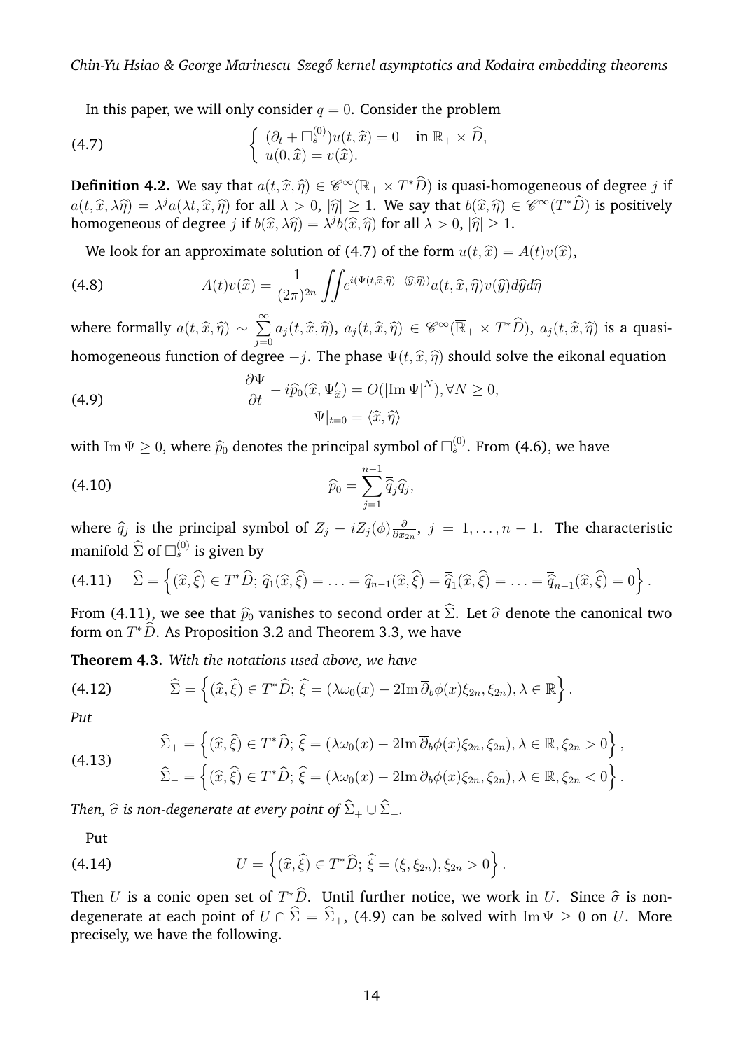In this paper, we will only consider $q = 0$. Consider the problem

$$
\begin{cases} (\partial_t + \Box_s^{(0)})u(t, \widehat{x}) = 0 & \text{in } \mathbb{R}_+ \times \widehat{D}, \\ u(0, \widehat{x}) = v(\widehat{x}). \end{cases} \tag{4.7}
$$

**Definition 4.2.** We say that $a(t, \widehat{x}, \widehat{\eta}) \in \mathscr{C}^\infty(\overline{\mathbb{R}}_+ \times T^*\widehat{D})$ is quasi-homogeneous of degree $j$ if $a(t, \widehat{x}, \lambda\widehat{\eta}) = \lambda^j a(\lambda t, \widehat{x}, \widehat{\eta})$ for all $\lambda > 0$, $|\widehat{\eta}| \geq 1$. We say that $b(\widehat{x}, \widehat{\eta}) \in \mathscr{C}^\infty(T^*\widehat{D})$ is positively homogeneous of degree $j$ if $b(\widehat{x}, \lambda\widehat{\eta}) = \lambda^j b(\widehat{x}, \widehat{\eta})$ for all $\lambda > 0$, $|\widehat{\eta}| \geq 1$.

We look for an approximate solution of (4.7) of the form $u(t, \widehat{x}) = A(t)v(\widehat{x})$,

$$
A(t)v(\widehat{x}) = \frac{1}{(2\pi)^{2n}} \iint e^{i(\Psi(t,\widehat{x},\widehat{\eta}) - \langle \widehat{y}, \widehat{\eta} \rangle)} a(t, \widehat{x}, \widehat{\eta}) v(\widehat{y}) d\widehat{y} d\widehat{\eta} \tag{4.8}
$$

where formally $a(t, \widehat{x}, \widehat{\eta}) \sim \sum_{j=0}^{\infty} a_j(t, \widehat{x}, \widehat{\eta})$, $a_j(t, \widehat{x}, \widehat{\eta}) \in \mathscr{C}^\infty(\overline{\mathbb{R}}_+ \times T^*\widehat{D})$, $a_j(t, \widehat{x}, \widehat{\eta})$ is a quasi-homogeneous function of degree $-j$. The phase $\Psi(t, \widehat{x}, \widehat{\eta})$ should solve the eikonal equation

$$
\begin{gathered} \frac{\partial \Psi}{\partial t} - i\widehat{p}_0(\widehat{x}, \Psi'_{\widehat{x}}) = O(|\mathrm{Im}\, \Psi|^N), \forall N \geq 0, \\ \Psi|_{t=0} = \langle \widehat{x}, \widehat{\eta} \rangle \end{gathered} \tag{4.9}
$$

with $\mathrm{Im}\, \Psi \geq 0$, where $\widehat{p}_0$ denotes the principal symbol of $\Box_s^{(0)}$. From (4.6), we have

$$
\widehat{p}_0 = \sum_{j=1}^{n-1} \overline{\widehat{q}}_j \widehat{q}_j, \tag{4.10}
$$

where $\widehat{q}_j$ is the principal symbol of $Z_j - iZ_j(\phi)\frac{\partial}{\partial x_{2n}}$, $j = 1, \ldots, n-1$. The characteristic manifold $\widehat{\Sigma}$ of $\Box_s^{(0)}$ is given by

$$
\widehat{\Sigma} = \left\{ (\widehat{x}, \widehat{\xi}) \in T^*\widehat{D};\, \widehat{q}_1(\widehat{x}, \widehat{\xi}) = \ldots = \widehat{q}_{n-1}(\widehat{x}, \widehat{\xi}) = \overline{\widehat{q}}_1(\widehat{x}, \widehat{\xi}) = \ldots = \overline{\widehat{q}}_{n-1}(\widehat{x}, \widehat{\xi}) = 0 \right\}. \tag{4.11}
$$

From (4.11), we see that $\widehat{p}_0$ vanishes to second order at $\widehat{\Sigma}$. Let $\widehat{\sigma}$ denote the canonical two form on $T^*\widehat{D}$. As Proposition 3.2 and Theorem 3.3, we have

**Theorem 4.3.** *With the notations used above, we have*

$$
\widehat{\Sigma} = \left\{ (\widehat{x}, \widehat{\xi}) \in T^*\widehat{D};\, \widehat{\xi} = (\lambda\omega_0(x) - 2\mathrm{Im}\, \overline{\partial}_b\phi(x)\xi_{2n}, \xi_{2n}), \lambda \in \mathbb{R} \right\}. \tag{4.12}
$$

*Put*

$$
\begin{gathered} \widehat{\Sigma}_+ = \left\{ (\widehat{x}, \widehat{\xi}) \in T^*\widehat{D};\, \widehat{\xi} = (\lambda\omega_0(x) - 2\mathrm{Im}\, \overline{\partial}_b\phi(x)\xi_{2n}, \xi_{2n}), \lambda \in \mathbb{R}, \xi_{2n} > 0 \right\}, \\ \widehat{\Sigma}_- = \left\{ (\widehat{x}, \widehat{\xi}) \in T^*\widehat{D};\, \widehat{\xi} = (\lambda\omega_0(x) - 2\mathrm{Im}\, \overline{\partial}_b\phi(x)\xi_{2n}, \xi_{2n}), \lambda \in \mathbb{R}, \xi_{2n} < 0 \right\}. \end{gathered} \tag{4.13}
$$

*Then, $\widehat{\sigma}$ is non-degenerate at every point of $\widehat{\Sigma}_+ \cup \widehat{\Sigma}_-$.*

Put

$$
U = \left\{ (\widehat{x}, \widehat{\xi}) \in T^*\widehat{D};\, \widehat{\xi} = (\xi, \xi_{2n}), \xi_{2n} > 0 \right\}. \tag{4.14}
$$

Then $U$ is a conic open set of $T^*\widehat{D}$. Until further notice, we work in $U$. Since $\widehat{\sigma}$ is non-degenerate at each point of $U \cap \widehat{\Sigma} = \widehat{\Sigma}_+$, (4.9) can be solved with $\mathrm{Im}\, \Psi \geq 0$ on $U$. More precisely, we have the following.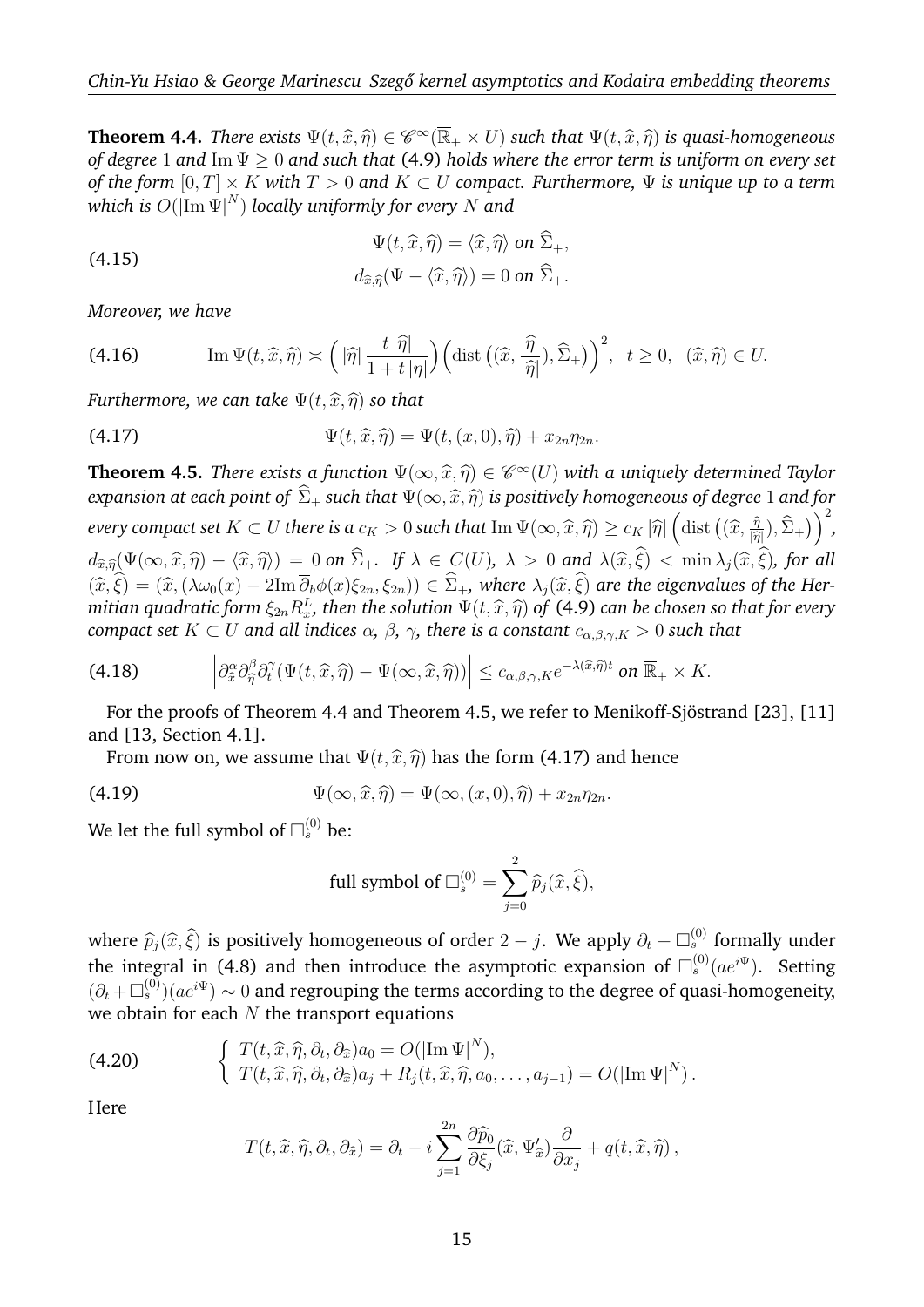**Theorem 4.4.** *There exists $\Psi(t,\widehat{x},\widehat{\eta}) \in \mathscr{C}^\infty(\overline{\mathbb{R}}_+ \times U)$ such that $\Psi(t,\widehat{x},\widehat{\eta})$ is quasi-homogeneous of degree $1$ and $\mathrm{Im}\,\Psi \geq 0$ and such that* (4.9) *holds where the error term is uniform on every set of the form $[0,T] \times K$ with $T > 0$ and $K \subset U$ compact. Furthermore, $\Psi$ is unique up to a term which is $O(|\mathrm{Im}\,\Psi|^N)$ locally uniformly for every $N$ and*

$$
\begin{aligned}
&\Psi(t,\widehat{x},\widehat{\eta}) = \langle \widehat{x}, \widehat{\eta}\rangle \text{ on } \widehat{\Sigma}_+,\\
&d_{\widehat{x},\widehat{\eta}}(\Psi - \langle \widehat{x},\widehat{\eta}\rangle) = 0 \text{ on } \widehat{\Sigma}_+.
\end{aligned}
\tag{4.15}
$$

*Moreover, we have*

$$
\mathrm{Im}\,\Psi(t,\widehat{x},\widehat{\eta}) \asymp \Big(\, |\widehat{\eta}|\, \frac{t\,|\widehat{\eta}|}{1+t\,|\eta|}\Big)\Big(\mathrm{dist}\,\big((\widehat{x},\frac{\widehat{\eta}}{|\widehat{\eta}|}),\widehat{\Sigma}_+\big)\Big)^2,\ \ t\geq 0,\ \ (\widehat{x},\widehat{\eta}) \in U. \tag{4.16}
$$

*Furthermore, we can take $\Psi(t,\widehat{x},\widehat{\eta})$ so that*

$$
\Psi(t,\widehat{x},\widehat{\eta}) = \Psi(t,(x,0),\widehat{\eta}) + x_{2n}\eta_{2n}. \tag{4.17}
$$

**Theorem 4.5.** *There exists a function $\Psi(\infty,\widehat{x},\widehat{\eta}) \in \mathscr{C}^\infty(U)$ with a uniquely determined Taylor expansion at each point of $\widehat{\Sigma}_+$ such that $\Psi(\infty,\widehat{x},\widehat{\eta})$ is positively homogeneous of degree $1$ and for every compact set $K \subset U$ there is a $c_K > 0$ such that $\mathrm{Im}\,\Psi(\infty,\widehat{x},\widehat{\eta}) \geq c_K\,|\widehat{\eta}|\,\Big(\mathrm{dist}\,\big((\widehat{x},\frac{\widehat{\eta}}{|\widehat{\eta}|}),\widehat{\Sigma}_+\big)\Big)^2$, $d_{\widehat{x},\widehat{\eta}}(\Psi(\infty,\widehat{x},\widehat{\eta}) - \langle\widehat{x},\widehat{\eta}\rangle) = 0$ on $\widehat{\Sigma}_+$. If $\lambda \in C(U)$, $\lambda > 0$ and $\lambda(\widehat{x},\widehat{\xi}) < \min \lambda_j(\widehat{x},\widehat{\xi})$, for all $(\widehat{x},\widehat{\xi}) = (\widehat{x},(\lambda\omega_0(x) - 2\mathrm{Im}\,\overline{\partial}_b\phi(x)\xi_{2n},\xi_{2n})) \in \widehat{\Sigma}_+$, where $\lambda_j(\widehat{x},\widehat{\xi})$ are the eigenvalues of the Hermitian quadratic form $\xi_{2n}R^L_x$, then the solution $\Psi(t,\widehat{x},\widehat{\eta})$ of* (4.9) *can be chosen so that for every compact set $K \subset U$ and all indices $\alpha$, $\beta$, $\gamma$, there is a constant $c_{\alpha,\beta,\gamma,K} > 0$ such that*

$$
\Big|\partial^\alpha_{\widehat{x}}\partial^\beta_{\widehat{\eta}}\partial^\gamma_t(\Psi(t,\widehat{x},\widehat{\eta}) - \Psi(\infty,\widehat{x},\widehat{\eta}))\Big| \leq c_{\alpha,\beta,\gamma,K}\,e^{-\lambda(\widehat{x},\widehat{\eta})t} \text{ on } \overline{\mathbb{R}}_+ \times K. \tag{4.18}
$$

For the proofs of Theorem 4.4 and Theorem 4.5, we refer to Menikoff-Sjöstrand [23], [11] and [13, Section 4.1].

From now on, we assume that $\Psi(t,\widehat{x},\widehat{\eta})$ has the form (4.17) and hence

$$
\Psi(\infty,\widehat{x},\widehat{\eta}) = \Psi(\infty,(x,0),\widehat{\eta}) + x_{2n}\eta_{2n}. \tag{4.19}
$$

We let the full symbol of $\Box^{(0)}_s$ be:

$$
\text{full symbol of } \Box^{(0)}_s = \sum_{j=0}^{2} \widehat{p}_j(\widehat{x},\widehat{\xi}),
$$

where $\widehat{p}_j(\widehat{x},\widehat{\xi})$ is positively homogeneous of order $2-j$. We apply $\partial_t + \Box^{(0)}_s$ formally under the integral in (4.8) and then introduce the asymptotic expansion of $\Box^{(0)}_s(ae^{i\Psi})$. Setting $(\partial_t + \Box^{(0)}_s)(ae^{i\Psi}) \sim 0$ and regrouping the terms according to the degree of quasi-homogeneity, we obtain for each $N$ the transport equations

$$
\begin{cases}
T(t,\widehat{x},\widehat{\eta},\partial_t,\partial_{\widehat{x}})a_0 = O(|\mathrm{Im}\,\Psi|^N),\\
T(t,\widehat{x},\widehat{\eta},\partial_t,\partial_{\widehat{x}})a_j + R_j(t,\widehat{x},\widehat{\eta},a_0,\ldots,a_{j-1}) = O(|\mathrm{Im}\,\Psi|^N)\,.
\end{cases}
\tag{4.20}
$$

Here

$$
T(t,\widehat{x},\widehat{\eta},\partial_t,\partial_{\widehat{x}}) = \partial_t - i\sum_{j=1}^{2n}\frac{\partial\widehat{p}_0}{\partial\xi_j}(\widehat{x},\Psi'_{\widehat{x}})\frac{\partial}{\partial x_j} + q(t,\widehat{x},\widehat{\eta})\,,
$$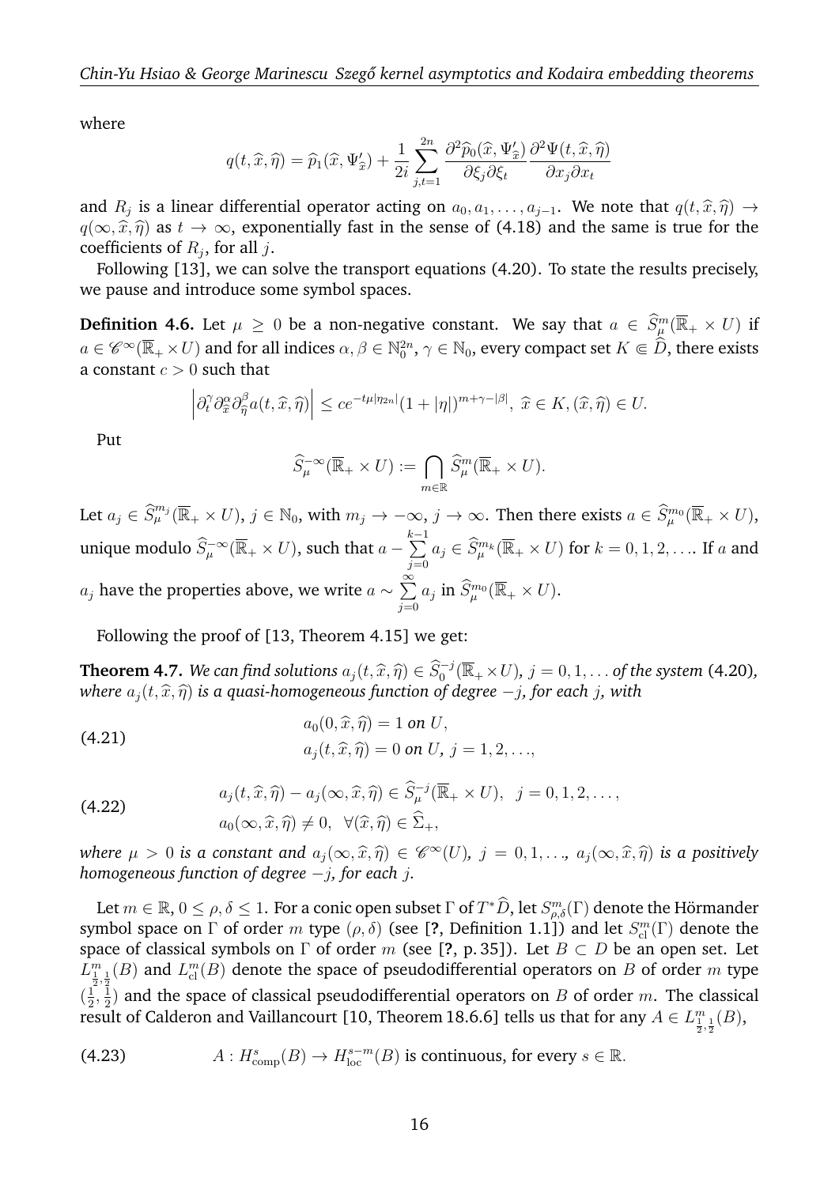where

$$q(t,\widehat{x},\widehat{\eta})=\widehat{p}_1(\widehat{x},\Psi'_{\widehat{x}})+\frac{1}{2i}\sum_{j,t=1}^{2n}\frac{\partial^2\widehat{p}_0(\widehat{x},\Psi'_{\widehat{x}})}{\partial\xi_j\partial\xi_t}\frac{\partial^2\Psi(t,\widehat{x},\widehat{\eta})}{\partial x_j\partial x_t}$$

and $R_j$ is a linear differential operator acting on $a_0,a_1,\ldots,a_{j-1}$. We note that $q(t,\widehat{x},\widehat{\eta})\to q(\infty,\widehat{x},\widehat{\eta})$ as $t\to\infty$, exponentially fast in the sense of (4.18) and the same is true for the coefficients of $R_j$, for all $j$.

Following [13], we can solve the transport equations (4.20). To state the results precisely, we pause and introduce some symbol spaces.

**Definition 4.6.** Let $\mu\geq 0$ be a non-negative constant. We say that $a\in\widehat{S}^m_\mu(\overline{\mathbb{R}}_+\times U)$ if $a\in\mathscr{C}^\infty(\overline{\mathbb{R}}_+\times U)$ and for all indices $\alpha,\beta\in\mathbb{N}_0^{2n}$, $\gamma\in\mathbb{N}_0$, every compact set $K\Subset\widehat{D}$, there exists a constant $c>0$ such that

$$\left|\partial_t^\gamma\partial_{\widehat{x}}^\alpha\partial_{\widehat{\eta}}^\beta a(t,\widehat{x},\widehat{\eta})\right|\leq ce^{-t\mu|\eta_{2n}|}(1+|\eta|)^{m+\gamma-|\beta|},\ \widehat{x}\in K,(\widehat{x},\widehat{\eta})\in U.$$

Put

$$\widehat{S}^{-\infty}_\mu(\overline{\mathbb{R}}_+\times U):=\bigcap_{m\in\mathbb{R}}\widehat{S}^m_\mu(\overline{\mathbb{R}}_+\times U).$$

Let $a_j\in\widehat{S}^{m_j}_\mu(\overline{\mathbb{R}}_+\times U)$, $j\in\mathbb{N}_0$, with $m_j\to-\infty$, $j\to\infty$. Then there exists $a\in\widehat{S}^{m_0}_\mu(\overline{\mathbb{R}}_+\times U)$, unique modulo $\widehat{S}^{-\infty}_\mu(\overline{\mathbb{R}}_+\times U)$, such that $a-\sum\limits_{j=0}^{k-1}a_j\in\widehat{S}^{m_k}_\mu(\overline{\mathbb{R}}_+\times U)$ for $k=0,1,2,\ldots$. If $a$ and $a_j$ have the properties above, we write $a\sim\sum\limits_{j=0}^{\infty}a_j$ in $\widehat{S}^{m_0}_\mu(\overline{\mathbb{R}}_+\times U)$.

Following the proof of [13, Theorem 4.15] we get:

**Theorem 4.7.** *We can find solutions $a_j(t,\widehat{x},\widehat{\eta})\in\widehat{S}^{-j}_0(\overline{\mathbb{R}}_+\times U)$, $j=0,1,\ldots$ of the system* (4.20)*, where $a_j(t,\widehat{x},\widehat{\eta})$ is a quasi-homogeneous function of degree $-j$, for each $j$, with*

$$\begin{aligned}&a_0(0,\widehat{x},\widehat{\eta})=1 \text{ on } U,\\&a_j(t,\widehat{x},\widehat{\eta})=0 \text{ on } U,\ j=1,2,\ldots,\end{aligned}\tag{4.21}$$

$$\begin{aligned}&a_j(t,\widehat{x},\widehat{\eta})-a_j(\infty,\widehat{x},\widehat{\eta})\in\widehat{S}^{-j}_\mu(\overline{\mathbb{R}}_+\times U),\quad j=0,1,2,\ldots,\\&a_0(\infty,\widehat{x},\widehat{\eta})\neq0,\ \ \forall(\widehat{x},\widehat{\eta})\in\widehat{\Sigma}_+,\end{aligned}\tag{4.22}$$

*where $\mu>0$ is a constant and $a_j(\infty,\widehat{x},\widehat{\eta})\in\mathscr{C}^\infty(U)$, $j=0,1,\ldots$, $a_j(\infty,\widehat{x},\widehat{\eta})$ is a positively homogeneous function of degree $-j$, for each $j$.*

Let $m\in\mathbb{R}$, $0\leq\rho,\delta\leq1$. For a conic open subset $\Gamma$ of $T^*\widehat{D}$, let $S^m_{\rho,\delta}(\Gamma)$ denote the Hörmander symbol space on $\Gamma$ of order $m$ type $(\rho,\delta)$ (see [?, Definition 1.1]) and let $S^m_{\rm cl}(\Gamma)$ denote the space of classical symbols on $\Gamma$ of order $m$ (see [?, p. 35]). Let $B\subset D$ be an open set. Let $L^m_{\frac12,\frac12}(B)$ and $L^m_{\rm cl}(B)$ denote the space of pseudodifferential operators on $B$ of order $m$ type $(\frac12,\frac12)$ and the space of classical pseudodifferential operators on $B$ of order $m$. The classical result of Calderon and Vaillancourt [10, Theorem 18.6.6] tells us that for any $A\in L^m_{\frac12,\frac12}(B)$,

$$A:H^s_{\rm comp}(B)\to H^{s-m}_{\rm loc}(B)\text{ is continuous, for every } s\in\mathbb{R}.\tag{4.23}$$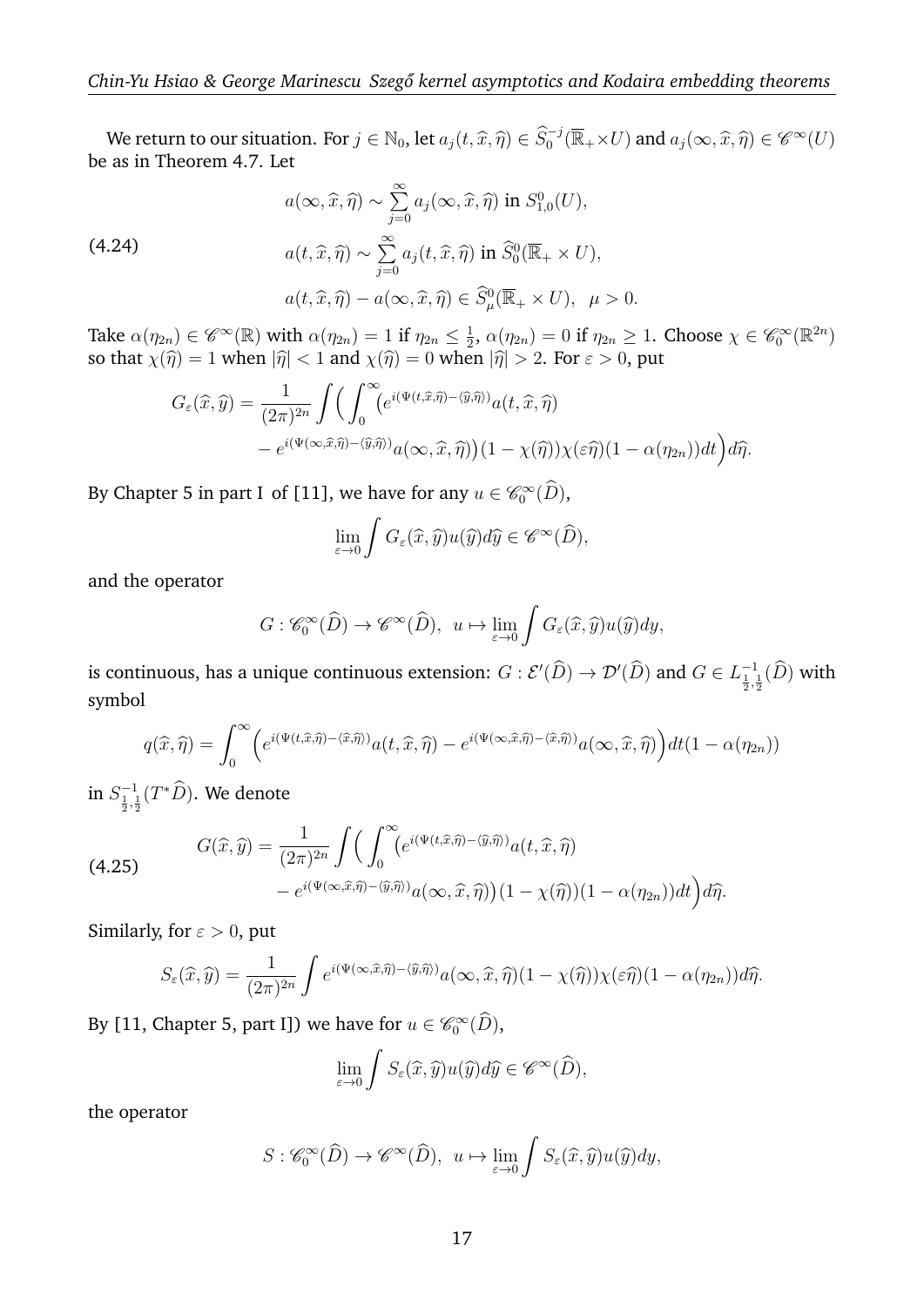We return to our situation. For $j \in \mathbb{N}_0$, let $a_j(t, \widehat{x}, \widehat{\eta}) \in \widehat{S}^{-j}_0(\overline{\mathbb{R}}_+ \times U)$ and $a_j(\infty, \widehat{x}, \widehat{\eta}) \in \mathscr{C}^\infty(U)$ be as in Theorem 4.7. Let

$$
\begin{aligned}
& a(\infty, \widehat{x}, \widehat{\eta}) \sim \sum_{j=0}^{\infty} a_j(\infty, \widehat{x}, \widehat{\eta}) \text{ in } S^0_{1,0}(U), \\
& a(t, \widehat{x}, \widehat{\eta}) \sim \sum_{j=0}^{\infty} a_j(t, \widehat{x}, \widehat{\eta}) \text{ in } \widehat{S}^0_0(\overline{\mathbb{R}}_+ \times U), \\
& a(t, \widehat{x}, \widehat{\eta}) - a(\infty, \widehat{x}, \widehat{\eta}) \in \widehat{S}^0_\mu(\overline{\mathbb{R}}_+ \times U), \;\; \mu > 0.
\end{aligned}
\tag{4.24}
$$

Take $\alpha(\eta_{2n}) \in \mathscr{C}^\infty(\mathbb{R})$ with $\alpha(\eta_{2n}) = 1$ if $\eta_{2n} \leq \frac{1}{2}$, $\alpha(\eta_{2n}) = 0$ if $\eta_{2n} \geq 1$. Choose $\chi \in \mathscr{C}^\infty_0(\mathbb{R}^{2n})$ so that $\chi(\widehat{\eta}) = 1$ when $|\widehat{\eta}| < 1$ and $\chi(\widehat{\eta}) = 0$ when $|\widehat{\eta}| > 2$. For $\varepsilon > 0$, put

$$
\begin{aligned}
G_\varepsilon(\widehat{x}, \widehat{y}) = \frac{1}{(2\pi)^{2n}} \int \Big( \int_0^\infty & \big( e^{i(\Psi(t,\widehat{x},\widehat{\eta}) - \langle \widehat{y}, \widehat{\eta} \rangle)} a(t, \widehat{x}, \widehat{\eta}) \\
& - e^{i(\Psi(\infty,\widehat{x},\widehat{\eta}) - \langle \widehat{y}, \widehat{\eta} \rangle)} a(\infty, \widehat{x}, \widehat{\eta}) \big) (1 - \chi(\widehat{\eta})) \chi(\varepsilon \widehat{\eta}) (1 - \alpha(\eta_{2n})) dt \Big) d\widehat{\eta}.
\end{aligned}
$$

By Chapter 5 in part I of [11], we have for any $u \in \mathscr{C}^\infty_0(\widehat{D})$,

$$
\lim_{\varepsilon \to 0} \int G_\varepsilon(\widehat{x}, \widehat{y}) u(\widehat{y}) d\widehat{y} \in \mathscr{C}^\infty(\widehat{D}),
$$

and the operator

$$
G : \mathscr{C}^\infty_0(\widehat{D}) \to \mathscr{C}^\infty(\widehat{D}), \;\; u \mapsto \lim_{\varepsilon \to 0} \int G_\varepsilon(\widehat{x}, \widehat{y}) u(\widehat{y}) dy,
$$

is continuous, has a unique continuous extension: $G : \mathcal{E}'(\widehat{D}) \to \mathcal{D}'(\widehat{D})$ and $G \in L^{-1}_{\frac{1}{2},\frac{1}{2}}(\widehat{D})$ with symbol

$$
q(\widehat{x}, \widehat{\eta}) = \int_0^\infty \Big( e^{i(\Psi(t,\widehat{x},\widehat{\eta}) - \langle \widehat{x}, \widehat{\eta} \rangle)} a(t, \widehat{x}, \widehat{\eta}) - e^{i(\Psi(\infty,\widehat{x},\widehat{\eta}) - \langle \widehat{x}, \widehat{\eta} \rangle)} a(\infty, \widehat{x}, \widehat{\eta}) \Big) dt (1 - \alpha(\eta_{2n}))
$$

in $S^{-1}_{\frac{1}{2},\frac{1}{2}}(T^*\widehat{D})$. We denote

$$
\begin{aligned}
G(\widehat{x}, \widehat{y}) = \frac{1}{(2\pi)^{2n}} \int \Big( \int_0^\infty & \big( e^{i(\Psi(t,\widehat{x},\widehat{\eta}) - \langle \widehat{y}, \widehat{\eta} \rangle)} a(t, \widehat{x}, \widehat{\eta}) \\
& - e^{i(\Psi(\infty,\widehat{x},\widehat{\eta}) - \langle \widehat{y}, \widehat{\eta} \rangle)} a(\infty, \widehat{x}, \widehat{\eta}) \big) (1 - \chi(\widehat{\eta})) (1 - \alpha(\eta_{2n})) dt \Big) d\widehat{\eta}.
\end{aligned}
\tag{4.25}
$$

Similarly, for $\varepsilon > 0$, put

$$
S_\varepsilon(\widehat{x}, \widehat{y}) = \frac{1}{(2\pi)^{2n}} \int e^{i(\Psi(\infty,\widehat{x},\widehat{\eta}) - \langle \widehat{y}, \widehat{\eta} \rangle)} a(\infty, \widehat{x}, \widehat{\eta}) (1 - \chi(\widehat{\eta})) \chi(\varepsilon \widehat{\eta}) (1 - \alpha(\eta_{2n})) d\widehat{\eta}.
$$

By [11, Chapter 5, part I]) we have for $u \in \mathscr{C}^\infty_0(\widehat{D})$,

$$
\lim_{\varepsilon \to 0} \int S_\varepsilon(\widehat{x}, \widehat{y}) u(\widehat{y}) d\widehat{y} \in \mathscr{C}^\infty(\widehat{D}),
$$

the operator

$$
S : \mathscr{C}^\infty_0(\widehat{D}) \to \mathscr{C}^\infty(\widehat{D}), \;\; u \mapsto \lim_{\varepsilon \to 0} \int S_\varepsilon(\widehat{x}, \widehat{y}) u(\widehat{y}) dy,
$$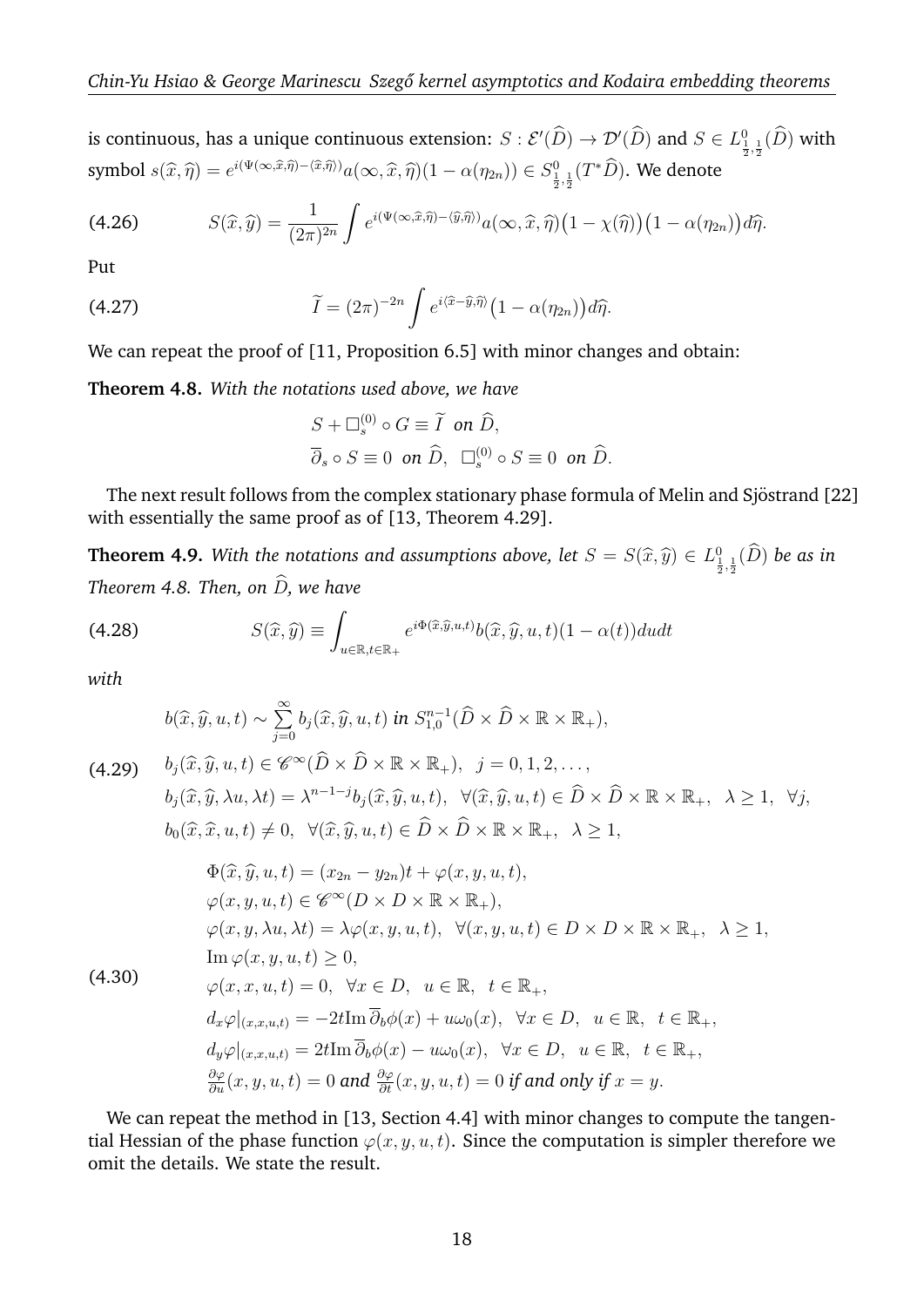is continuous, has a unique continuous extension: $S : \mathscr{E}'(\widehat{D}) \to \mathscr{D}'(\widehat{D})$ and $S \in L^0_{\frac{1}{2},\frac{1}{2}}(\widehat{D})$ with symbol $s(\widehat{x},\widehat{\eta}) = e^{i(\Psi(\infty,\widehat{x},\widehat{\eta})-\langle \widehat{x},\widehat{\eta}\rangle)}a(\infty,\widehat{x},\widehat{\eta})(1-\alpha(\eta_{2n})) \in S^0_{\frac{1}{2},\frac{1}{2}}(T^*\widehat{D})$. We denote

$$
S(\widehat{x},\widehat{y}) = \frac{1}{(2\pi)^{2n}}\int e^{i(\Psi(\infty,\widehat{x},\widehat{\eta})-\langle \widehat{y},\widehat{\eta}\rangle)}a(\infty,\widehat{x},\widehat{\eta})\big(1-\chi(\widehat{\eta})\big)\big(1-\alpha(\eta_{2n})\big)d\widehat{\eta}. \tag{4.26}
$$

Put

$$
\widetilde{I} = (2\pi)^{-2n}\int e^{i\langle \widehat{x}-\widehat{y},\widehat{\eta}\rangle}\big(1-\alpha(\eta_{2n})\big)d\widehat{\eta}. \tag{4.27}
$$

We can repeat the proof of [11, Proposition 6.5] with minor changes and obtain:

**Theorem 4.8.** *With the notations used above, we have*

$$
\begin{gathered}
S + \Box^{(0)}_s \circ G \equiv \widetilde{I} \ \text{ on } \widehat{D},\\
\overline{\partial}_s \circ S \equiv 0 \ \text{ on } \widehat{D},\ \ \Box^{(0)}_s \circ S \equiv 0 \ \text{ on } \widehat{D}.
\end{gathered}
$$

The next result follows from the complex stationary phase formula of Melin and Sjöstrand [22] with essentially the same proof as of [13, Theorem 4.29].

**Theorem 4.9.** *With the notations and assumptions above, let $S = S(\widehat{x},\widehat{y}) \in L^0_{\frac{1}{2},\frac{1}{2}}(\widehat{D})$ be as in Theorem 4.8. Then, on $\widehat{D}$, we have*

$$
S(\widehat{x},\widehat{y}) \equiv \int_{u\in\mathbb{R},t\in\mathbb{R}_+} e^{i\Phi(\widehat{x},\widehat{y},u,t)}b(\widehat{x},\widehat{y},u,t)(1-\alpha(t))dudt \tag{4.28}
$$

*with*

$$
\begin{aligned}
& b(\widehat{x},\widehat{y},u,t) \sim \sum_{j=0}^{\infty} b_j(\widehat{x},\widehat{y},u,t) \text{ in } S^{n-1}_{1,0}(\widehat{D}\times\widehat{D}\times\mathbb{R}\times\mathbb{R}_+),\\
& b_j(\widehat{x},\widehat{y},u,t) \in \mathscr{C}^\infty(\widehat{D}\times\widehat{D}\times\mathbb{R}\times\mathbb{R}_+),\ \ j=0,1,2,\ldots,\\
& b_j(\widehat{x},\widehat{y},\lambda u,\lambda t) = \lambda^{n-1-j}b_j(\widehat{x},\widehat{y},u,t),\ \ \forall(\widehat{x},\widehat{y},u,t)\in\widehat{D}\times\widehat{D}\times\mathbb{R}\times\mathbb{R}_+,\ \ \lambda\geq 1,\ \ \forall j,\\
& b_0(\widehat{x},\widehat{x},u,t) \neq 0,\ \ \forall(\widehat{x},\widehat{y},u,t)\in\widehat{D}\times\widehat{D}\times\mathbb{R}\times\mathbb{R}_+,\ \ \lambda\geq 1,
\end{aligned} \tag{4.29}
$$

$$
\begin{aligned}
& \Phi(\widehat{x},\widehat{y},u,t) = (x_{2n}-y_{2n})t + \varphi(x,y,u,t),\\
& \varphi(x,y,u,t) \in \mathscr{C}^\infty(D\times D\times\mathbb{R}\times\mathbb{R}_+),\\
& \varphi(x,y,\lambda u,\lambda t) = \lambda\varphi(x,y,u,t),\ \ \forall(x,y,u,t)\in D\times D\times\mathbb{R}\times\mathbb{R}_+,\ \ \lambda\geq 1,\\
& \operatorname{Im}\varphi(x,y,u,t) \geq 0,\\
& \varphi(x,x,u,t) = 0,\ \ \forall x\in D,\ \ u\in\mathbb{R},\ \ t\in\mathbb{R}_+,\\
& d_x\varphi|_{(x,x,u,t)} = -2t\operatorname{Im}\overline{\partial}_b\phi(x) + u\omega_0(x),\ \ \forall x\in D,\ \ u\in\mathbb{R},\ \ t\in\mathbb{R}_+,\\
& d_y\varphi|_{(x,x,u,t)} = 2t\operatorname{Im}\overline{\partial}_b\phi(x) - u\omega_0(x),\ \ \forall x\in D,\ \ u\in\mathbb{R},\ \ t\in\mathbb{R}_+,\\
& \tfrac{\partial\varphi}{\partial u}(x,y,u,t) = 0 \text{ and } \tfrac{\partial\varphi}{\partial t}(x,y,u,t) = 0 \text{ if and only if } x=y.
\end{aligned} \tag{4.30}
$$

We can repeat the method in [13, Section 4.4] with minor changes to compute the tangential Hessian of the phase function $\varphi(x,y,u,t)$. Since the computation is simpler therefore we omit the details. We state the result.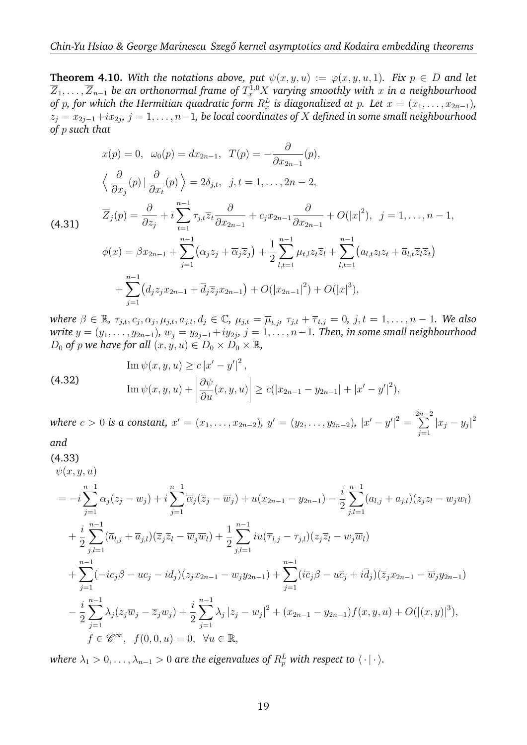**Theorem 4.10.** *With the notations above, put $\psi(x,y,u) := \varphi(x,y,u,1)$. Fix $p \in D$ and let $\overline{Z}_1,\ldots,\overline{Z}_{n-1}$ be an orthonormal frame of $T^{1,0}_x X$ varying smoothly with $x$ in a neighbourhood of $p$, for which the Hermitian quadratic form $R^L_x$ is diagonalized at $p$. Let $x=(x_1,\ldots,x_{2n-1})$, $z_j = x_{2j-1}+ix_{2j}$, $j=1,\ldots,n-1$, be local coordinates of $X$ defined in some small neighbourhood of $p$ such that*

$$
\begin{aligned}
&x(p)=0,\ \ \omega_0(p)=dx_{2n-1},\ \ T(p)=-\frac{\partial}{\partial x_{2n-1}}(p),\\
&\Big\langle \frac{\partial}{\partial x_j}(p)\,|\,\frac{\partial}{\partial x_t}(p)\Big\rangle = 2\delta_{j,t},\ \ j,t=1,\ldots,2n-2,\\
&\overline{Z}_j(p)=\frac{\partial}{\partial z_j}+i\sum_{t=1}^{n-1}\tau_{j,t}\overline{z}_t\frac{\partial}{\partial x_{2n-1}}+c_jx_{2n-1}\frac{\partial}{\partial x_{2n-1}}+O(|x|^2),\ \ j=1,\ldots,n-1,\\
&\phi(x)=\beta x_{2n-1}+\sum_{j=1}^{n-1}\big(\alpha_j z_j+\overline{\alpha}_j\overline{z}_j\big)+\frac{1}{2}\sum_{l,t=1}^{n-1}\mu_{t,l}z_t\overline{z}_l+\sum_{l,t=1}^{n-1}\big(a_{l,t}z_lz_t+\overline{a}_{l,t}\overline{z}_l\overline{z}_t\big)\\
&\qquad+\sum_{j=1}^{n-1}\big(d_jz_jx_{2n-1}+\overline{d}_j\overline{z}_jx_{2n-1}\big)+O(|x_{2n-1}|^2)+O(|x|^3),
\end{aligned}
\tag{4.31}
$$

*where $\beta\in\mathbb{R}$, $\tau_{j,t},c_j,\alpha_j,\mu_{j,t},a_{j,t},d_j\in\mathbb{C}$, $\mu_{j,t}=\overline{\mu}_{t,j}$, $\tau_{j,t}+\overline{\tau}_{t,j}=0$, $j,t=1,\ldots,n-1$. We also write $y=(y_1,\ldots,y_{2n-1})$, $w_j=y_{2j-1}+iy_{2j}$, $j=1,\ldots,n-1$. Then, in some small neighbourhood $D_0$ of $p$ we have for all $(x,y,u)\in D_0\times D_0\times\mathbb{R}$,*

$$
\begin{aligned}
&\operatorname{Im}\psi(x,y,u)\geq c\,|x'-y'|^2,\\
&\operatorname{Im}\psi(x,y,u)+\left|\frac{\partial\psi}{\partial u}(x,y,u)\right|\geq c(|x_{2n-1}-y_{2n-1}|+|x'-y'|^2),
\end{aligned}
\tag{4.32}
$$

*where $c>0$ is a constant, $x'=(x_1,\ldots,x_{2n-2})$, $y'=(y_2,\ldots,y_{2n-2})$, $|x'-y'|^2=\sum\limits_{j=1}^{2n-2}|x_j-y_j|^2$ and*

$$
\begin{aligned}
&\psi(x,y,u)\\
&=-i\sum_{j=1}^{n-1}\alpha_j(z_j-w_j)+i\sum_{j=1}^{n-1}\overline{\alpha}_j(\overline{z}_j-\overline{w}_j)+u(x_{2n-1}-y_{2n-1})-\frac{i}{2}\sum_{j,l=1}^{n-1}(a_{l,j}+a_{j,l})(z_jz_l-w_jw_l)\\
&\quad+\frac{i}{2}\sum_{j,l=1}^{n-1}(\overline{a}_{l,j}+\overline{a}_{j,l})(\overline{z}_j\overline{z}_l-\overline{w}_j\overline{w}_l)+\frac{1}{2}\sum_{j,l=1}^{n-1}iu(\overline{\tau}_{l,j}-\tau_{j,l})(z_j\overline{z}_l-w_j\overline{w}_l)\\
&\quad+\sum_{j=1}^{n-1}(-ic_j\beta-uc_j-id_j)(z_jx_{2n-1}-w_jy_{2n-1})+\sum_{j=1}^{n-1}(i\overline{c}_j\beta-u\overline{c}_j+i\overline{d}_j)(\overline{z}_jx_{2n-1}-\overline{w}_jy_{2n-1})\\
&\quad-\frac{i}{2}\sum_{j=1}^{n-1}\lambda_j(z_j\overline{w}_j-\overline{z}_jw_j)+\frac{i}{2}\sum_{j=1}^{n-1}\lambda_j\,|z_j-w_j|^2+(x_{2n-1}-y_{2n-1})f(x,y,u)+O(|(x,y)|^3),\\
&\qquad f\in\mathscr{C}^\infty,\ \ f(0,0,u)=0,\ \ \forall u\in\mathbb{R},
\end{aligned}
\tag{4.33}
$$

*where $\lambda_1>0,\ldots,\lambda_{n-1}>0$ are the eigenvalues of $R^L_p$ with respect to $\langle\cdot\,|\,\cdot\rangle$.*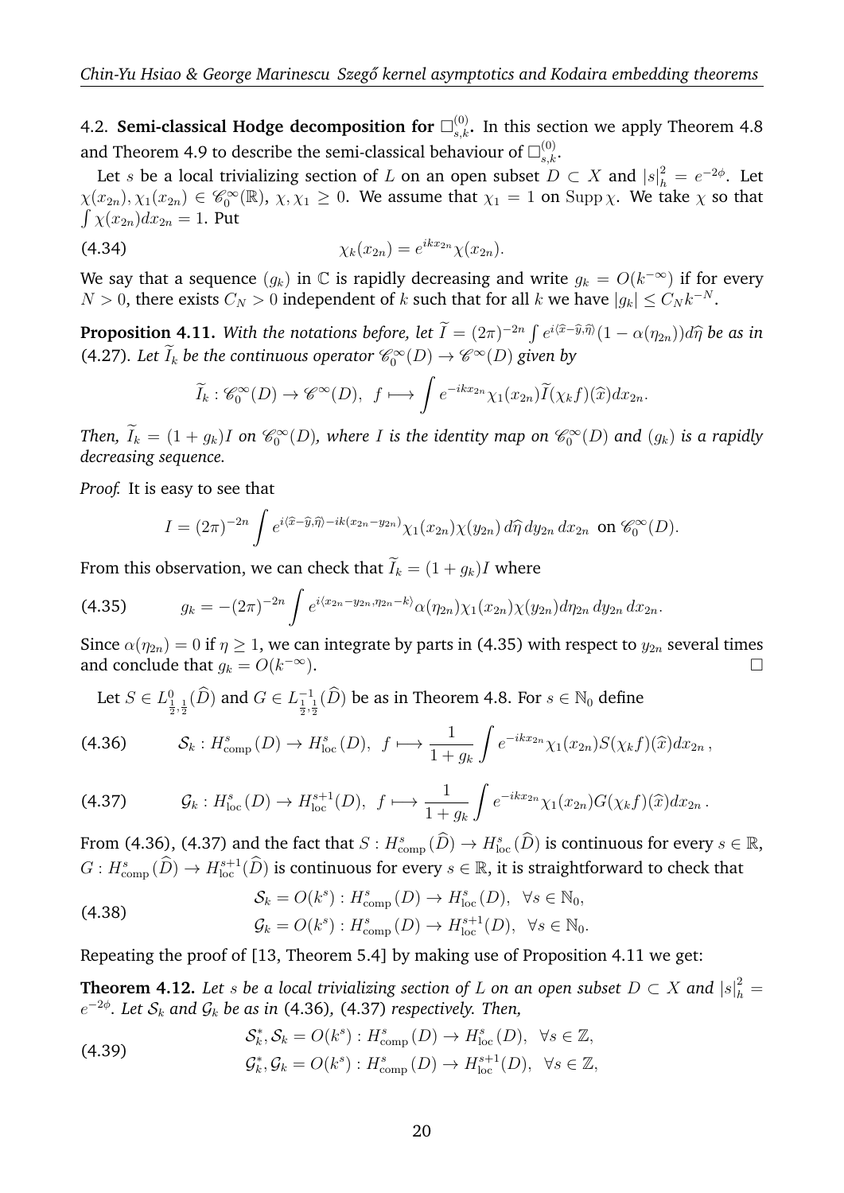4.2. **Semi-classical Hodge decomposition for $\Box^{(0)}_{s,k}$.** In this section we apply Theorem 4.8 and Theorem 4.9 to describe the semi-classical behaviour of $\Box^{(0)}_{s,k}$.

Let $s$ be a local trivializing section of $L$ on an open subset $D \subset X$ and $|s|^2_h = e^{-2\phi}$. Let $\chi(x_{2n}), \chi_1(x_{2n}) \in \mathscr{C}^\infty_0(\mathbb{R})$, $\chi, \chi_1 \geq 0$. We assume that $\chi_1 = 1$ on $\operatorname{Supp}\chi$. We take $\chi$ so that $\int \chi(x_{2n})dx_{2n} = 1$. Put

$$\chi_k(x_{2n}) = e^{ikx_{2n}}\chi(x_{2n}). \tag{4.34}$$

We say that a sequence $(g_k)$ in $\mathbb{C}$ is rapidly decreasing and write $g_k = O(k^{-\infty})$ if for every $N > 0$, there exists $C_N > 0$ independent of $k$ such that for all $k$ we have $|g_k| \leq C_N k^{-N}$.

**Proposition 4.11.** *With the notations before, let $\widetilde{I} = (2\pi)^{-2n}\int e^{i\langle \widehat{x}-\widehat{y},\widehat{\eta}\rangle}(1-\alpha(\eta_{2n}))d\widehat{\eta}$ be as in (4.27). Let $\widetilde{I}_k$ be the continuous operator $\mathscr{C}^\infty_0(D) \to \mathscr{C}^\infty(D)$ given by*

$$\widetilde{I}_k : \mathscr{C}^\infty_0(D) \to \mathscr{C}^\infty(D),\ \ f \longmapsto \int e^{-ikx_{2n}}\chi_1(x_{2n})\widetilde{I}(\chi_k f)(\widehat{x})dx_{2n}.$$

*Then, $\widetilde{I}_k = (1+g_k)I$ on $\mathscr{C}^\infty_0(D)$, where $I$ is the identity map on $\mathscr{C}^\infty_0(D)$ and $(g_k)$ is a rapidly decreasing sequence.*

*Proof.* It is easy to see that

$$I = (2\pi)^{-2n}\int e^{i\langle \widehat{x}-\widehat{y},\widehat{\eta}\rangle - ik(x_{2n}-y_{2n})}\chi_1(x_{2n})\chi(y_{2n})\,d\widehat{\eta}\,dy_{2n}\,dx_{2n} \ \text{ on } \mathscr{C}^\infty_0(D).$$

From this observation, we can check that $\widetilde{I}_k = (1+g_k)I$ where

$$g_k = -(2\pi)^{-2n}\int e^{i\langle x_{2n}-y_{2n},\eta_{2n}-k\rangle}\alpha(\eta_{2n})\chi_1(x_{2n})\chi(y_{2n})d\eta_{2n}\,dy_{2n}\,dx_{2n}. \tag{4.35}$$

Since $\alpha(\eta_{2n}) = 0$ if $\eta \geq 1$, we can integrate by parts in (4.35) with respect to $y_{2n}$ several times and conclude that $g_k = O(k^{-\infty})$. $\square$

Let $S \in L^0_{\frac{1}{2},\frac{1}{2}}(\widehat{D})$ and $G \in L^{-1}_{\frac{1}{2},\frac{1}{2}}(\widehat{D})$ be as in Theorem 4.8. For $s \in \mathbb{N}_0$ define

$$\mathcal{S}_k : H^s_{\rm comp}(D) \to H^s_{\rm loc}(D),\ \ f \longmapsto \frac{1}{1+g_k}\int e^{-ikx_{2n}}\chi_1(x_{2n})S(\chi_k f)(\widehat{x})dx_{2n}\,, \tag{4.36}$$

$$\mathcal{G}_k : H^s_{\rm loc}(D) \to H^{s+1}_{\rm loc}(D),\ \ f \longmapsto \frac{1}{1+g_k}\int e^{-ikx_{2n}}\chi_1(x_{2n})G(\chi_k f)(\widehat{x})dx_{2n}\,. \tag{4.37}$$

From (4.36), (4.37) and the fact that $S : H^s_{\rm comp}(\widehat{D}) \to H^s_{\rm loc}(\widehat{D})$ is continuous for every $s \in \mathbb{R}$, $G : H^s_{\rm comp}(\widehat{D}) \to H^{s+1}_{\rm loc}(\widehat{D})$ is continuous for every $s \in \mathbb{R}$, it is straightforward to check that

$$\begin{aligned}
&\mathcal{S}_k = O(k^s) : H^s_{\rm comp}(D) \to H^s_{\rm loc}(D),\ \ \forall s \in \mathbb{N}_0,\\
&\mathcal{G}_k = O(k^s) : H^s_{\rm comp}(D) \to H^{s+1}_{\rm loc}(D),\ \ \forall s \in \mathbb{N}_0.
\end{aligned} \tag{4.38}$$

Repeating the proof of [13, Theorem 5.4] by making use of Proposition 4.11 we get:

**Theorem 4.12.** *Let $s$ be a local trivializing section of $L$ on an open subset $D \subset X$ and $|s|^2_h = e^{-2\phi}$. Let $\mathcal{S}_k$ and $\mathcal{G}_k$ be as in (4.36), (4.37) respectively. Then,*

$$\begin{aligned}
&\mathcal{S}^*_k, \mathcal{S}_k = O(k^s) : H^s_{\rm comp}(D) \to H^s_{\rm loc}(D),\ \ \forall s \in \mathbb{Z},\\
&\mathcal{G}^*_k, \mathcal{G}_k = O(k^s) : H^s_{\rm comp}(D) \to H^{s+1}_{\rm loc}(D),\ \ \forall s \in \mathbb{Z},
\end{aligned} \tag{4.39}$$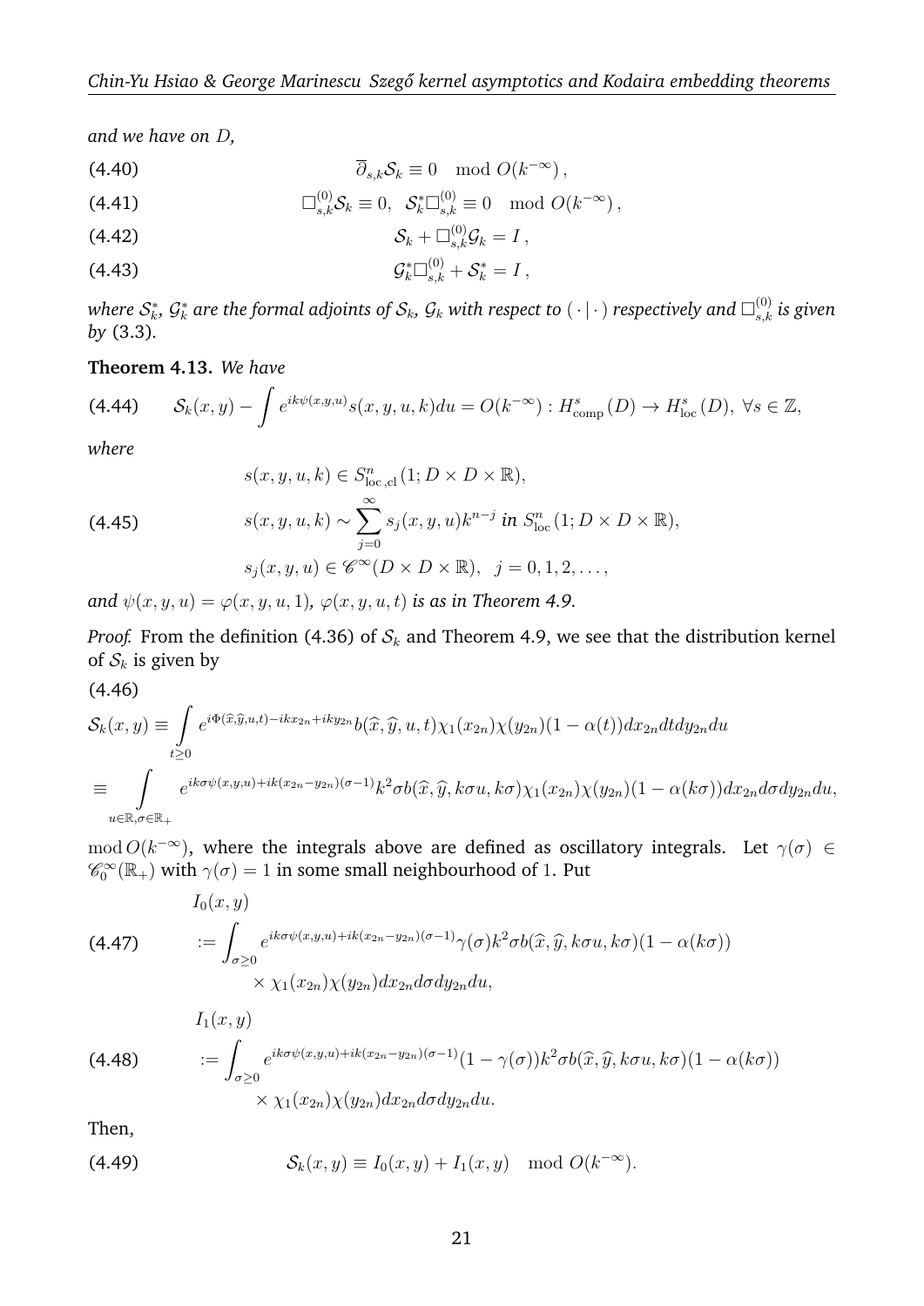*and we have on $D$,*

$$\overline{\partial}_{s,k}\mathcal{S}_k \equiv 0 \mod O(k^{-\infty})\,, \tag{4.40}$$

$$\Box^{(0)}_{s,k}\mathcal{S}_k \equiv 0, \ \ \mathcal{S}^*_k\Box^{(0)}_{s,k} \equiv 0 \mod O(k^{-\infty})\,, \tag{4.41}$$

$$\mathcal{S}_k + \Box^{(0)}_{s,k}\mathcal{G}_k = I\,, \tag{4.42}$$

$$\mathcal{G}^*_k\Box^{(0)}_{s,k} + \mathcal{S}^*_k = I\,, \tag{4.43}$$

*where $\mathcal{S}^*_k$, $\mathcal{G}^*_k$ are the formal adjoints of $\mathcal{S}_k$, $\mathcal{G}_k$ with respect to $(\,\cdot\,|\,\cdot\,)$ respectively and $\Box^{(0)}_{s,k}$ is given by* (3.3)*.*

**Theorem 4.13.** *We have*

$$\mathcal{S}_k(x,y) - \int e^{ik\psi(x,y,u)}s(x,y,u,k)du = O(k^{-\infty}) : H^s_{\rm comp}(D) \to H^s_{\rm loc}(D),\ \forall s\in\mathbb{Z}, \tag{4.44}$$

*where*

$$\begin{aligned}
&s(x,y,u,k) \in S^n_{{\rm loc},{\rm cl}}(1; D\times D\times\mathbb{R}),\\
&s(x,y,u,k) \sim \sum_{j=0}^{\infty} s_j(x,y,u)k^{n-j} \text{ in } S^n_{\rm loc}(1; D\times D\times\mathbb{R}),\\
&s_j(x,y,u) \in \mathscr{C}^\infty(D\times D\times\mathbb{R}),\ \ j=0,1,2,\ldots,
\end{aligned} \tag{4.45}$$

*and $\psi(x,y,u) = \varphi(x,y,u,1)$, $\varphi(x,y,u,t)$ is as in Theorem 4.9.*

*Proof.* From the definition (4.36) of $\mathcal{S}_k$ and Theorem 4.9, we see that the distribution kernel of $\mathcal{S}_k$ is given by

$$\begin{aligned}
&\mathcal{S}_k(x,y) \equiv \int_{t\geq 0} e^{i\Phi(\widehat{x},\widehat{y},u,t)-ikx_{2n}+iky_{2n}}b(\widehat{x},\widehat{y},u,t)\chi_1(x_{2n})\chi(y_{2n})(1-\alpha(t))dx_{2n}dtdy_{2n}du\\
&\equiv \int_{u\in\mathbb{R},\sigma\in\mathbb{R}_+} e^{ik\sigma\psi(x,y,u)+ik(x_{2n}-y_{2n})(\sigma-1)}k^2\sigma b(\widehat{x},\widehat{y},k\sigma u,k\sigma)\chi_1(x_{2n})\chi(y_{2n})(1-\alpha(k\sigma))dx_{2n}d\sigma dy_{2n}du,
\end{aligned} \tag{4.46}$$

$\mod O(k^{-\infty})$, where the integrals above are defined as oscillatory integrals. Let $\gamma(\sigma) \in \mathscr{C}^\infty_0(\mathbb{R}_+)$ with $\gamma(\sigma)=1$ in some small neighbourhood of $1$. Put

$$\begin{aligned}
&I_0(x,y)\\
&:= \int_{\sigma\geq 0} e^{ik\sigma\psi(x,y,u)+ik(x_{2n}-y_{2n})(\sigma-1)}\gamma(\sigma)k^2\sigma b(\widehat{x},\widehat{y},k\sigma u,k\sigma)(1-\alpha(k\sigma))\\
&\qquad\times \chi_1(x_{2n})\chi(y_{2n})dx_{2n}d\sigma dy_{2n}du,
\end{aligned} \tag{4.47}$$

$$\begin{aligned}
&I_1(x,y)\\
&:= \int_{\sigma\geq 0} e^{ik\sigma\psi(x,y,u)+ik(x_{2n}-y_{2n})(\sigma-1)}(1-\gamma(\sigma))k^2\sigma b(\widehat{x},\widehat{y},k\sigma u,k\sigma)(1-\alpha(k\sigma))\\
&\qquad\times \chi_1(x_{2n})\chi(y_{2n})dx_{2n}d\sigma dy_{2n}du.
\end{aligned} \tag{4.48}$$

Then,

$$\mathcal{S}_k(x,y) \equiv I_0(x,y) + I_1(x,y) \mod O(k^{-\infty}). \tag{4.49}$$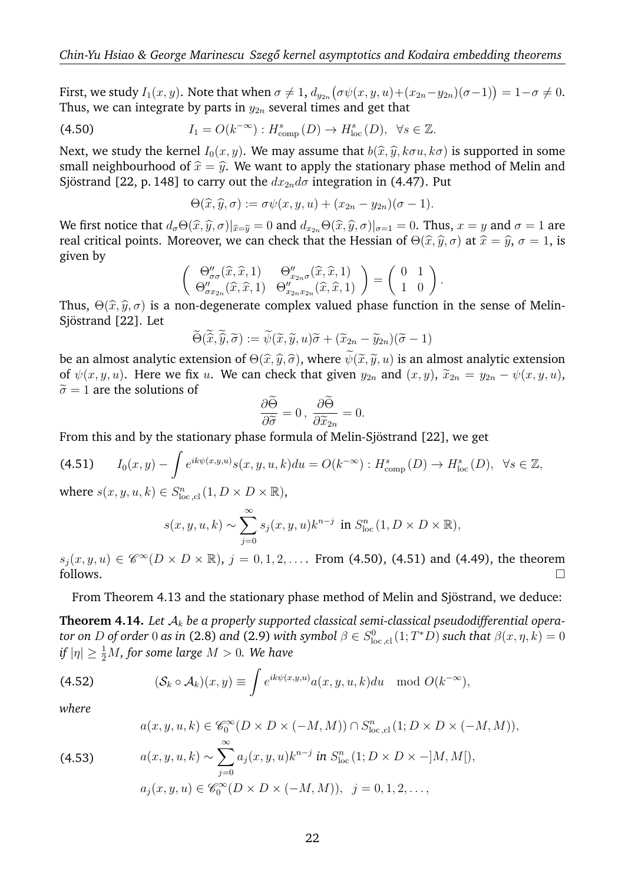First, we study $I_1(x,y)$. Note that when $\sigma \neq 1$, $d_{y_{2n}}\big(\sigma\psi(x,y,u)+(x_{2n}-y_{2n})(\sigma-1)\big) = 1-\sigma \neq 0$. Thus, we can integrate by parts in $y_{2n}$ several times and get that

$$I_1 = O(k^{-\infty}) : H^s_{\mathrm{comp}}(D) \to H^s_{\mathrm{loc}}(D), \ \ \forall s \in \mathbb{Z}. \tag{4.50}$$

Next, we study the kernel $I_0(x,y)$. We may assume that $b(\widehat{x},\widehat{y},k\sigma u,k\sigma)$ is supported in some small neighbourhood of $\widehat{x}=\widehat{y}$. We want to apply the stationary phase method of Melin and Sjöstrand [22, p. 148] to carry out the $dx_{2n}d\sigma$ integration in (4.47). Put

$$\Theta(\widehat{x},\widehat{y},\sigma) := \sigma\psi(x,y,u)+(x_{2n}-y_{2n})(\sigma-1).$$

We first notice that $d_\sigma\Theta(\widehat{x},\widehat{y},\sigma)|_{\widehat{x}=\widehat{y}} = 0$ and $d_{x_{2n}}\Theta(\widehat{x},\widehat{y},\sigma)|_{\sigma=1}=0$. Thus, $x=y$ and $\sigma=1$ are real critical points. Moreover, we can check that the Hessian of $\Theta(\widehat{x},\widehat{y},\sigma)$ at $\widehat{x}=\widehat{y}$, $\sigma=1$, is given by

$$\begin{pmatrix} \Theta''_{\sigma\sigma}(\widehat{x},\widehat{x},1) & \Theta''_{x_{2n}\sigma}(\widehat{x},\widehat{x},1) \\ \Theta''_{\sigma x_{2n}}(\widehat{x},\widehat{x},1) & \Theta''_{x_{2n}x_{2n}}(\widehat{x},\widehat{x},1) \end{pmatrix} = \begin{pmatrix} 0 & 1 \\ 1 & 0 \end{pmatrix}.$$

Thus, $\Theta(\widehat{x},\widehat{y},\sigma)$ is a non-degenerate complex valued phase function in the sense of Melin-Sjöstrand [22]. Let

$$\widetilde{\Theta}(\widetilde{\widehat{x}},\widetilde{\widehat{y}},\widetilde{\sigma}) := \widetilde{\psi}(\widetilde{x},\widetilde{y},u)\widetilde{\sigma}+(\widetilde{x}_{2n}-\widetilde{y}_{2n})(\widetilde{\sigma}-1)$$

be an almost analytic extension of $\Theta(\widehat{x},\widehat{y},\widehat{\sigma})$, where $\widetilde{\psi}(\widetilde{x},\widetilde{y},u)$ is an almost analytic extension of $\psi(x,y,u)$. Here we fix $u$. We can check that given $y_{2n}$ and $(x,y)$, $\widetilde{x}_{2n}=y_{2n}-\psi(x,y,u)$, $\widetilde{\sigma}=1$ are the solutions of

$$\frac{\partial\widetilde{\Theta}}{\partial\widetilde{\sigma}}=0\,,\ \frac{\partial\widetilde{\Theta}}{\partial\widetilde{x}_{2n}}=0.$$

From this and by the stationary phase formula of Melin-Sjöstrand [22], we get

$$I_0(x,y)-\int e^{ik\psi(x,y,u)}s(x,y,u,k)du = O(k^{-\infty}) : H^s_{\mathrm{comp}}(D)\to H^s_{\mathrm{loc}}(D), \ \ \forall s\in\mathbb{Z}, \tag{4.51}$$

where $s(x,y,u,k)\in S^n_{\mathrm{loc\,,cl}}(1,D\times D\times\mathbb{R})$,

$$s(x,y,u,k)\sim\sum_{j=0}^{\infty}s_j(x,y,u)k^{n-j} \ \text{ in } S^n_{\mathrm{loc}}(1,D\times D\times\mathbb{R}),$$

$s_j(x,y,u)\in\mathscr{C}^\infty(D\times D\times\mathbb{R})$, $j=0,1,2,\ldots$. From (4.50), (4.51) and (4.49), the theorem follows. $\square$

From Theorem 4.13 and the stationary phase method of Melin and Sjöstrand, we deduce:

**Theorem 4.14.** *Let $\mathcal{A}_k$ be a properly supported classical semi-classical pseudodifferential operator on $D$ of order $0$ as in* (2.8) *and* (2.9) *with symbol $\beta\in S^0_{\mathrm{loc\,,cl}}(1;T^*D)$ such that $\beta(x,\eta,k)=0$ if $|\eta|\geq\frac{1}{2}M$, for some large $M>0$. We have*

$$(\mathcal{S}_k\circ\mathcal{A}_k)(x,y)\equiv\int e^{ik\psi(x,y,u)}a(x,y,u,k)du \mod O(k^{-\infty}), \tag{4.52}$$

*where*

$$\begin{aligned} & a(x,y,u,k)\in\mathscr{C}^\infty_0(D\times D\times(-M,M))\cap S^n_{\mathrm{loc\,,cl}}(1;D\times D\times(-M,M)), \\ & a(x,y,u,k)\sim\sum_{j=0}^{\infty}a_j(x,y,u)k^{n-j} \text{ in } S^n_{\mathrm{loc}}(1;D\times D\times-]M,M[), \\ & a_j(x,y,u)\in\mathscr{C}^\infty_0(D\times D\times(-M,M)), \ \ j=0,1,2,\ldots, \end{aligned} \tag{4.53}$$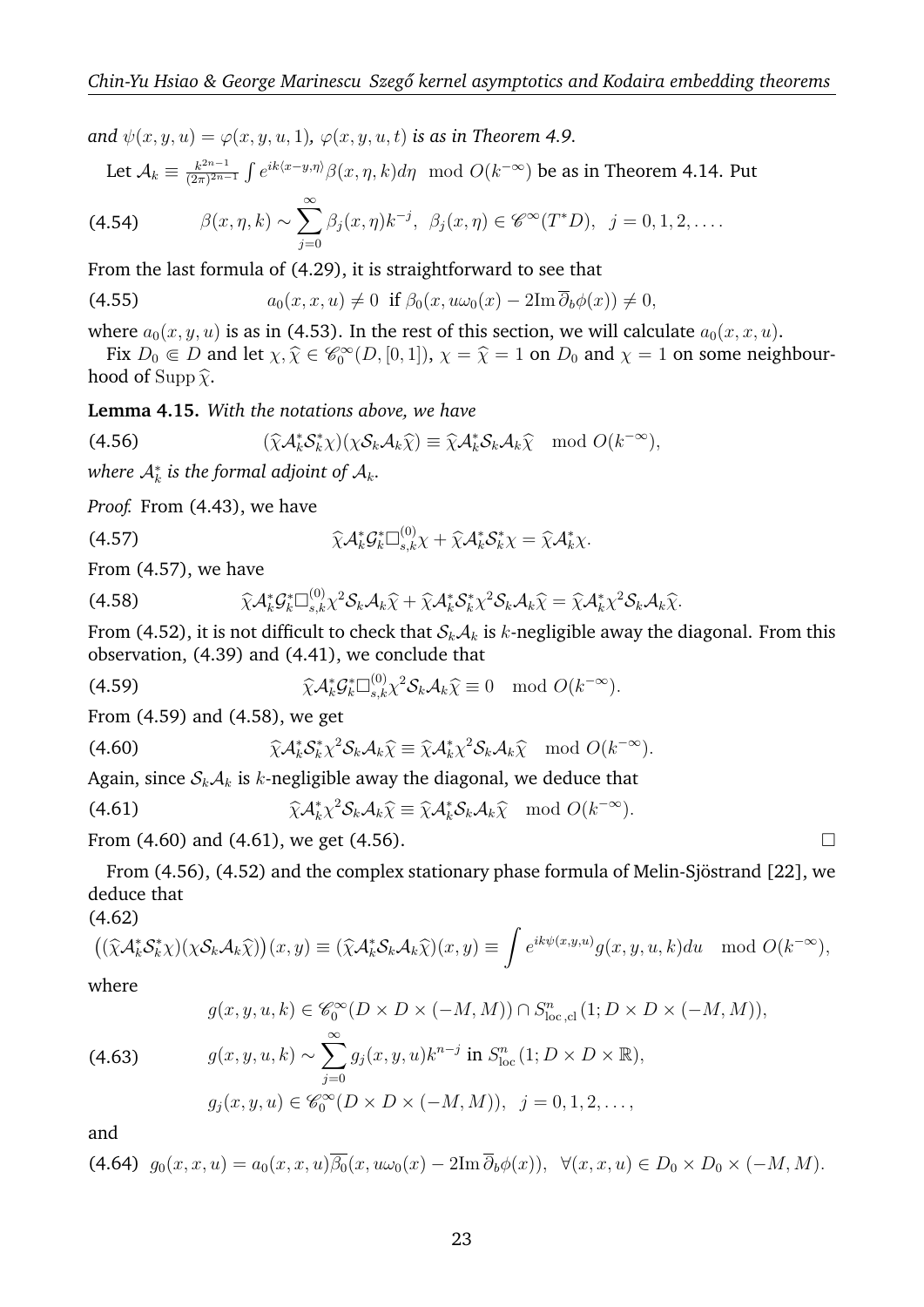*and* $\psi(x,y,u)=\varphi(x,y,u,1)$*,* $\varphi(x,y,u,t)$ *is as in Theorem 4.9.*

Let $\mathcal{A}_k \equiv \frac{k^{2n-1}}{(2\pi)^{2n-1}}\int e^{ik\langle x-y,\eta\rangle}\beta(x,\eta,k)d\eta \mod O(k^{-\infty})$ be as in Theorem 4.14. Put

$$\beta(x,\eta,k)\sim\sum_{j=0}^{\infty}\beta_j(x,\eta)k^{-j},\ \ \beta_j(x,\eta)\in\mathscr{C}^\infty(T^*D),\ \ j=0,1,2,\ldots. \tag{4.54}$$

From the last formula of (4.29), it is straightforward to see that

$$a_0(x,x,u)\neq 0\ \text{ if } \beta_0(x,u\omega_0(x)-2\mathrm{Im}\,\overline{\partial}_b\phi(x))\neq 0, \tag{4.55}$$

where $a_0(x,y,u)$ is as in (4.53). In the rest of this section, we will calculate $a_0(x,x,u)$.

Fix $D_0\Subset D$ and let $\chi,\widehat{\chi}\in\mathscr{C}^\infty_0(D,[0,1])$, $\chi=\widehat{\chi}=1$ on $D_0$ and $\chi=1$ on some neighbourhood of $\mathrm{Supp}\,\widehat{\chi}$.

**Lemma 4.15.** *With the notations above, we have*

$$(\widehat{\chi}\mathcal{A}^*_k\mathcal{S}^*_k\chi)(\chi\mathcal{S}_k\mathcal{A}_k\widehat{\chi})\equiv\widehat{\chi}\mathcal{A}^*_k\mathcal{S}_k\mathcal{A}_k\widehat{\chi}\mod O(k^{-\infty}), \tag{4.56}$$

*where $\mathcal{A}^*_k$ is the formal adjoint of $\mathcal{A}_k$.*

*Proof.* From (4.43), we have

$$\widehat{\chi}\mathcal{A}^*_k\mathcal{G}^*_k\Box^{(0)}_{s,k}\chi+\widehat{\chi}\mathcal{A}^*_k\mathcal{S}^*_k\chi=\widehat{\chi}\mathcal{A}^*_k\chi. \tag{4.57}$$

From (4.57), we have

$$\widehat{\chi}\mathcal{A}^*_k\mathcal{G}^*_k\Box^{(0)}_{s,k}\chi^2\mathcal{S}_k\mathcal{A}_k\widehat{\chi}+\widehat{\chi}\mathcal{A}^*_k\mathcal{S}^*_k\chi^2\mathcal{S}_k\mathcal{A}_k\widehat{\chi}=\widehat{\chi}\mathcal{A}^*_k\chi^2\mathcal{S}_k\mathcal{A}_k\widehat{\chi}. \tag{4.58}$$

From (4.52), it is not difficult to check that $\mathcal{S}_k\mathcal{A}_k$ is $k$-negligible away the diagonal. From this observation, (4.39) and (4.41), we conclude that

$$\widehat{\chi}\mathcal{A}^*_k\mathcal{G}^*_k\Box^{(0)}_{s,k}\chi^2\mathcal{S}_k\mathcal{A}_k\widehat{\chi}\equiv 0\mod O(k^{-\infty}). \tag{4.59}$$

From (4.59) and (4.58), we get

$$\widehat{\chi}\mathcal{A}^*_k\mathcal{S}^*_k\chi^2\mathcal{S}_k\mathcal{A}_k\widehat{\chi}\equiv\widehat{\chi}\mathcal{A}^*_k\chi^2\mathcal{S}_k\mathcal{A}_k\widehat{\chi}\mod O(k^{-\infty}). \tag{4.60}$$

Again, since $\mathcal{S}_k\mathcal{A}_k$ is $k$-negligible away the diagonal, we deduce that

$$\widehat{\chi}\mathcal{A}^*_k\chi^2\mathcal{S}_k\mathcal{A}_k\widehat{\chi}\equiv\widehat{\chi}\mathcal{A}^*_k\mathcal{S}_k\mathcal{A}_k\widehat{\chi}\mod O(k^{-\infty}). \tag{4.61}$$

From (4.60) and (4.61), we get (4.56). $\square$

From (4.56), (4.52) and the complex stationary phase formula of Melin-Sjöstrand [22], we deduce that

$$\big((\widehat{\chi}\mathcal{A}^*_k\mathcal{S}^*_k\chi)(\chi\mathcal{S}_k\mathcal{A}_k\widehat{\chi})\big)(x,y)\equiv(\widehat{\chi}\mathcal{A}^*_k\mathcal{S}_k\mathcal{A}_k\widehat{\chi})(x,y)\equiv\int e^{ik\psi(x,y,u)}g(x,y,u,k)du\mod O(k^{-\infty}), \tag{4.62}$$

where

$$\begin{aligned}
&g(x,y,u,k)\in\mathscr{C}^\infty_0(D\times D\times(-M,M))\cap S^n_{\mathrm{loc,cl}}(1;D\times D\times(-M,M)),\\
&g(x,y,u,k)\sim\sum_{j=0}^{\infty}g_j(x,y,u)k^{n-j}\ \text{in}\ S^n_{\mathrm{loc}}(1;D\times D\times\mathbb{R}),\\
&g_j(x,y,u)\in\mathscr{C}^\infty_0(D\times D\times(-M,M)),\ \ j=0,1,2,\ldots,
\end{aligned} \tag{4.63}$$

and

$$g_0(x,x,u)=a_0(x,x,u)\overline{\beta_0}(x,u\omega_0(x)-2\mathrm{Im}\,\overline{\partial}_b\phi(x)),\ \ \forall(x,x,u)\in D_0\times D_0\times(-M,M). \tag{4.64}$$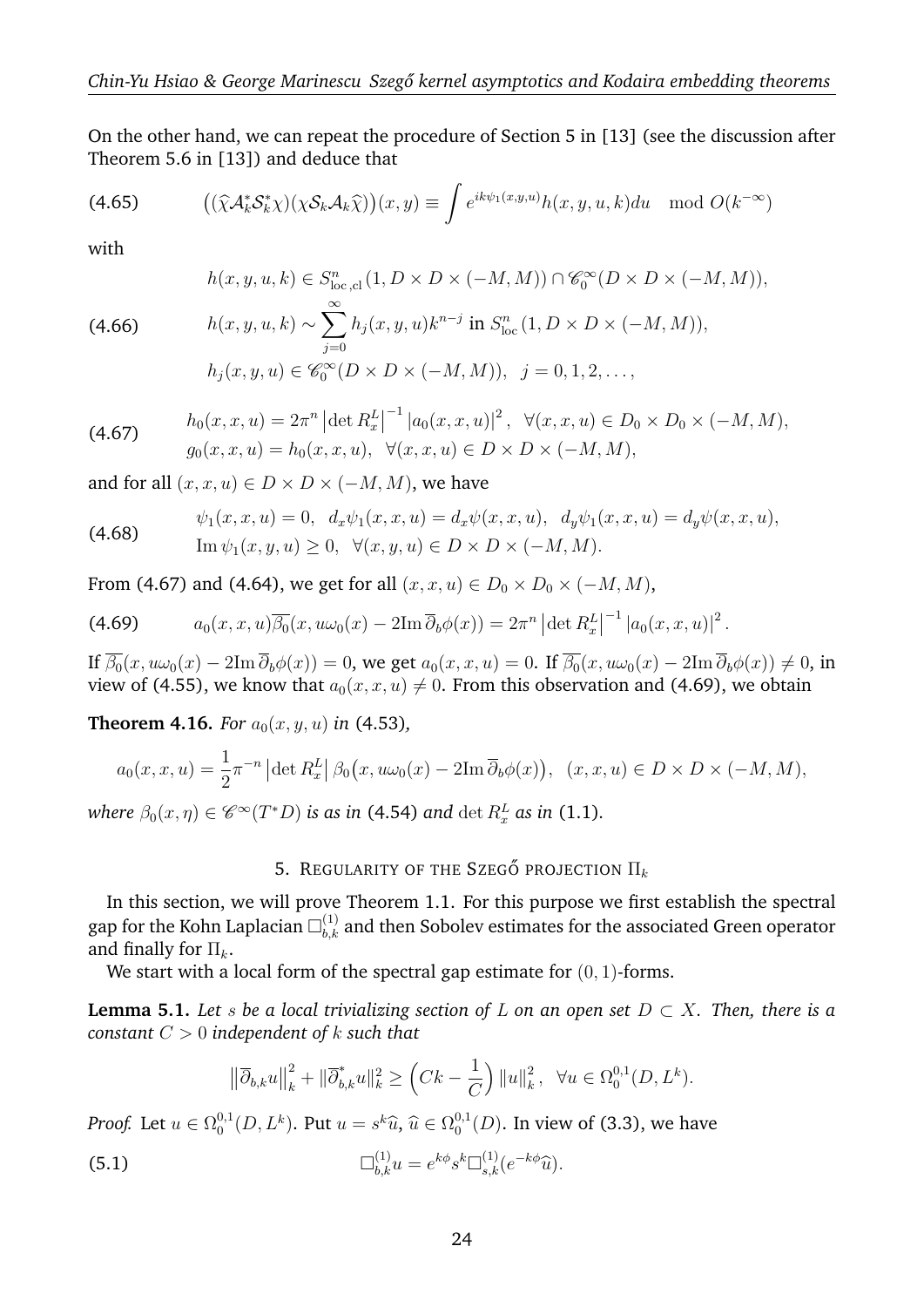On the other hand, we can repeat the procedure of Section 5 in [13] (see the discussion after Theorem 5.6 in [13]) and deduce that

$$\big((\widehat{\chi}\mathcal{A}_k^*\mathcal{S}_k^*\chi)(\chi\mathcal{S}_k\mathcal{A}_k\widehat{\chi})\big)(x,y) \equiv \int e^{ik\psi_1(x,y,u)}h(x,y,u,k)du \mod O(k^{-\infty}) \tag{4.65}$$

with

$$\begin{aligned}
&h(x,y,u,k) \in S^n_{\mathrm{loc,cl}}(1, D\times D\times(-M,M)) \cap \mathscr{C}_0^\infty(D\times D\times(-M,M)),\\
&h(x,y,u,k) \sim \sum_{j=0}^{\infty} h_j(x,y,u)k^{n-j} \text{ in } S^n_{\mathrm{loc}}(1, D\times D\times(-M,M)),\\
&h_j(x,y,u) \in \mathscr{C}_0^\infty(D\times D\times(-M,M)), \quad j=0,1,2,\ldots,
\end{aligned} \tag{4.66}$$

$$\begin{aligned}
&h_0(x,x,u) = 2\pi^n \left|\det R_x^L\right|^{-1} \left|a_0(x,x,u)\right|^2, \quad \forall (x,x,u) \in D_0\times D_0\times(-M,M),\\
&g_0(x,x,u) = h_0(x,x,u), \quad \forall (x,x,u) \in D\times D\times(-M,M),
\end{aligned} \tag{4.67}$$

and for all $(x,x,u) \in D\times D\times(-M,M)$, we have

$$\begin{aligned}
&\psi_1(x,x,u) = 0, \quad d_x\psi_1(x,x,u) = d_x\psi(x,x,u), \quad d_y\psi_1(x,x,u) = d_y\psi(x,x,u),\\
&\mathrm{Im}\,\psi_1(x,y,u) \geq 0, \quad \forall (x,y,u) \in D\times D\times(-M,M).
\end{aligned} \tag{4.68}$$

From (4.67) and (4.64), we get for all $(x,x,u) \in D_0\times D_0\times(-M,M)$,

$$a_0(x,x,u)\overline{\beta_0}(x, u\omega_0(x) - 2\mathrm{Im}\,\overline{\partial}_b\phi(x)) = 2\pi^n \left|\det R_x^L\right|^{-1} \left|a_0(x,x,u)\right|^2. \tag{4.69}$$

If $\overline{\beta_0}(x, u\omega_0(x) - 2\mathrm{Im}\,\overline{\partial}_b\phi(x)) = 0$, we get $a_0(x,x,u) = 0$. If $\overline{\beta_0}(x, u\omega_0(x) - 2\mathrm{Im}\,\overline{\partial}_b\phi(x)) \neq 0$, in view of (4.55), we know that $a_0(x,x,u) \neq 0$. From this observation and (4.69), we obtain

**Theorem 4.16.** *For $a_0(x,y,u)$ in (4.53),*

$$a_0(x,x,u) = \frac{1}{2}\pi^{-n}\left|\det R_x^L\right|\beta_0\big(x, u\omega_0(x) - 2\mathrm{Im}\,\overline{\partial}_b\phi(x)\big), \quad (x,x,u) \in D\times D\times(-M,M),$$

*where $\beta_0(x,\eta) \in \mathscr{C}^\infty(T^*D)$ is as in (4.54) and $\det R_x^L$ as in (1.1).*

## 5. Regularity of the Szegő projection $\Pi_k$

In this section, we will prove Theorem 1.1. For this purpose we first establish the spectral gap for the Kohn Laplacian $\Box^{(1)}_{b,k}$ and then Sobolev estimates for the associated Green operator and finally for $\Pi_k$.

We start with a local form of the spectral gap estimate for $(0,1)$-forms.

**Lemma 5.1.** *Let $s$ be a local trivializing section of $L$ on an open set $D \subset X$. Then, there is a constant $C > 0$ independent of $k$ such that*

$$\left\|\overline{\partial}_{b,k}u\right\|_k^2 + \|\overline{\partial}^*_{b,k}u\|_k^2 \geq \Big(Ck - \frac{1}{C}\Big)\left\|u\right\|_k^2, \quad \forall u \in \Omega_0^{0,1}(D, L^k).$$

*Proof.* Let $u \in \Omega_0^{0,1}(D, L^k)$. Put $u = s^k\widehat{u}$, $\widehat{u} \in \Omega_0^{0,1}(D)$. In view of (3.3), we have

$$\Box^{(1)}_{b,k}u = e^{k\phi}s^k\Box^{(1)}_{s,k}(e^{-k\phi}\widehat{u}). \tag{5.1}$$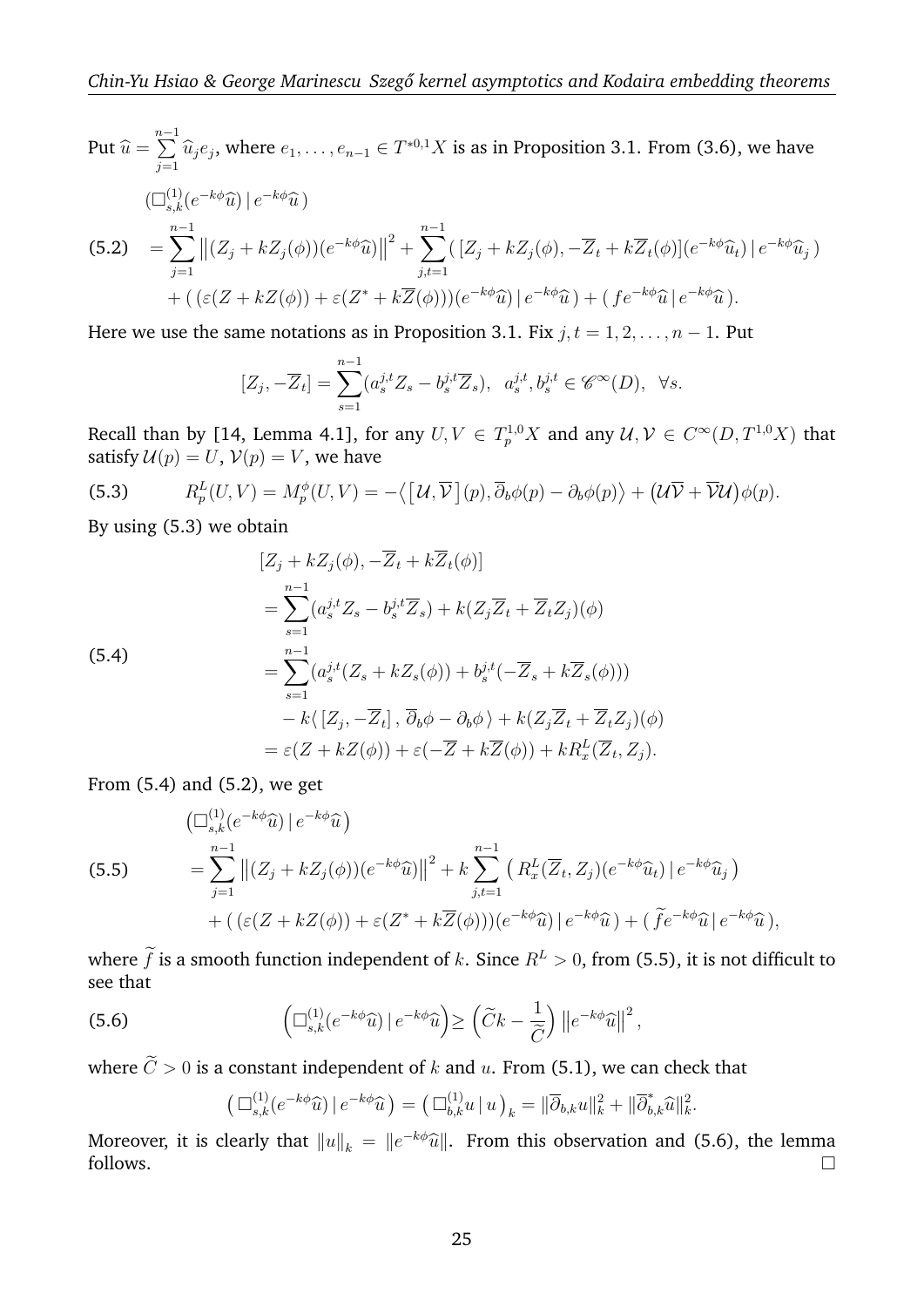Put $\widehat{u}=\sum\limits_{j=1}^{n-1}\widehat{u}_je_j$, where $e_1,\ldots,e_{n-1}\in T^{*0,1}X$ is as in Proposition 3.1. From (3.6), we have

$$
\begin{aligned}
&(\Box^{(1)}_{s,k}(e^{-k\phi}\widehat{u})\,|\,e^{-k\phi}\widehat{u}\,)\\
&=\sum_{j=1}^{n-1}\big\|(Z_j+kZ_j(\phi))(e^{-k\phi}\widehat{u})\big\|^2+\sum_{j,t=1}^{n-1}(\,[Z_j+kZ_j(\phi),-\overline{Z}_t+k\overline{Z}_t(\phi)](e^{-k\phi}\widehat{u}_t)\,|\,e^{-k\phi}\widehat{u}_j\,)\\
&\quad+(\,(\varepsilon(Z+kZ(\phi))+\varepsilon(Z^*+k\overline{Z}(\phi)))(e^{-k\phi}\widehat{u})\,|\,e^{-k\phi}\widehat{u}\,)+(\,fe^{-k\phi}\widehat{u}\,|\,e^{-k\phi}\widehat{u}\,).
\end{aligned}\tag{5.2}
$$

Here we use the same notations as in Proposition 3.1. Fix $j,t=1,2,\ldots,n-1$. Put

$$
[Z_j,-\overline{Z}_t]=\sum_{s=1}^{n-1}(a^{j,t}_sZ_s-b^{j,t}_s\overline{Z}_s),\ \ a^{j,t}_s,b^{j,t}_s\in\mathscr{C}^\infty(D),\ \ \forall s.
$$

Recall than by [14, Lemma 4.1], for any $U,V\in T^{1,0}_pX$ and any $\mathcal{U},\mathcal{V}\in C^\infty(D,T^{1,0}X)$ that satisfy $\mathcal{U}(p)=U$, $\mathcal{V}(p)=V$, we have

$$
R^L_p(U,V)=M^\phi_p(U,V)=-\big\langle\big[\,\mathcal{U},\overline{\mathcal{V}}\,\big](p),\overline{\partial}_b\phi(p)-\partial_b\phi(p)\big\rangle+\big(\mathcal{U}\overline{\mathcal{V}}+\overline{\mathcal{V}}\mathcal{U}\big)\phi(p).\tag{5.3}
$$

By using (5.3) we obtain

$$
\begin{aligned}
&[Z_j+kZ_j(\phi),-\overline{Z}_t+k\overline{Z}_t(\phi)]\\
&=\sum_{s=1}^{n-1}(a^{j,t}_sZ_s-b^{j,t}_s\overline{Z}_s)+k(Z_j\overline{Z}_t+\overline{Z}_tZ_j)(\phi)\\
&=\sum_{s=1}^{n-1}(a^{j,t}_s(Z_s+kZ_s(\phi))+b^{j,t}_s(-\overline{Z}_s+k\overline{Z}_s(\phi)))\\
&\quad-k\langle\,[Z_j,-\overline{Z}_t]\,,\,\overline{\partial}_b\phi-\partial_b\phi\,\rangle+k(Z_j\overline{Z}_t+\overline{Z}_tZ_j)(\phi)\\
&=\varepsilon(Z+kZ(\phi))+\varepsilon(-\overline{Z}+k\overline{Z}(\phi))+kR^L_x(\overline{Z}_t,Z_j).
\end{aligned}\tag{5.4}
$$

From (5.4) and (5.2), we get

$$
\begin{aligned}
&\big(\Box^{(1)}_{s,k}(e^{-k\phi}\widehat{u})\,|\,e^{-k\phi}\widehat{u}\big)\\
&=\sum_{j=1}^{n-1}\big\|(Z_j+kZ_j(\phi))(e^{-k\phi}\widehat{u})\big\|^2+k\sum_{j,t=1}^{n-1}\big(\,R^L_x(\overline{Z}_t,Z_j)(e^{-k\phi}\widehat{u}_t)\,|\,e^{-k\phi}\widehat{u}_j\,\big)\\
&\quad+(\,(\varepsilon(Z+kZ(\phi))+\varepsilon(Z^*+k\overline{Z}(\phi)))(e^{-k\phi}\widehat{u})\,|\,e^{-k\phi}\widehat{u}\,)+(\,\widetilde{f}e^{-k\phi}\widehat{u}\,|\,e^{-k\phi}\widehat{u}\,),
\end{aligned}\tag{5.5}
$$

where $\widetilde{f}$ is a smooth function independent of $k$. Since $R^L>0$, from (5.5), it is not difficult to see that

$$
\Big(\Box^{(1)}_{s,k}(e^{-k\phi}\widehat{u})\,|\,e^{-k\phi}\widehat{u}\Big)\geq\Big(\widetilde{C}k-\frac{1}{\widetilde{C}}\Big)\big\|e^{-k\phi}\widehat{u}\big\|^2,\tag{5.6}
$$

where $\widetilde{C}>0$ is a constant independent of $k$ and $u$. From (5.1), we can check that

$$
\big(\,\Box^{(1)}_{s,k}(e^{-k\phi}\widehat{u})\,|\,e^{-k\phi}\widehat{u}\,\big)=\big(\,\Box^{(1)}_{b,k}u\,|\,u\,\big)_k=\|\overline{\partial}_{b,k}u\|^2_k+\|\overline{\partial}^*_{b,k}\widehat{u}\|^2_k.
$$

Moreover, it is clearly that $\|u\|_k=\|e^{-k\phi}\widehat{u}\|$. From this observation and (5.6), the lemma follows. $\square$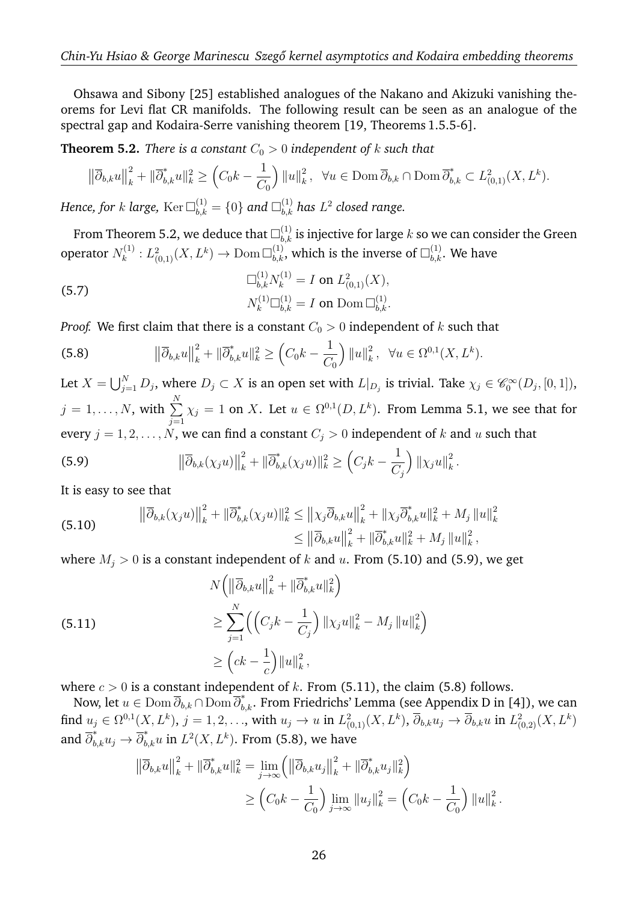Ohsawa and Sibony [25] established analogues of the Nakano and Akizuki vanishing theorems for Levi flat CR manifolds. The following result can be seen as an analogue of the spectral gap and Kodaira-Serre vanishing theorem [19, Theorems 1.5.5-6].

**Theorem 5.2.** *There is a constant $C_0 > 0$ independent of $k$ such that*

$$\left\|\overline{\partial}_{b,k}u\right\|_k^2 + \|\overline{\partial}^*_{b,k}u\|_k^2 \geq \Big(C_0 k - \frac{1}{C_0}\Big)\left\|u\right\|_k^2, \ \ \forall u \in \operatorname{Dom}\overline{\partial}_{b,k} \cap \operatorname{Dom}\overline{\partial}^*_{b,k} \subset L^2_{(0,1)}(X, L^k).$$

*Hence, for $k$ large, $\operatorname{Ker}\Box^{(1)}_{b,k} = \{0\}$ and $\Box^{(1)}_{b,k}$ has $L^2$ closed range.*

From Theorem 5.2, we deduce that $\Box^{(1)}_{b,k}$ is injective for large $k$ so we can consider the Green operator $N^{(1)}_k : L^2_{(0,1)}(X, L^k) \to \operatorname{Dom}\Box^{(1)}_{b,k}$, which is the inverse of $\Box^{(1)}_{b,k}$. We have

$$\begin{aligned} &\Box^{(1)}_{b,k} N^{(1)}_k = I \text{ on } L^2_{(0,1)}(X), \\ &N^{(1)}_k \Box^{(1)}_{b,k} = I \text{ on } \operatorname{Dom}\Box^{(1)}_{b,k}. \end{aligned} \tag{5.7}$$

*Proof.* We first claim that there is a constant $C_0 > 0$ independent of $k$ such that

$$\left\|\overline{\partial}_{b,k}u\right\|_k^2 + \|\overline{\partial}^*_{b,k}u\|_k^2 \geq \Big(C_0 k - \frac{1}{C_0}\Big)\left\|u\right\|_k^2, \ \ \forall u \in \Omega^{0,1}(X, L^k). \tag{5.8}$$

Let $X = \bigcup_{j=1}^N D_j$, where $D_j \subset X$ is an open set with $L|_{D_j}$ is trivial. Take $\chi_j \in \mathscr{C}^\infty_0(D_j, [0,1])$, $j = 1, \ldots, N$, with $\sum\limits_{j=1}^N \chi_j = 1$ on $X$. Let $u \in \Omega^{0,1}(D, L^k)$. From Lemma 5.1, we see that for every $j = 1, 2, \ldots, N$, we can find a constant $C_j > 0$ independent of $k$ and $u$ such that

$$\left\|\overline{\partial}_{b,k}(\chi_j u)\right\|_k^2 + \|\overline{\partial}^*_{b,k}(\chi_j u)\|_k^2 \geq \Big(C_j k - \frac{1}{C_j}\Big)\left\|\chi_j u\right\|_k^2. \tag{5.9}$$

It is easy to see that

$$\begin{aligned} \left\|\overline{\partial}_{b,k}(\chi_j u)\right\|_k^2 + \|\overline{\partial}^*_{b,k}(\chi_j u)\|_k^2 &\leq \left\|\chi_j\overline{\partial}_{b,k}u\right\|_k^2 + \|\chi_j\overline{\partial}^*_{b,k}u\|_k^2 + M_j\left\|u\right\|_k^2 \\ &\leq \left\|\overline{\partial}_{b,k}u\right\|_k^2 + \|\overline{\partial}^*_{b,k}u\|_k^2 + M_j\left\|u\right\|_k^2, \end{aligned} \tag{5.10}$$

where $M_j > 0$ is a constant independent of $k$ and $u$. From (5.10) and (5.9), we get

$$\begin{aligned} &N\Big(\left\|\overline{\partial}_{b,k}u\right\|_k^2 + \|\overline{\partial}^*_{b,k}u\|_k^2\Big) \\ &\geq \sum_{j=1}^N \Big(\Big(C_j k - \frac{1}{C_j}\Big)\left\|\chi_j u\right\|_k^2 - M_j\left\|u\right\|_k^2\Big) \\ &\geq \Big(ck - \frac{1}{c}\Big)\left\|u\right\|_k^2, \end{aligned} \tag{5.11}$$

where $c > 0$ is a constant independent of $k$. From (5.11), the claim (5.8) follows.

Now, let $u \in \operatorname{Dom}\overline{\partial}_{b,k} \cap \operatorname{Dom}\overline{\partial}^*_{b,k}$. From Friedrichs' Lemma (see Appendix D in [4]), we can find $u_j \in \Omega^{0,1}(X, L^k)$, $j = 1, 2, \ldots$, with $u_j \to u$ in $L^2_{(0,1)}(X, L^k)$, $\overline{\partial}_{b,k}u_j \to \overline{\partial}_{b,k}u$ in $L^2_{(0,2)}(X, L^k)$ and $\overline{\partial}^*_{b,k}u_j \to \overline{\partial}^*_{b,k}u$ in $L^2(X, L^k)$. From (5.8), we have

$$\begin{aligned} \left\|\overline{\partial}_{b,k}u\right\|_k^2 + \|\overline{\partial}^*_{b,k}u\|_k^2 &= \lim_{j\to\infty}\Big(\left\|\overline{\partial}_{b,k}u_j\right\|_k^2 + \|\overline{\partial}^*_{b,k}u_j\|_k^2\Big) \\ &\geq \Big(C_0 k - \frac{1}{C_0}\Big)\lim_{j\to\infty}\left\|u_j\right\|_k^2 = \Big(C_0 k - \frac{1}{C_0}\Big)\left\|u\right\|_k^2. \end{aligned}$$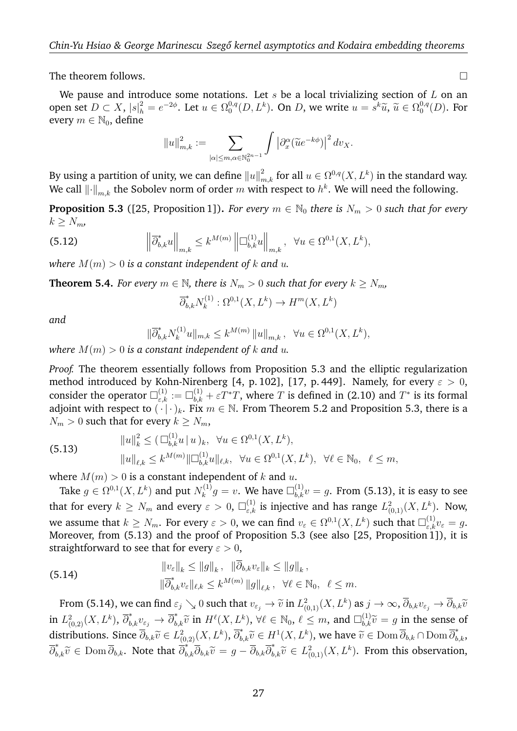The theorem follows. □

We pause and introduce some notations. Let $s$ be a local trivializing section of $L$ on an open set $D \subset X$, $|s|_h^2 = e^{-2\phi}$. Let $u \in \Omega_0^{0,q}(D, L^k)$. On $D$, we write $u = s^k \widetilde{u}$, $\widetilde{u} \in \Omega_0^{0,q}(D)$. For every $m \in \mathbb{N}_0$, define

$$\|u\|_{m,k}^2 := \sum_{|\alpha| \leq m, \alpha \in \mathbb{N}_0^{2n-1}} \int \left|\partial_x^\alpha(\widetilde{u} e^{-k\phi})\right|^2 dv_X.$$

By using a partition of unity, we can define $\|u\|_{m,k}^2$ for all $u \in \Omega^{0,q}(X, L^k)$ in the standard way. We call $\|\cdot\|_{m,k}$ the Sobolev norm of order $m$ with respect to $h^k$. We will need the following.

**Proposition 5.3** ([25, Proposition 1]). *For every $m \in \mathbb{N}_0$ there is $N_m > 0$ such that for every $k \geq N_m$,*

$$\left\|\overline{\partial}_{b,k}^* u\right\|_{m,k} \leq k^{M(m)} \left\|\Box_{b,k}^{(1)} u\right\|_{m,k}, \quad \forall u \in \Omega^{0,1}(X, L^k), \tag{5.12}$$

*where $M(m) > 0$ is a constant independent of $k$ and $u$.*

**Theorem 5.4.** *For every $m \in \mathbb{N}$, there is $N_m > 0$ such that for every $k \geq N_m$,*

$$\overline{\partial}_{b,k}^* N_k^{(1)} : \Omega^{0,1}(X, L^k) \to H^m(X, L^k)$$

*and*

$$\|\overline{\partial}_{b,k}^* N_k^{(1)} u\|_{m,k} \leq k^{M(m)} \|u\|_{m,k}, \quad \forall u \in \Omega^{0,1}(X, L^k),$$

*where $M(m) > 0$ is a constant independent of $k$ and $u$.*

*Proof.* The theorem essentially follows from Proposition 5.3 and the elliptic regularization method introduced by Kohn-Nirenberg [4, p. 102], [17, p. 449]. Namely, for every $\varepsilon > 0$, consider the operator $\Box_{\varepsilon,k}^{(1)} := \Box_{b,k}^{(1)} + \varepsilon T^* T$, where $T$ is defined in (2.10) and $T^*$ is its formal adjoint with respect to $(\,\cdot\,|\,\cdot\,)_k$. Fix $m \in \mathbb{N}$. From Theorem 5.2 and Proposition 5.3, there is a $N_m > 0$ such that for every $k \geq N_m$,

$$\begin{aligned} &\|u\|_k^2 \leq (\,\Box_{b,k}^{(1)} u \,|\, u\,)_k, \quad \forall u \in \Omega^{0,1}(X, L^k), \\ &\|u\|_{\ell,k} \leq k^{M(m)} \|\Box_{b,k}^{(1)} u\|_{\ell,k}, \quad \forall u \in \Omega^{0,1}(X, L^k), \quad \forall \ell \in \mathbb{N}_0, \quad \ell \leq m, \end{aligned} \tag{5.13}$$

where $M(m) > 0$ is a constant independent of $k$ and $u$.

Take $g \in \Omega^{0,1}(X, L^k)$ and put $N_k^{(1)} g = v$. We have $\Box_{b,k}^{(1)} v = g$. From (5.13), it is easy to see that for every $k \geq N_m$ and every $\varepsilon > 0$, $\Box_{\varepsilon,k}^{(1)}$ is injective and has range $L^2_{(0,1)}(X, L^k)$. Now, we assume that $k \geq N_m$. For every $\varepsilon > 0$, we can find $v_\varepsilon \in \Omega^{0,1}(X, L^k)$ such that $\Box_{\varepsilon,k}^{(1)} v_\varepsilon = g$. Moreover, from (5.13) and the proof of Proposition 5.3 (see also [25, Proposition 1]), it is straightforward to see that for every $\varepsilon > 0$,

$$\begin{aligned} &\|v_\varepsilon\|_k \leq \|g\|_k, \quad \|\overline{\partial}_{b,k} v_\varepsilon\|_k \leq \|g\|_k, \\ &\|\overline{\partial}_{b,k}^* v_\varepsilon\|_{\ell,k} \leq k^{M(m)} \|g\|_{\ell,k}, \quad \forall \ell \in \mathbb{N}_0, \quad \ell \leq m. \end{aligned} \tag{5.14}$$

From (5.14), we can find $\varepsilon_j \searrow 0$ such that $v_{\varepsilon_j} \to \widetilde{v}$ in $L^2_{(0,1)}(X, L^k)$ as $j \to \infty$, $\overline{\partial}_{b,k} v_{\varepsilon_j} \to \overline{\partial}_{b,k} \widetilde{v}$ in $L^2_{(0,2)}(X, L^k)$, $\overline{\partial}_{b,k}^* v_{\varepsilon_j} \to \overline{\partial}_{b,k}^* \widetilde{v}$ in $H^\ell(X, L^k)$, $\forall \ell \in \mathbb{N}_0$, $\ell \leq m$, and $\Box_{b,k}^{(1)} \widetilde{v} = g$ in the sense of distributions. Since $\overline{\partial}_{b,k} \widetilde{v} \in L^2_{(0,2)}(X, L^k)$, $\overline{\partial}_{b,k}^* \widetilde{v} \in H^1(X, L^k)$, we have $\widetilde{v} \in \operatorname{Dom} \overline{\partial}_{b,k} \cap \operatorname{Dom} \overline{\partial}_{b,k}^*$, $\overline{\partial}_{b,k}^* \widetilde{v} \in \operatorname{Dom} \overline{\partial}_{b,k}$. Note that $\overline{\partial}_{b,k}^* \overline{\partial}_{b,k} \widetilde{v} = g - \overline{\partial}_{b,k} \overline{\partial}_{b,k}^* \widetilde{v} \in L^2_{(0,1)}(X, L^k)$. From this observation,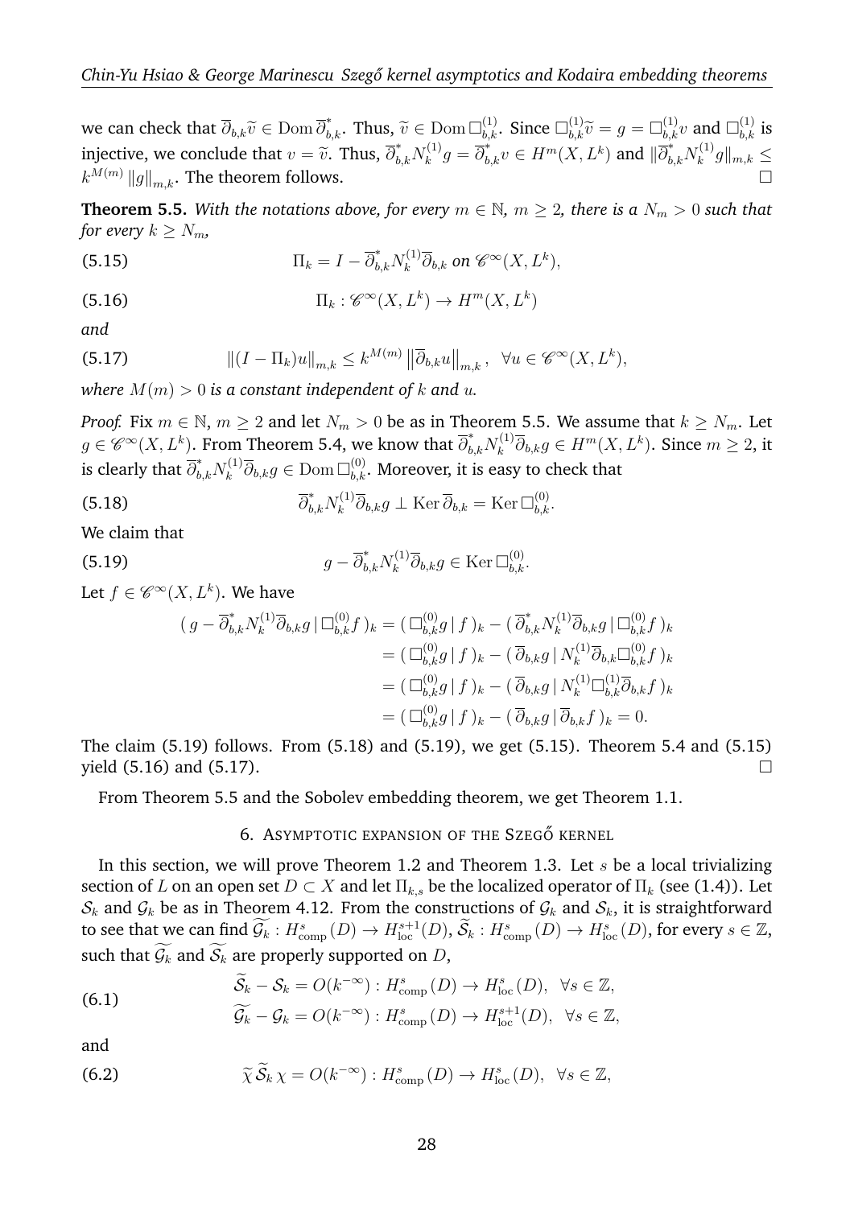we can check that $\overline{\partial}_{b,k}\widetilde{v} \in \operatorname{Dom} \overline{\partial}^*_{b,k}$. Thus, $\widetilde{v} \in \operatorname{Dom} \Box^{(1)}_{b,k}$. Since $\Box^{(1)}_{b,k}\widetilde{v} = g = \Box^{(1)}_{b,k} v$ and $\Box^{(1)}_{b,k}$ is injective, we conclude that $v = \widetilde{v}$. Thus, $\overline{\partial}^*_{b,k} N^{(1)}_k g = \overline{\partial}^*_{b,k} v \in H^m(X, L^k)$ and $\|\overline{\partial}^*_{b,k} N^{(1)}_k g\|_{m,k} \leq k^{M(m)} \|g\|_{m,k}$. The theorem follows. $\square$

**Theorem 5.5.** *With the notations above, for every $m \in \mathbb{N}$, $m \geq 2$, there is a $N_m > 0$ such that for every $k \geq N_m$,*

$$\Pi_k = I - \overline{\partial}^*_{b,k} N^{(1)}_k \overline{\partial}_{b,k} \text{ on } \mathscr{C}^\infty(X, L^k), \tag{5.15}$$

$$\Pi_k : \mathscr{C}^\infty(X, L^k) \to H^m(X, L^k) \tag{5.16}$$

*and*

$$\|(I - \Pi_k)u\|_{m,k} \leq k^{M(m)} \left\|\overline{\partial}_{b,k} u\right\|_{m,k}, \quad \forall u \in \mathscr{C}^\infty(X, L^k), \tag{5.17}$$

*where $M(m) > 0$ is a constant independent of $k$ and $u$.*

*Proof.* Fix $m \in \mathbb{N}$, $m \geq 2$ and let $N_m > 0$ be as in Theorem 5.5. We assume that $k \geq N_m$. Let $g \in \mathscr{C}^\infty(X, L^k)$. From Theorem 5.4, we know that $\overline{\partial}^*_{b,k} N^{(1)}_k \overline{\partial}_{b,k} g \in H^m(X, L^k)$. Since $m \geq 2$, it is clearly that $\overline{\partial}^*_{b,k} N^{(1)}_k \overline{\partial}_{b,k} g \in \operatorname{Dom} \Box^{(0)}_{b,k}$. Moreover, it is easy to check that

$$\overline{\partial}^*_{b,k} N^{(1)}_k \overline{\partial}_{b,k} g \perp \operatorname{Ker} \overline{\partial}_{b,k} = \operatorname{Ker} \Box^{(0)}_{b,k}. \tag{5.18}$$

We claim that

$$g - \overline{\partial}^*_{b,k} N^{(1)}_k \overline{\partial}_{b,k} g \in \operatorname{Ker} \Box^{(0)}_{b,k}. \tag{5.19}$$

Let $f \in \mathscr{C}^\infty(X, L^k)$. We have

$$\begin{aligned}
(\, g - \overline{\partial}^*_{b,k} N^{(1)}_k \overline{\partial}_{b,k} g \,|\, \Box^{(0)}_{b,k} f \,)_k &= (\, \Box^{(0)}_{b,k} g \,|\, f \,)_k - (\, \overline{\partial}^*_{b,k} N^{(1)}_k \overline{\partial}_{b,k} g \,|\, \Box^{(0)}_{b,k} f \,)_k \\
&= (\, \Box^{(0)}_{b,k} g \,|\, f \,)_k - (\, \overline{\partial}_{b,k} g \,|\, N^{(1)}_k \overline{\partial}_{b,k} \Box^{(0)}_{b,k} f \,)_k \\
&= (\, \Box^{(0)}_{b,k} g \,|\, f \,)_k - (\, \overline{\partial}_{b,k} g \,|\, N^{(1)}_k \Box^{(1)}_{b,k} \overline{\partial}_{b,k} f \,)_k \\
&= (\, \Box^{(0)}_{b,k} g \,|\, f \,)_k - (\, \overline{\partial}_{b,k} g \,|\, \overline{\partial}_{b,k} f \,)_k = 0.
\end{aligned}$$

The claim (5.19) follows. From (5.18) and (5.19), we get (5.15). Theorem 5.4 and (5.15) yield (5.16) and (5.17). $\square$

From Theorem 5.5 and the Sobolev embedding theorem, we get Theorem 1.1.

## 6. Asymptotic expansion of the Szegő kernel

In this section, we will prove Theorem 1.2 and Theorem 1.3. Let $s$ be a local trivializing section of $L$ on an open set $D \subset X$ and let $\Pi_{k,s}$ be the localized operator of $\Pi_k$ (see (1.4)). Let $\mathcal{S}_k$ and $\mathcal{G}_k$ be as in Theorem 4.12. From the constructions of $\mathcal{G}_k$ and $\mathcal{S}_k$, it is straightforward to see that we can find $\widetilde{\mathcal{G}_k} : H^s_{\rm comp}(D) \to H^{s+1}_{\rm loc}(D)$, $\widetilde{\mathcal{S}_k} : H^s_{\rm comp}(D) \to H^s_{\rm loc}(D)$, for every $s \in \mathbb{Z}$, such that $\widetilde{\mathcal{G}_k}$ and $\widetilde{\mathcal{S}_k}$ are properly supported on $D$,

$$\begin{aligned}
&\widetilde{\mathcal{S}_k} - \mathcal{S}_k = O(k^{-\infty}) : H^s_{\rm comp}(D) \to H^s_{\rm loc}(D), \ \ \forall s \in \mathbb{Z}, \\
&\widetilde{\mathcal{G}_k} - \mathcal{G}_k = O(k^{-\infty}) : H^s_{\rm comp}(D) \to H^{s+1}_{\rm loc}(D), \ \ \forall s \in \mathbb{Z},
\end{aligned} \tag{6.1}$$

and

$$\widetilde{\chi}\, \widetilde{\mathcal{S}}_k\, \chi = O(k^{-\infty}) : H^s_{\rm comp}(D) \to H^s_{\rm loc}(D), \ \ \forall s \in \mathbb{Z}, \tag{6.2}$$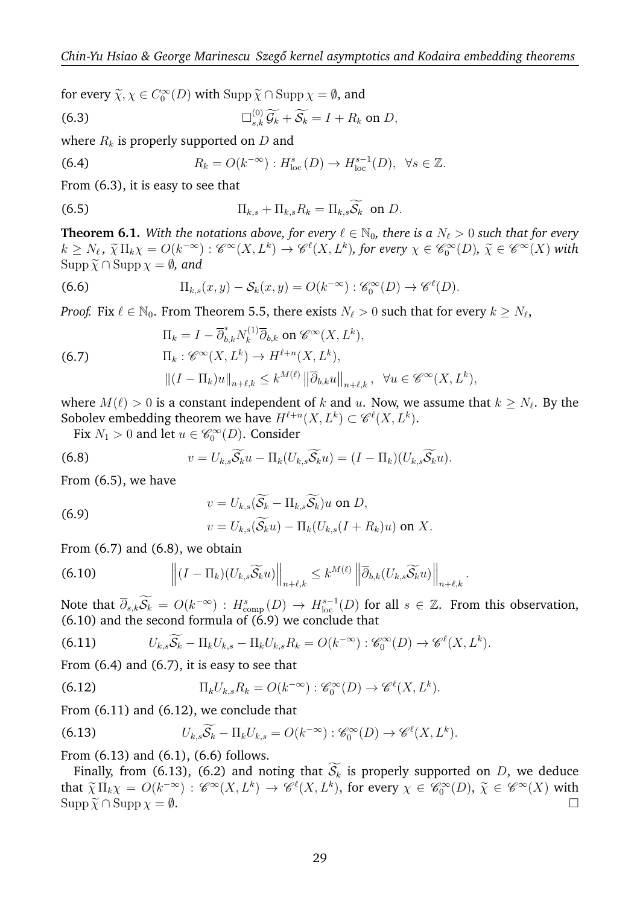for every $\widetilde{\chi}, \chi \in C_0^\infty(D)$ with $\operatorname{Supp}\widetilde{\chi} \cap \operatorname{Supp}\chi = \emptyset$, and

$$\Box^{(0)}_{s,k}\widetilde{\mathcal{G}_k} + \widetilde{\mathcal{S}_k} = I + R_k \text{ on } D, \tag{6.3}$$

where $R_k$ is properly supported on $D$ and

$$R_k = O(k^{-\infty}) : H^s_{\rm loc}(D) \to H^{s-1}_{\rm loc}(D), \ \ \forall s \in \mathbb{Z}. \tag{6.4}$$

From (6.3), it is easy to see that

$$\Pi_{k,s} + \Pi_{k,s}R_k = \Pi_{k,s}\widetilde{\mathcal{S}_k} \ \text{ on } D. \tag{6.5}$$

**Theorem 6.1.** *With the notations above, for every $\ell \in \mathbb{N}_0$, there is a $N_\ell > 0$ such that for every $k \geq N_\ell$, $\widetilde{\chi}\Pi_k\chi = O(k^{-\infty}) : \mathscr{C}^\infty(X, L^k) \to \mathscr{C}^\ell(X, L^k)$, for every $\chi \in \mathscr{C}^\infty_0(D)$, $\widetilde{\chi} \in \mathscr{C}^\infty(X)$ with $\operatorname{Supp}\widetilde{\chi} \cap \operatorname{Supp}\chi = \emptyset$, and*

$$\Pi_{k,s}(x,y) - \mathcal{S}_k(x,y) = O(k^{-\infty}) : \mathscr{C}^\infty_0(D) \to \mathscr{C}^\ell(D). \tag{6.6}$$

*Proof.* Fix $\ell \in \mathbb{N}_0$. From Theorem 5.5, there exists $N_\ell > 0$ such that for every $k \geq N_\ell$,

$$\begin{aligned}
&\Pi_k = I - \overline{\partial}^*_{b,k}N^{(1)}_k\overline{\partial}_{b,k} \text{ on } \mathscr{C}^\infty(X, L^k),\\
&\Pi_k : \mathscr{C}^\infty(X, L^k) \to H^{\ell+n}(X, L^k),\\
&\|(I - \Pi_k)u\|_{n+\ell,k} \leq k^{M(\ell)}\left\|\overline{\partial}_{b,k}u\right\|_{n+\ell,k}, \ \ \forall u \in \mathscr{C}^\infty(X, L^k),
\end{aligned} \tag{6.7}$$

where $M(\ell) > 0$ is a constant independent of $k$ and $u$. Now, we assume that $k \geq N_\ell$. By the Sobolev embedding theorem we have $H^{\ell+n}(X, L^k) \subset \mathscr{C}^\ell(X, L^k)$.

Fix $N_1 > 0$ and let $u \in \mathscr{C}^\infty_0(D)$. Consider

$$v = U_{k,s}\widetilde{\mathcal{S}_k}u - \Pi_k(U_{k,s}\widetilde{\mathcal{S}_k}u) = (I - \Pi_k)(U_{k,s}\widetilde{\mathcal{S}_k}u). \tag{6.8}$$

From (6.5), we have

$$\begin{aligned}
&v = U_{k,s}(\widetilde{\mathcal{S}_k} - \Pi_{k,s}\widetilde{\mathcal{S}_k})u \text{ on } D,\\
&v = U_{k,s}(\widetilde{\mathcal{S}_k}u) - \Pi_k(U_{k,s}(I + R_k)u) \text{ on } X.
\end{aligned} \tag{6.9}$$

From (6.7) and (6.8), we obtain

$$\left\|(I - \Pi_k)(U_{k,s}\widetilde{\mathcal{S}_k}u)\right\|_{n+\ell,k} \leq k^{M(\ell)}\left\|\overline{\partial}_{b,k}(U_{k,s}\widetilde{\mathcal{S}_k}u)\right\|_{n+\ell,k}. \tag{6.10}$$

Note that $\overline{\partial}_{s,k}\widetilde{\mathcal{S}_k} = O(k^{-\infty}) : H^s_{\rm comp}(D) \to H^{s-1}_{\rm loc}(D)$ for all $s \in \mathbb{Z}$. From this observation, (6.10) and the second formula of (6.9) we conclude that

$$U_{k,s}\widetilde{\mathcal{S}_k} - \Pi_kU_{k,s} - \Pi_kU_{k,s}R_k = O(k^{-\infty}) : \mathscr{C}^\infty_0(D) \to \mathscr{C}^\ell(X, L^k). \tag{6.11}$$

From (6.4) and (6.7), it is easy to see that

$$\Pi_kU_{k,s}R_k = O(k^{-\infty}) : \mathscr{C}^\infty_0(D) \to \mathscr{C}^\ell(X, L^k). \tag{6.12}$$

From (6.11) and (6.12), we conclude that

$$U_{k,s}\widetilde{\mathcal{S}_k} - \Pi_kU_{k,s} = O(k^{-\infty}) : \mathscr{C}^\infty_0(D) \to \mathscr{C}^\ell(X, L^k). \tag{6.13}$$

From (6.13) and (6.1), (6.6) follows.

Finally, from (6.13), (6.2) and noting that $\widetilde{\mathcal{S}_k}$ is properly supported on $D$, we deduce that $\widetilde{\chi}\Pi_k\chi = O(k^{-\infty}) : \mathscr{C}^\infty(X, L^k) \to \mathscr{C}^\ell(X, L^k)$, for every $\chi \in \mathscr{C}^\infty_0(D)$, $\widetilde{\chi} \in \mathscr{C}^\infty(X)$ with $\operatorname{Supp}\widetilde{\chi} \cap \operatorname{Supp}\chi = \emptyset$. $\square$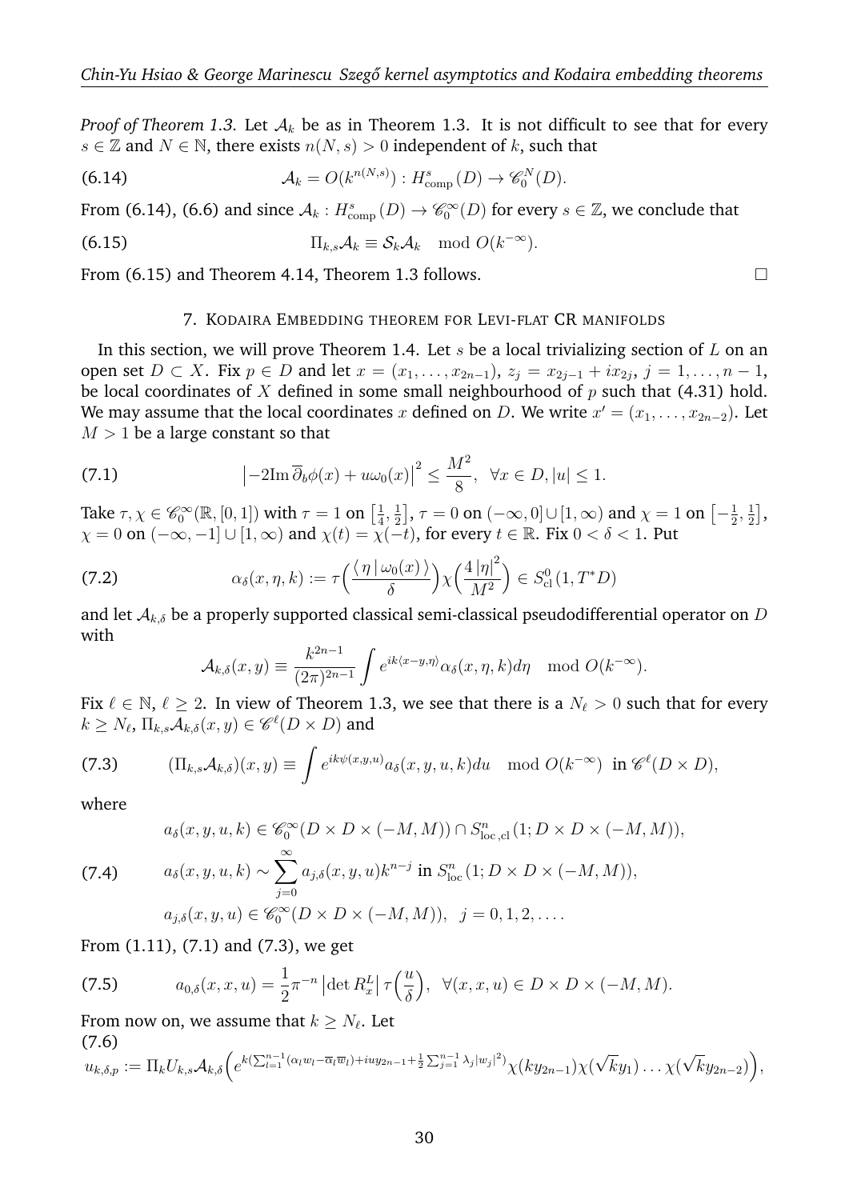*Proof of Theorem 1.3.* Let $\mathcal{A}_k$ be as in Theorem 1.3. It is not difficult to see that for every $s \in \mathbb{Z}$ and $N \in \mathbb{N}$, there exists $n(N,s) > 0$ independent of $k$, such that

$$\mathcal{A}_k = O(k^{n(N,s)}) : H^s_{\rm comp}(D) \to \mathscr{C}^N_0(D). \tag{6.14}$$

From (6.14), (6.6) and since $\mathcal{A}_k : H^s_{\rm comp}(D) \to \mathscr{C}^\infty_0(D)$ for every $s \in \mathbb{Z}$, we conclude that

$$\Pi_{k,s}\mathcal{A}_k \equiv \mathcal{S}_k\mathcal{A}_k \mod O(k^{-\infty}). \tag{6.15}$$

From (6.15) and Theorem 4.14, Theorem 1.3 follows. □

## 7. Kodaira Embedding theorem for Levi-flat CR manifolds

In this section, we will prove Theorem 1.4. Let $s$ be a local trivializing section of $L$ on an open set $D \subset X$. Fix $p \in D$ and let $x = (x_1, \ldots, x_{2n-1})$, $z_j = x_{2j-1} + ix_{2j}$, $j = 1, \ldots, n-1$, be local coordinates of $X$ defined in some small neighbourhood of $p$ such that (4.31) hold. We may assume that the local coordinates $x$ defined on $D$. We write $x' = (x_1, \ldots, x_{2n-2})$. Let $M > 1$ be a large constant so that

$$\left|-2{\rm Im}\,\overline{\partial}_b\phi(x) + u\omega_0(x)\right|^2 \leq \frac{M^2}{8}, \ \ \forall x \in D, |u| \leq 1. \tag{7.1}$$

Take $\tau, \chi \in \mathscr{C}^\infty_0(\mathbb{R}, [0,1])$ with $\tau = 1$ on $\left[\frac{1}{4}, \frac{1}{2}\right]$, $\tau = 0$ on $(-\infty, 0] \cup [1, \infty)$ and $\chi = 1$ on $\left[-\frac{1}{2}, \frac{1}{2}\right]$, $\chi = 0$ on $(-\infty, -1] \cup [1, \infty)$ and $\chi(t) = \chi(-t)$, for every $t \in \mathbb{R}$. Fix $0 < \delta < 1$. Put

$$\alpha_\delta(x, \eta, k) := \tau\Big(\frac{\langle\, \eta \,|\, \omega_0(x)\,\rangle}{\delta}\Big)\chi\Big(\frac{4\,|\eta|^2}{M^2}\Big) \in S^0_{\rm cl}(1, T^*D) \tag{7.2}$$

and let $\mathcal{A}_{k,\delta}$ be a properly supported classical semi-classical pseudodifferential operator on $D$ with

$$\mathcal{A}_{k,\delta}(x,y) \equiv \frac{k^{2n-1}}{(2\pi)^{2n-1}}\int e^{ik\langle x-y,\eta\rangle}\alpha_\delta(x,\eta,k)d\eta \mod O(k^{-\infty}).$$

Fix $\ell \in \mathbb{N}$, $\ell \geq 2$. In view of Theorem 1.3, we see that there is a $N_\ell > 0$ such that for every $k \geq N_\ell$, $\Pi_{k,s}\mathcal{A}_{k,\delta}(x,y) \in \mathscr{C}^\ell(D \times D)$ and

$$(\Pi_{k,s}\mathcal{A}_{k,\delta})(x,y) \equiv \int e^{ik\psi(x,y,u)}a_\delta(x,y,u,k)du \mod O(k^{-\infty}) \ \text{ in } \mathscr{C}^\ell(D \times D), \tag{7.3}$$

where

$$\begin{gathered}
a_\delta(x,y,u,k) \in \mathscr{C}^\infty_0(D \times D \times (-M,M)) \cap S^n_{{\rm loc},{\rm cl}}(1; D \times D \times (-M,M)), \\
a_\delta(x,y,u,k) \sim \sum_{j=0}^\infty a_{j,\delta}(x,y,u)k^{n-j} \text{ in } S^n_{\rm loc}(1; D \times D \times (-M,M)), \\
a_{j,\delta}(x,y,u) \in \mathscr{C}^\infty_0(D \times D \times (-M,M)), \ \ j = 0,1,2,\ldots.
\end{gathered} \tag{7.4}$$

From (1.11), (7.1) and (7.3), we get

$$a_{0,\delta}(x,x,u) = \frac{1}{2}\pi^{-n}\left|\det R^L_x\right|\tau\Big(\frac{u}{\delta}\Big), \ \ \forall (x,x,u) \in D \times D \times (-M,M). \tag{7.5}$$

From now on, we assume that $k \geq N_\ell$. Let

$$u_{k,\delta,p} := \Pi_k U_{k,s}\mathcal{A}_{k,\delta}\Big(e^{k(\sum_{l=1}^{n-1}(\alpha_l w_l - \overline{\alpha}_l\overline{w}_l) + iuy_{2n-1} + \frac{1}{2}\sum_{j=1}^{n-1}\lambda_j|w_j|^2)}\chi(ky_{2n-1})\chi(\sqrt{k}y_1)\ldots\chi(\sqrt{k}y_{2n-2})\Big), \tag{7.6}$$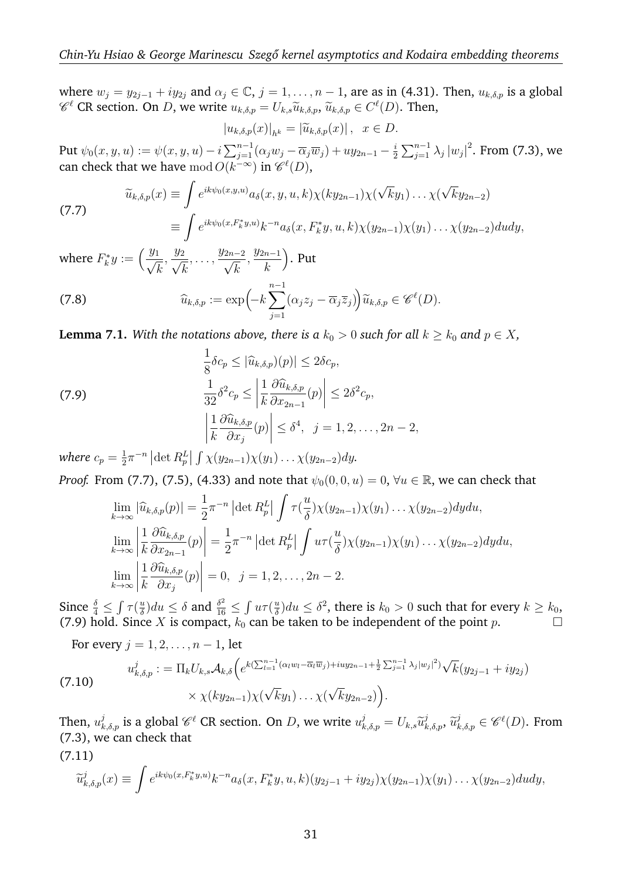where $w_j = y_{2j-1} + iy_{2j}$ and $\alpha_j \in \mathbb{C}$, $j = 1, \ldots, n-1$, are as in (4.31). Then, $u_{k,\delta,p}$ is a global $\mathscr{C}^\ell$ CR section. On $D$, we write $u_{k,\delta,p} = U_{k,s}\widetilde{u}_{k,\delta,p}$, $\widetilde{u}_{k,\delta,p} \in C^\ell(D)$. Then,

$$\left|u_{k,\delta,p}(x)\right|_{h^k} = \left|\widetilde{u}_{k,\delta,p}(x)\right|, \quad x \in D.$$

Put $\psi_0(x,y,u) := \psi(x,y,u) - i\sum_{j=1}^{n-1}(\alpha_j w_j - \overline{\alpha}_j \overline{w}_j) + uy_{2n-1} - \frac{i}{2}\sum_{j=1}^{n-1}\lambda_j \left|w_j\right|^2$. From (7.3), we can check that we have $\bmod O(k^{-\infty})$ in $\mathscr{C}^\ell(D)$,

$$\begin{aligned}
\widetilde{u}_{k,\delta,p}(x) &\equiv \int e^{ik\psi_0(x,y,u)} a_\delta(x,y,u,k)\chi(ky_{2n-1})\chi(\sqrt{k}y_1)\ldots\chi(\sqrt{k}y_{2n-2}) \\
&\equiv \int e^{ik\psi_0(x,F_k^* y,u)} k^{-n} a_\delta(x,F_k^* y,u,k)\chi(y_{2n-1})\chi(y_1)\ldots\chi(y_{2n-2})dudy,
\end{aligned} \tag{7.7}$$

where $F_k^* y := \Big(\dfrac{y_1}{\sqrt{k}}, \dfrac{y_2}{\sqrt{k}}, \ldots, \dfrac{y_{2n-2}}{\sqrt{k}}, \dfrac{y_{2n-1}}{k}\Big)$. Put

$$\widehat{u}_{k,\delta,p} := \exp\Big(-k\sum_{j=1}^{n-1}(\alpha_j z_j - \overline{\alpha}_j \overline{z}_j)\Big)\widetilde{u}_{k,\delta,p} \in \mathscr{C}^\ell(D). \tag{7.8}$$

**Lemma 7.1.** *With the notations above, there is a $k_0 > 0$ such for all $k \geq k_0$ and $p \in X$,*

$$\begin{aligned}
&\frac{1}{8}\delta c_p \leq \left|(\widehat{u}_{k,\delta,p})(p)\right| \leq 2\delta c_p, \\
&\frac{1}{32}\delta^2 c_p \leq \left|\frac{1}{k}\frac{\partial \widehat{u}_{k,\delta,p}}{\partial x_{2n-1}}(p)\right| \leq 2\delta^2 c_p, \\
&\left|\frac{1}{k}\frac{\partial \widehat{u}_{k,\delta,p}}{\partial x_j}(p)\right| \leq \delta^4, \quad j = 1, 2, \ldots, 2n-2,
\end{aligned} \tag{7.9}$$

*where $c_p = \frac{1}{2}\pi^{-n}\left|\det R_p^L\right| \int \chi(y_{2n-1})\chi(y_1)\ldots\chi(y_{2n-2})dy$.*

*Proof.* From (7.7), (7.5), (4.33) and note that $\psi_0(0,0,u) = 0$, $\forall u \in \mathbb{R}$, we can check that

$$\begin{aligned}
&\lim_{k\to\infty}\left|\widehat{u}_{k,\delta,p}(p)\right| = \frac{1}{2}\pi^{-n}\left|\det R_p^L\right| \int \tau(\frac{u}{\delta})\chi(y_{2n-1})\chi(y_1)\ldots\chi(y_{2n-2})dydu, \\
&\lim_{k\to\infty}\left|\frac{1}{k}\frac{\partial \widehat{u}_{k,\delta,p}}{\partial x_{2n-1}}(p)\right| = \frac{1}{2}\pi^{-n}\left|\det R_p^L\right| \int u\tau(\frac{u}{\delta})\chi(y_{2n-1})\chi(y_1)\ldots\chi(y_{2n-2})dydu, \\
&\lim_{k\to\infty}\left|\frac{1}{k}\frac{\partial \widehat{u}_{k,\delta,p}}{\partial x_j}(p)\right| = 0, \quad j = 1, 2, \ldots, 2n-2.
\end{aligned}$$

Since $\frac{\delta}{4} \leq \int \tau(\frac{u}{\delta})du \leq \delta$ and $\frac{\delta^2}{16} \leq \int u\tau(\frac{u}{\delta})du \leq \delta^2$, there is $k_0 > 0$ such that for every $k \geq k_0$, (7.9) hold. Since $X$ is compact, $k_0$ can be taken to be independent of the point $p$. $\square$

For every $j = 1, 2, \ldots, n-1$, let

$$\begin{aligned}
u^j_{k,\delta,p} := \Pi_k U_{k,s}\mathcal{A}_{k,\delta}\Big(&e^{k(\sum_{l=1}^{n-1}(\alpha_l w_l - \overline{\alpha}_l \overline{w}_j) + iuy_{2n-1} + \frac{1}{2}\sum_{j=1}^{n-1}\lambda_j|w_j|^2)}\sqrt{k}(y_{2j-1} + iy_{2j}) \\
&\times \chi(ky_{2n-1})\chi(\sqrt{k}y_1)\ldots\chi(\sqrt{k}y_{2n-2})\Big).
\end{aligned} \tag{7.10}$$

Then, $u^j_{k,\delta,p}$ is a global $\mathscr{C}^\ell$ CR section. On $D$, we write $u^j_{k,\delta,p} = U_{k,s}\widetilde{u}^j_{k,\delta,p}$, $\widetilde{u}^j_{k,\delta,p} \in \mathscr{C}^\ell(D)$. From (7.3), we can check that

$$\widetilde{u}^j_{k,\delta,p}(x) \equiv \int e^{ik\psi_0(x,F_k^* y,u)} k^{-n} a_\delta(x,F_k^* y,u,k)(y_{2j-1} + iy_{2j})\chi(y_{2n-1})\chi(y_1)\ldots\chi(y_{2n-2})dudy, \tag{7.11}$$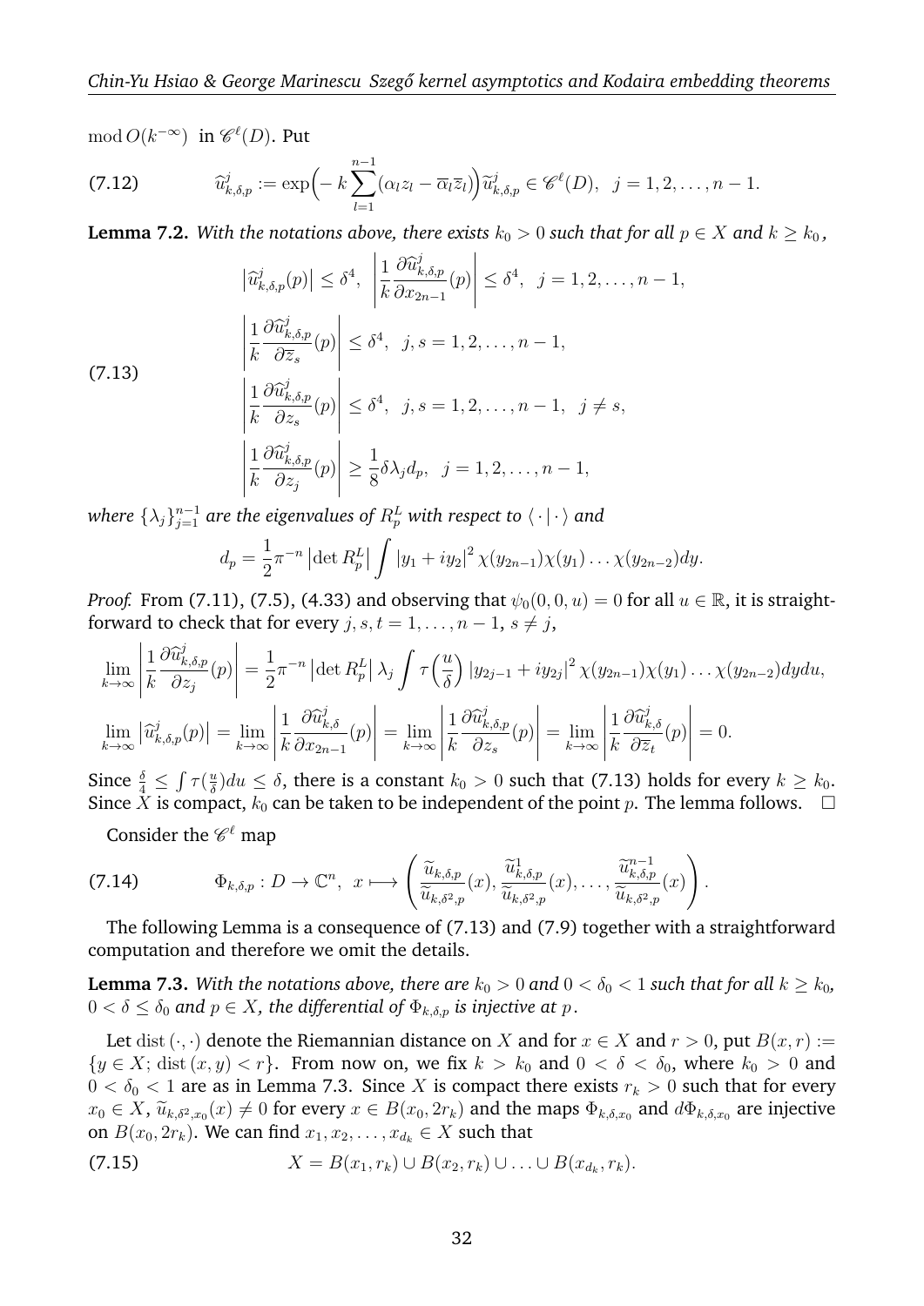$\mod O(k^{-\infty})$ in $\mathscr{C}^\ell(D)$. Put

$$
\widehat{u}^j_{k,\delta,p} := \exp\Big(-k\sum_{l=1}^{n-1}(\alpha_l z_l - \overline{\alpha}_l\overline{z}_l)\Big)\widetilde{u}^j_{k,\delta,p} \in \mathscr{C}^\ell(D),\ \ j=1,2,\ldots,n-1. \tag{7.12}
$$

**Lemma 7.2.** *With the notations above, there exists $k_0>0$ such that for all $p\in X$ and $k\geq k_0$,*

$$
\begin{aligned}
&\big|\widehat{u}^j_{k,\delta,p}(p)\big|\leq \delta^4,\ \ \left|\frac{1}{k}\frac{\partial\widehat{u}^j_{k,\delta,p}}{\partial x_{2n-1}}(p)\right|\leq\delta^4,\ \ j=1,2,\ldots,n-1,\\
&\left|\frac{1}{k}\frac{\partial\widehat{u}^j_{k,\delta,p}}{\partial\overline{z}_s}(p)\right|\leq\delta^4,\ \ j,s=1,2,\ldots,n-1,\\
&\left|\frac{1}{k}\frac{\partial\widehat{u}^j_{k,\delta,p}}{\partial z_s}(p)\right|\leq\delta^4,\ \ j,s=1,2,\ldots,n-1,\ \ j\neq s,\\
&\left|\frac{1}{k}\frac{\partial\widehat{u}^j_{k,\delta,p}}{\partial z_j}(p)\right|\geq\frac{1}{8}\delta\lambda_j d_p,\ \ j=1,2,\ldots,n-1,
\end{aligned} \tag{7.13}
$$

*where $\{\lambda_j\}_{j=1}^{n-1}$ are the eigenvalues of $R^L_p$ with respect to $\langle\,\cdot\,|\,\cdot\,\rangle$ and*

$$
d_p=\frac{1}{2}\pi^{-n}\left|\det R^L_p\right|\int|y_1+iy_2|^2\chi(y_{2n-1})\chi(y_1)\ldots\chi(y_{2n-2})dy.
$$

*Proof.* From (7.11), (7.5), (4.33) and observing that $\psi_0(0,0,u)=0$ for all $u\in\mathbb{R}$, it is straightforward to check that for every $j,s,t=1,\ldots,n-1$, $s\neq j$,

$$
\begin{aligned}
&\lim_{k\to\infty}\left|\frac{1}{k}\frac{\partial\widehat{u}^j_{k,\delta,p}}{\partial z_j}(p)\right|=\frac{1}{2}\pi^{-n}\left|\det R^L_p\right|\lambda_j\int\tau\Big(\frac{u}{\delta}\Big)\left|y_{2j-1}+iy_{2j}\right|^2\chi(y_{2n-1})\chi(y_1)\ldots\chi(y_{2n-2})dydu,\\
&\lim_{k\to\infty}\big|\widehat{u}^j_{k,\delta,p}(p)\big|=\lim_{k\to\infty}\left|\frac{1}{k}\frac{\partial\widehat{u}^j_{k,\delta}}{\partial x_{2n-1}}(p)\right|=\lim_{k\to\infty}\left|\frac{1}{k}\frac{\partial\widehat{u}^j_{k,\delta,p}}{\partial z_s}(p)\right|=\lim_{k\to\infty}\left|\frac{1}{k}\frac{\partial\widehat{u}^j_{k,\delta}}{\partial\overline{z}_t}(p)\right|=0.
\end{aligned}
$$

Since $\frac{\delta}{4}\leq\int\tau(\frac{u}{\delta})du\leq\delta$, there is a constant $k_0>0$ such that (7.13) holds for every $k\geq k_0$. Since $X$ is compact, $k_0$ can be taken to be independent of the point $p$. The lemma follows. $\square$

Consider the $\mathscr{C}^\ell$ map

$$
\Phi_{k,\delta,p}: D\to\mathbb{C}^n,\ \ x\longmapsto\left(\frac{\widetilde{u}_{k,\delta,p}}{\widetilde{u}_{k,\delta^2,p}}(x),\frac{\widetilde{u}^1_{k,\delta,p}}{\widetilde{u}_{k,\delta^2,p}}(x),\ldots,\frac{\widetilde{u}^{n-1}_{k,\delta,p}}{\widetilde{u}_{k,\delta^2,p}}(x)\right). \tag{7.14}
$$

The following Lemma is a consequence of (7.13) and (7.9) together with a straightforward computation and therefore we omit the details.

**Lemma 7.3.** *With the notations above, there are $k_0>0$ and $0<\delta_0<1$ such that for all $k\geq k_0$, $0<\delta\leq\delta_0$ and $p\in X$, the differential of $\Phi_{k,\delta,p}$ is injective at $p$.*

Let $\operatorname{dist}(\cdot,\cdot)$ denote the Riemannian distance on $X$ and for $x\in X$ and $r>0$, put $B(x,r):=\{y\in X;\,\operatorname{dist}(x,y)<r\}$. From now on, we fix $k>k_0$ and $0<\delta<\delta_0$, where $k_0>0$ and $0<\delta_0<1$ are as in Lemma 7.3. Since $X$ is compact there exists $r_k>0$ such that for every $x_0\in X$, $\widetilde{u}_{k,\delta^2,x_0}(x)\neq0$ for every $x\in B(x_0,2r_k)$ and the maps $\Phi_{k,\delta,x_0}$ and $d\Phi_{k,\delta,x_0}$ are injective on $B(x_0,2r_k)$. We can find $x_1,x_2,\ldots,x_{d_k}\in X$ such that

$$
X=B(x_1,r_k)\cup B(x_2,r_k)\cup\ldots\cup B(x_{d_k},r_k). \tag{7.15}
$$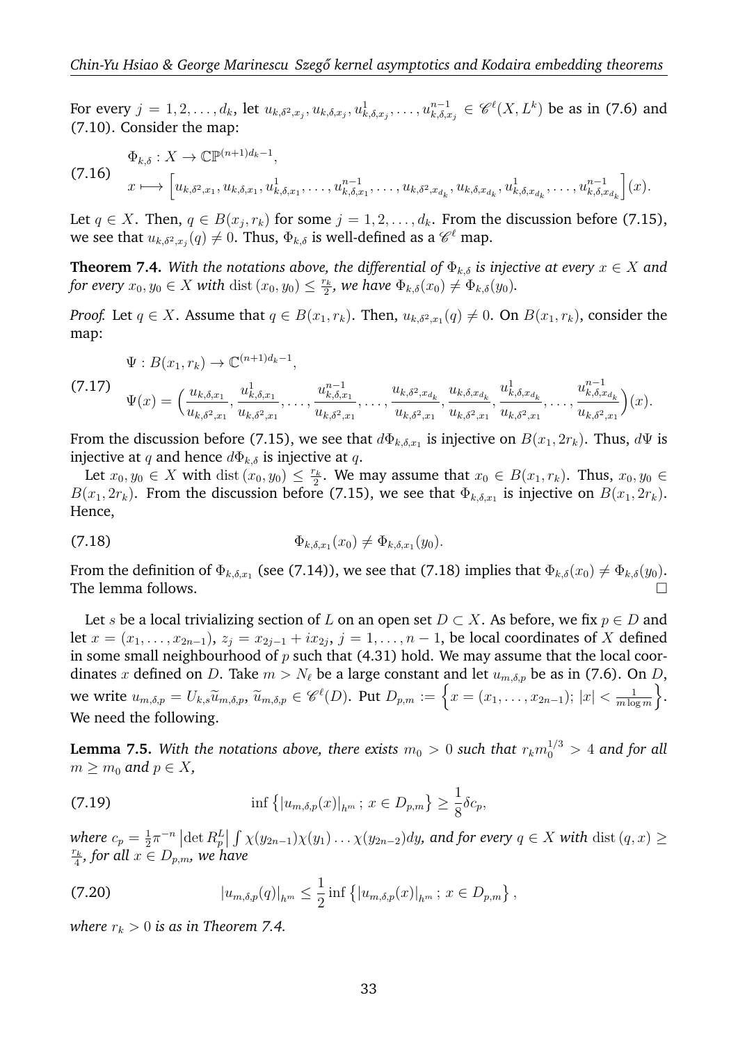For every $j = 1, 2, \ldots, d_k$, let $u_{k,\delta^2,x_j}, u_{k,\delta,x_j}, u^1_{k,\delta,x_j}, \ldots, u^{n-1}_{k,\delta,x_j} \in \mathscr{C}^\ell(X, L^k)$ be as in (7.6) and (7.10). Consider the map:

$$
\begin{aligned}
&\Phi_{k,\delta} : X \to \mathbb{CP}^{(n+1)d_k - 1}, \\
&x \longmapsto \Big[u_{k,\delta^2,x_1}, u_{k,\delta,x_1}, u^1_{k,\delta,x_1}, \ldots, u^{n-1}_{k,\delta,x_1}, \ldots, u_{k,\delta^2,x_{d_k}}, u_{k,\delta,x_{d_k}}, u^1_{k,\delta,x_{d_k}}, \ldots, u^{n-1}_{k,\delta,x_{d_k}}\Big](x).
\end{aligned}
\tag{7.16}
$$

Let $q \in X$. Then, $q \in B(x_j, r_k)$ for some $j = 1, 2, \ldots, d_k$. From the discussion before (7.15), we see that $u_{k,\delta^2,x_j}(q) \neq 0$. Thus, $\Phi_{k,\delta}$ is well-defined as a $\mathscr{C}^\ell$ map.

**Theorem 7.4.** *With the notations above, the differential of $\Phi_{k,\delta}$ is injective at every $x \in X$ and for every $x_0, y_0 \in X$ with $\operatorname{dist}(x_0, y_0) \leq \frac{r_k}{2}$, we have $\Phi_{k,\delta}(x_0) \neq \Phi_{k,\delta}(y_0)$.*

*Proof.* Let $q \in X$. Assume that $q \in B(x_1, r_k)$. Then, $u_{k,\delta^2,x_1}(q) \neq 0$. On $B(x_1, r_k)$, consider the map:

$$
\begin{aligned}
&\Psi : B(x_1, r_k) \to \mathbb{C}^{(n+1)d_k - 1}, \\
&\Psi(x) = \Big(\frac{u_{k,\delta,x_1}}{u_{k,\delta^2,x_1}}, \frac{u^1_{k,\delta,x_1}}{u_{k,\delta^2,x_1}}, \ldots, \frac{u^{n-1}_{k,\delta,x_1}}{u_{k,\delta^2,x_1}}, \ldots, \frac{u_{k,\delta^2,x_{d_k}}}{u_{k,\delta^2,x_1}}, \frac{u_{k,\delta,x_{d_k}}}{u_{k,\delta^2,x_1}}, \frac{u^1_{k,\delta,x_{d_k}}}{u_{k,\delta^2,x_1}}, \ldots, \frac{u^{n-1}_{k,\delta,x_{d_k}}}{u_{k,\delta^2,x_1}}\Big)(x).
\end{aligned}
\tag{7.17}
$$

From the discussion before (7.15), we see that $d\Phi_{k,\delta,x_1}$ is injective on $B(x_1, 2r_k)$. Thus, $d\Psi$ is injective at $q$ and hence $d\Phi_{k,\delta}$ is injective at $q$.

Let $x_0, y_0 \in X$ with $\operatorname{dist}(x_0, y_0) \leq \frac{r_k}{2}$. We may assume that $x_0 \in B(x_1, r_k)$. Thus, $x_0, y_0 \in B(x_1, 2r_k)$. From the discussion before (7.15), we see that $\Phi_{k,\delta,x_1}$ is injective on $B(x_1, 2r_k)$. Hence,

$$
\Phi_{k,\delta,x_1}(x_0) \neq \Phi_{k,\delta,x_1}(y_0). \tag{7.18}
$$

From the definition of $\Phi_{k,\delta,x_1}$ (see (7.14)), we see that (7.18) implies that $\Phi_{k,\delta}(x_0) \neq \Phi_{k,\delta}(y_0)$. The lemma follows. $\square$

Let $s$ be a local trivializing section of $L$ on an open set $D \subset X$. As before, we fix $p \in D$ and let $x = (x_1, \ldots, x_{2n-1})$, $z_j = x_{2j-1} + ix_{2j}$, $j = 1, \ldots, n-1$, be local coordinates of $X$ defined in some small neighbourhood of $p$ such that (4.31) hold. We may assume that the local coordinates $x$ defined on $D$. Take $m > N_\ell$ be a large constant and let $u_{m,\delta,p}$ be as in (7.6). On $D$, we write $u_{m,\delta,p} = U_{k,s}\widetilde{u}_{m,\delta,p}$, $\widetilde{u}_{m,\delta,p} \in \mathscr{C}^\ell(D)$. Put $D_{p,m} := \Big\{x = (x_1, \ldots, x_{2n-1});\, |x| < \frac{1}{m\log m}\Big\}$. We need the following.

**Lemma 7.5.** *With the notations above, there exists $m_0 > 0$ such that $r_k m_0^{1/3} > 4$ and for all $m \geq m_0$ and $p \in X$,*

$$
\inf\left\{|u_{m,\delta,p}(x)|_{h^m};\, x \in D_{p,m}\right\} \geq \frac{1}{8}\delta c_p, \tag{7.19}
$$

*where $c_p = \frac{1}{2}\pi^{-n}\left|\det R^L_p\right| \int \chi(y_{2n-1})\chi(y_1)\ldots\chi(y_{2n-2})dy$, and for every $q \in X$ with $\operatorname{dist}(q, x) \geq \frac{r_k}{4}$, for all $x \in D_{p,m}$, we have*

$$
|u_{m,\delta,p}(q)|_{h^m} \leq \frac{1}{2}\inf\left\{|u_{m,\delta,p}(x)|_{h^m};\, x \in D_{p,m}\right\}, \tag{7.20}
$$

*where $r_k > 0$ is as in Theorem 7.4.*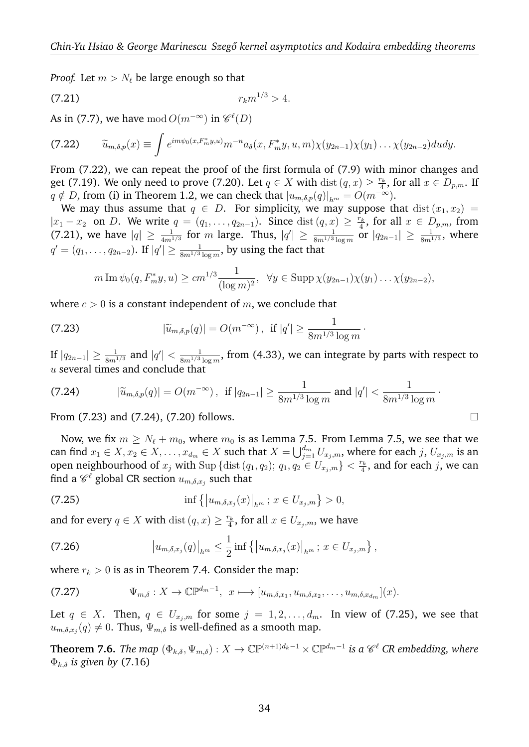*Proof.* Let $m > N_\ell$ be large enough so that

$$r_k m^{1/3} > 4. \tag{7.21}$$

As in (7.7), we have $\operatorname{mod} O(m^{-\infty})$ in $\mathscr{C}^\ell(D)$

$$\widetilde{u}_{m,\delta,p}(x) \equiv \int e^{im\psi_0(x,F_m^* y,u)} m^{-n} a_\delta(x, F_m^* y, u, m)\chi(y_{2n-1})\chi(y_1)\ldots\chi(y_{2n-2})dudy. \tag{7.22}$$

From (7.22), we can repeat the proof of the first formula of (7.9) with minor changes and get (7.19). We only need to prove (7.20). Let $q \in X$ with $\operatorname{dist}(q, x) \geq \frac{r_k}{4}$, for all $x \in D_{p,m}$. If $q \notin D$, from (i) in Theorem 1.2, we can check that $|u_{m,\delta,p}(q)|_{h^m} = O(m^{-\infty})$.

We may thus assume that $q \in D$. For simplicity, we may suppose that $\operatorname{dist}(x_1, x_2) = |x_1 - x_2|$ on $D$. We write $q = (q_1, \ldots, q_{2n-1})$. Since $\operatorname{dist}(q, x) \geq \frac{r_k}{4}$, for all $x \in D_{p,m}$, from (7.21), we have $|q| \geq \frac{1}{4m^{1/3}}$ for $m$ large. Thus, $|q'| \geq \frac{1}{8m^{1/3}\log m}$ or $|q_{2n-1}| \geq \frac{1}{8m^{1/3}}$, where $q' = (q_1, \ldots, q_{2n-2})$. If $|q'| \geq \frac{1}{8m^{1/3}\log m}$, by using the fact that

$$m \operatorname{Im}\psi_0(q, F_m^* y, u) \geq cm^{1/3}\frac{1}{(\log m)^2}, \ \ \forall y \in \operatorname{Supp}\chi(y_{2n-1})\chi(y_1)\ldots\chi(y_{2n-2}),$$

where $c > 0$ is a constant independent of $m$, we conclude that

$$|\widetilde{u}_{m,\delta,p}(q)| = O(m^{-\infty}), \ \text{ if } |q'| \geq \frac{1}{8m^{1/3}\log m}. \tag{7.23}$$

If $|q_{2n-1}| \geq \frac{1}{8m^{1/3}}$ and $|q'| < \frac{1}{8m^{1/3}\log m}$, from (4.33), we can integrate by parts with respect to $u$ several times and conclude that

$$|\widetilde{u}_{m,\delta,p}(q)| = O(m^{-\infty}), \ \text{ if } |q_{2n-1}| \geq \frac{1}{8m^{1/3}\log m} \text{ and } |q'| < \frac{1}{8m^{1/3}\log m}. \tag{7.24}$$

From (7.23) and (7.24), (7.20) follows. $\square$

Now, we fix $m \geq N_\ell + m_0$, where $m_0$ is as Lemma 7.5. From Lemma 7.5, we see that we can find $x_1 \in X, x_2 \in X, \ldots, x_{d_m} \in X$ such that $X = \bigcup_{j=1}^{d_m} U_{x_j,m}$, where for each $j$, $U_{x_j,m}$ is an open neighbourhood of $x_j$ with $\operatorname{Sup}\{\operatorname{dist}(q_1, q_2);\, q_1, q_2 \in U_{x_j,m}\} < \frac{r_k}{4}$, and for each $j$, we can find a $\mathscr{C}^\ell$ global CR section $u_{m,\delta,x_j}$ such that

$$\inf\left\{\left|u_{m,\delta,x_j}(x)\right|_{h^m};\, x \in U_{x_j,m}\right\} > 0, \tag{7.25}$$

and for every $q \in X$ with $\operatorname{dist}(q, x) \geq \frac{r_k}{4}$, for all $x \in U_{x_j,m}$, we have

$$\left|u_{m,\delta,x_j}(q)\right|_{h^m} \leq \frac{1}{2}\inf\left\{\left|u_{m,\delta,x_j}(x)\right|_{h^m};\, x \in U_{x_j,m}\right\}, \tag{7.26}$$

where $r_k > 0$ is as in Theorem 7.4. Consider the map:

$$\Psi_{m,\delta} : X \to \mathbb{CP}^{d_m - 1}, \ \ x \longmapsto [u_{m,\delta,x_1}, u_{m,\delta,x_2}, \ldots, u_{m,\delta,x_{d_m}}](x). \tag{7.27}$$

Let $q \in X$. Then, $q \in U_{x_j,m}$ for some $j = 1, 2, \ldots, d_m$. In view of (7.25), we see that $u_{m,\delta,x_j}(q) \neq 0$. Thus, $\Psi_{m,\delta}$ is well-defined as a smooth map.

**Theorem 7.6.** *The map $(\Phi_{k,\delta}, \Psi_{m,\delta}) : X \to \mathbb{CP}^{(n+1)d_k - 1} \times \mathbb{CP}^{d_m - 1}$ is a $\mathscr{C}^\ell$ CR embedding, where $\Phi_{k,\delta}$ is given by* (7.16)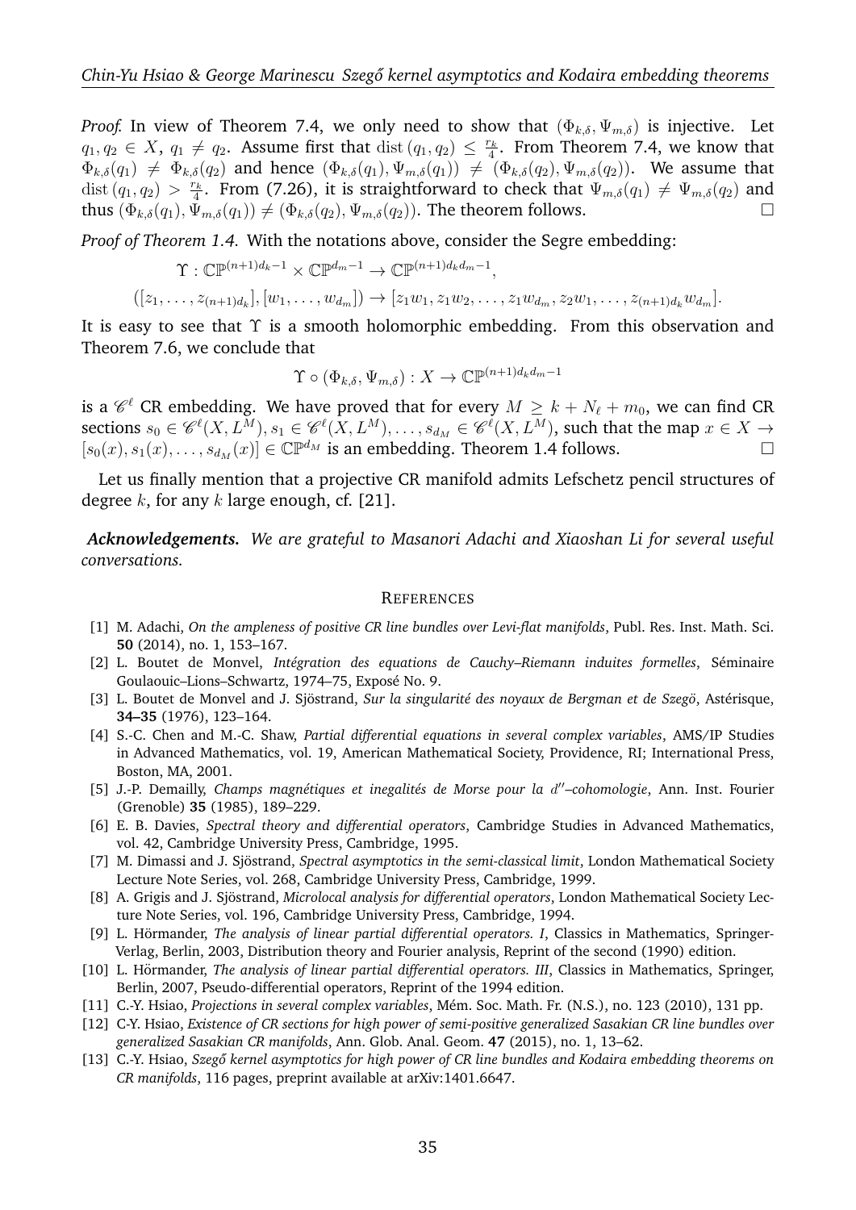*Proof.* In view of Theorem 7.4, we only need to show that $(\Phi_{k,\delta}, \Psi_{m,\delta})$ is injective. Let $q_1, q_2 \in X$, $q_1 \neq q_2$. Assume first that $\operatorname{dist}(q_1, q_2) \leq \frac{r_k}{4}$. From Theorem 7.4, we know that $\Phi_{k,\delta}(q_1) \neq \Phi_{k,\delta}(q_2)$ and hence $(\Phi_{k,\delta}(q_1), \Psi_{m,\delta}(q_1)) \neq (\Phi_{k,\delta}(q_2), \Psi_{m,\delta}(q_2))$. We assume that $\operatorname{dist}(q_1, q_2) > \frac{r_k}{4}$. From (7.26), it is straightforward to check that $\Psi_{m,\delta}(q_1) \neq \Psi_{m,\delta}(q_2)$ and thus $(\Phi_{k,\delta}(q_1), \Psi_{m,\delta}(q_1)) \neq (\Phi_{k,\delta}(q_2), \Psi_{m,\delta}(q_2))$. The theorem follows. □

*Proof of Theorem 1.4.* With the notations above, consider the Segre embedding:

$$\Upsilon : \mathbb{CP}^{(n+1)d_k - 1} \times \mathbb{CP}^{d_m - 1} \to \mathbb{CP}^{(n+1)d_k d_m - 1},$$

$$([z_1, \ldots, z_{(n+1)d_k}], [w_1, \ldots, w_{d_m}]) \to [z_1 w_1, z_1 w_2, \ldots, z_1 w_{d_m}, z_2 w_1, \ldots, z_{(n+1)d_k} w_{d_m}].$$

It is easy to see that $\Upsilon$ is a smooth holomorphic embedding. From this observation and Theorem 7.6, we conclude that

$$\Upsilon \circ (\Phi_{k,\delta}, \Psi_{m,\delta}) : X \to \mathbb{CP}^{(n+1)d_k d_m - 1}$$

is a $\mathscr{C}^\ell$ CR embedding. We have proved that for every $M \geq k + N_\ell + m_0$, we can find CR sections $s_0 \in \mathscr{C}^\ell(X, L^M), s_1 \in \mathscr{C}^\ell(X, L^M), \ldots, s_{d_M} \in \mathscr{C}^\ell(X, L^M)$, such that the map $x \in X \to [s_0(x), s_1(x), \ldots, s_{d_M}(x)] \in \mathbb{CP}^{d_M}$ is an embedding. Theorem 1.4 follows. □

Let us finally mention that a projective CR manifold admits Lefschetz pencil structures of degree $k$, for any $k$ large enough, cf. [21].

***Acknowledgements.*** *We are grateful to Masanori Adachi and Xiaoshan Li for several useful conversations.*

## References

[1] M. Adachi, *On the ampleness of positive CR line bundles over Levi-flat manifolds*, Publ. Res. Inst. Math. Sci. **50** (2014), no. 1, 153–167.

[2] L. Boutet de Monvel, *Intégration des equations de Cauchy–Riemann induites formelles*, Séminaire Goulaouic–Lions–Schwartz, 1974–75, Exposé No. 9.

[3] L. Boutet de Monvel and J. Sjöstrand, *Sur la singularité des noyaux de Bergman et de Szegö*, Astérisque, **34–35** (1976), 123–164.

[4] S.-C. Chen and M.-C. Shaw, *Partial differential equations in several complex variables*, AMS/IP Studies in Advanced Mathematics, vol. 19, American Mathematical Society, Providence, RI; International Press, Boston, MA, 2001.

[5] J.-P. Demailly, *Champs magnétiques et inegalités de Morse pour la $d''$–cohomologie*, Ann. Inst. Fourier (Grenoble) **35** (1985), 189–229.

[6] E. B. Davies, *Spectral theory and differential operators*, Cambridge Studies in Advanced Mathematics, vol. 42, Cambridge University Press, Cambridge, 1995.

[7] M. Dimassi and J. Sjöstrand, *Spectral asymptotics in the semi-classical limit*, London Mathematical Society Lecture Note Series, vol. 268, Cambridge University Press, Cambridge, 1999.

[8] A. Grigis and J. Sjöstrand, *Microlocal analysis for differential operators*, London Mathematical Society Lecture Note Series, vol. 196, Cambridge University Press, Cambridge, 1994.

[9] L. Hörmander, *The analysis of linear partial differential operators. I*, Classics in Mathematics, Springer-Verlag, Berlin, 2003, Distribution theory and Fourier analysis, Reprint of the second (1990) edition.

[10] L. Hörmander, *The analysis of linear partial differential operators. III*, Classics in Mathematics, Springer, Berlin, 2007, Pseudo-differential operators, Reprint of the 1994 edition.

[11] C.-Y. Hsiao, *Projections in several complex variables*, Mém. Soc. Math. Fr. (N.S.), no. 123 (2010), 131 pp.

[12] C-Y. Hsiao, *Existence of CR sections for high power of semi-positive generalized Sasakian CR line bundles over generalized Sasakian CR manifolds*, Ann. Glob. Anal. Geom. **47** (2015), no. 1, 13–62.

[13] C.-Y. Hsiao, *Szegő kernel asymptotics for high power of CR line bundles and Kodaira embedding theorems on CR manifolds*, 116 pages, preprint available at arXiv:1401.6647.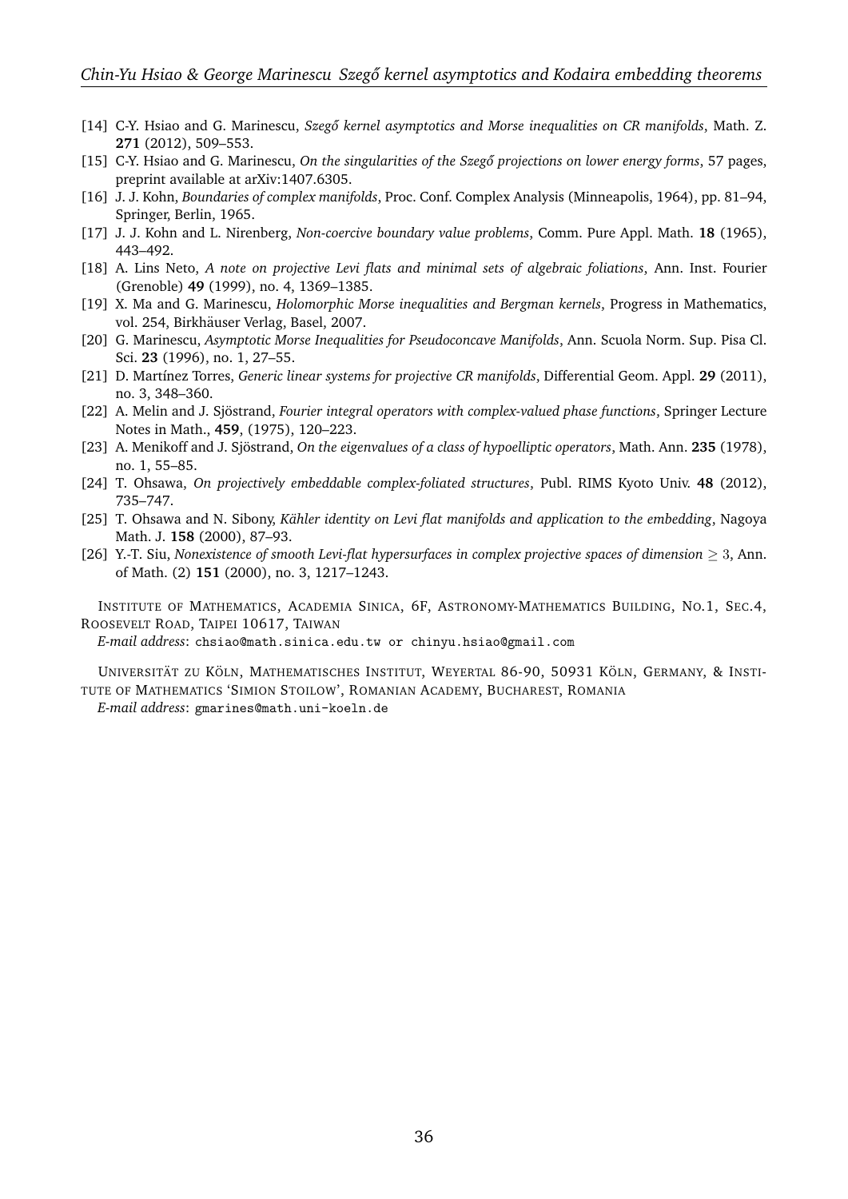[14] C-Y. Hsiao and G. Marinescu, *Szegő kernel asymptotics and Morse inequalities on CR manifolds*, Math. Z. **271** (2012), 509–553.

[15] C-Y. Hsiao and G. Marinescu, *On the singularities of the Szegő projections on lower energy forms*, 57 pages, preprint available at arXiv:1407.6305.

[16] J. J. Kohn, *Boundaries of complex manifolds*, Proc. Conf. Complex Analysis (Minneapolis, 1964), pp. 81–94, Springer, Berlin, 1965.

[17] J. J. Kohn and L. Nirenberg, *Non-coercive boundary value problems*, Comm. Pure Appl. Math. **18** (1965), 443–492.

[18] A. Lins Neto, *A note on projective Levi flats and minimal sets of algebraic foliations*, Ann. Inst. Fourier (Grenoble) **49** (1999), no. 4, 1369–1385.

[19] X. Ma and G. Marinescu, *Holomorphic Morse inequalities and Bergman kernels*, Progress in Mathematics, vol. 254, Birkhäuser Verlag, Basel, 2007.

[20] G. Marinescu, *Asymptotic Morse Inequalities for Pseudoconcave Manifolds*, Ann. Scuola Norm. Sup. Pisa Cl. Sci. **23** (1996), no. 1, 27–55.

[21] D. Martínez Torres, *Generic linear systems for projective CR manifolds*, Differential Geom. Appl. **29** (2011), no. 3, 348–360.

[22] A. Melin and J. Sjöstrand, *Fourier integral operators with complex-valued phase functions*, Springer Lecture Notes in Math., **459**, (1975), 120–223.

[23] A. Menikoff and J. Sjöstrand, *On the eigenvalues of a class of hypoelliptic operators*, Math. Ann. **235** (1978), no. 1, 55–85.

[24] T. Ohsawa, *On projectively embeddable complex-foliated structures*, Publ. RIMS Kyoto Univ. **48** (2012), 735–747.

[25] T. Ohsawa and N. Sibony, *Kähler identity on Levi flat manifolds and application to the embedding*, Nagoya Math. J. **158** (2000), 87–93.

[26] Y.-T. Siu, *Nonexistence of smooth Levi-flat hypersurfaces in complex projective spaces of dimension* $\geq 3$, Ann. of Math. (2) **151** (2000), no. 3, 1217–1243.

INSTITUTE OF MATHEMATICS, ACADEMIA SINICA, 6F, ASTRONOMY-MATHEMATICS BUILDING, NO.1, SEC.4, ROOSEVELT ROAD, TAIPEI 10617, TAIWAN

*E-mail address*: chsiao@math.sinica.edu.tw or chinyu.hsiao@gmail.com

UNIVERSITÄT ZU KÖLN, MATHEMATISCHES INSTITUT, WEYERTAL 86-90, 50931 KÖLN, GERMANY, & INSTITUTE OF MATHEMATICS 'SIMION STOILOW', ROMANIAN ACADEMY, BUCHAREST, ROMANIA

*E-mail address*: gmarines@math.uni-koeln.de